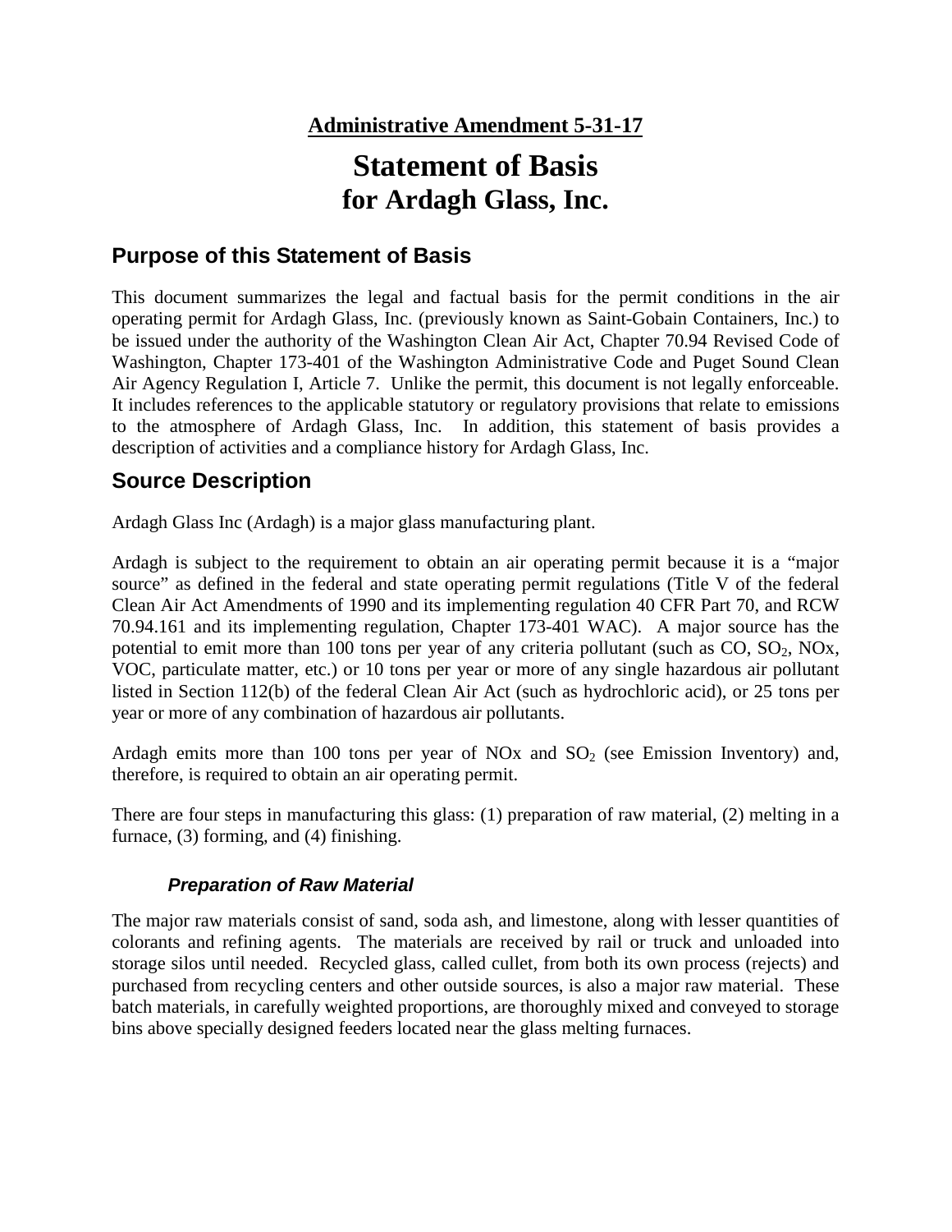**Administrative Amendment 5-31-17**

# Statement of Basis for Ardagh Glass, Inc.

## Purpose of this Statement of Basis

This document summarizes the legal and factual basis for the permit conditions in the air operating permit for Ardagh Glass, Inc. (previously known as Saint-Gobain Containers, Inc.) to be issued under the authority of the Washington Clean Air Act, Chapter 70.94 Revised Code of Washington, Chapter 173-401 of the Washington Administrative Code and Puget Sound Clean Air Agency Regulation I, Article 7. Unlike the permit, this document is not legally enforceable. It includes references to the applicable statutory or regulatory provisions that relate to emissions to the atmosphere of Ardagh Glass, Inc. In addition, this statement of basis provides a description of activities and a compliance history for Ardagh Glass, Inc.

## Source Description

Ardagh Glass Inc (Ardagh) is a major glass manufacturing plant.

Ardagh is subject to the requirement to obtain an air operating permit because it is a "major source" as defined in the federal and state operating permit regulations (Title V of the federal Clean Air Act Amendments of 1990 and its implementing regulation 40 CFR Part 70, and RCW 70.94.161 and its implementing regulation, Chapter 173-401 WAC). A major source has the potential to emit more than 100 tons per year of any criteria pollutant (such as CO, $SO_2$, NOx, VOC, particulate matter, etc.) or 10 tons per year or more of any single hazardous air pollutant listed in Section 112(b) of the federal Clean Air Act (such as hydrochloric acid), or 25 tons per year or more of any combination of hazardous air pollutants.

Ardagh emits more than 100 tons per year of NOx and $SO_2$ (see Emission Inventory) and, therefore, is required to obtain an air operating permit.

There are four steps in manufacturing this glass: (1) preparation of raw material, (2) melting in a furnace, (3) forming, and (4) finishing.

### *Preparation of Raw Material*

The major raw materials consist of sand, soda ash, and limestone, along with lesser quantities of colorants and refining agents. The materials are received by rail or truck and unloaded into storage silos until needed. Recycled glass, called cullet, from both its own process (rejects) and purchased from recycling centers and other outside sources, is also a major raw material. These batch materials, in carefully weighted proportions, are thoroughly mixed and conveyed to storage bins above specially designed feeders located near the glass melting furnaces.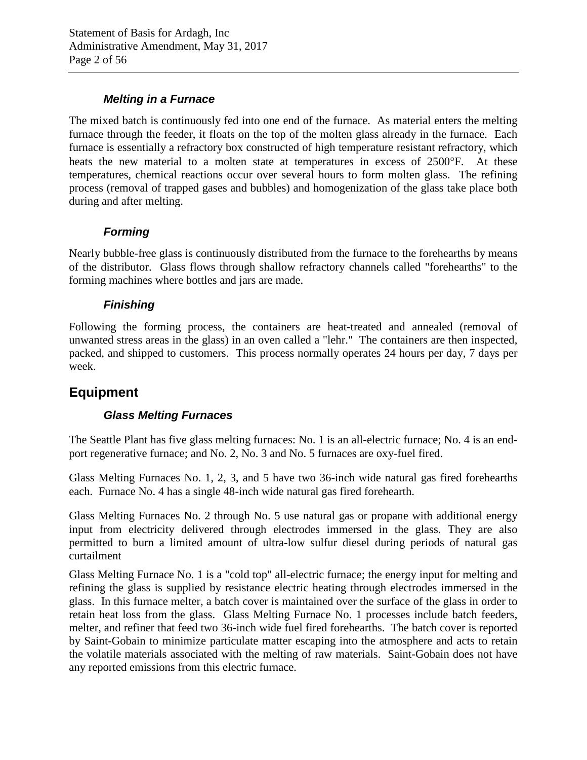### *Melting in a Furnace*

The mixed batch is continuously fed into one end of the furnace. As material enters the melting furnace through the feeder, it floats on the top of the molten glass already in the furnace. Each furnace is essentially a refractory box constructed of high temperature resistant refractory, which heats the new material to a molten state at temperatures in excess of 2500°F. At these temperatures, chemical reactions occur over several hours to form molten glass. The refining process (removal of trapped gases and bubbles) and homogenization of the glass take place both during and after melting.

### *Forming*

Nearly bubble-free glass is continuously distributed from the furnace to the forehearths by means of the distributor. Glass flows through shallow refractory channels called "forehearths" to the forming machines where bottles and jars are made.

### *Finishing*

Following the forming process, the containers are heat-treated and annealed (removal of unwanted stress areas in the glass) in an oven called a "lehr." The containers are then inspected, packed, and shipped to customers. This process normally operates 24 hours per day, 7 days per week.

## Equipment

### *Glass Melting Furnaces*

The Seattle Plant has five glass melting furnaces: No. 1 is an all-electric furnace; No. 4 is an end-port regenerative furnace; and No. 2, No. 3 and No. 5 furnaces are oxy-fuel fired.

Glass Melting Furnaces No. 1, 2, 3, and 5 have two 36-inch wide natural gas fired forehearths each. Furnace No. 4 has a single 48-inch wide natural gas fired forehearth.

Glass Melting Furnaces No. 2 through No. 5 use natural gas or propane with additional energy input from electricity delivered through electrodes immersed in the glass. They are also permitted to burn a limited amount of ultra-low sulfur diesel during periods of natural gas curtailment

Glass Melting Furnace No. 1 is a "cold top" all-electric furnace; the energy input for melting and refining the glass is supplied by resistance electric heating through electrodes immersed in the glass. In this furnace melter, a batch cover is maintained over the surface of the glass in order to retain heat loss from the glass. Glass Melting Furnace No. 1 processes include batch feeders, melter, and refiner that feed two 36-inch wide fuel fired forehearths. The batch cover is reported by Saint-Gobain to minimize particulate matter escaping into the atmosphere and acts to retain the volatile materials associated with the melting of raw materials. Saint-Gobain does not have any reported emissions from this electric furnace.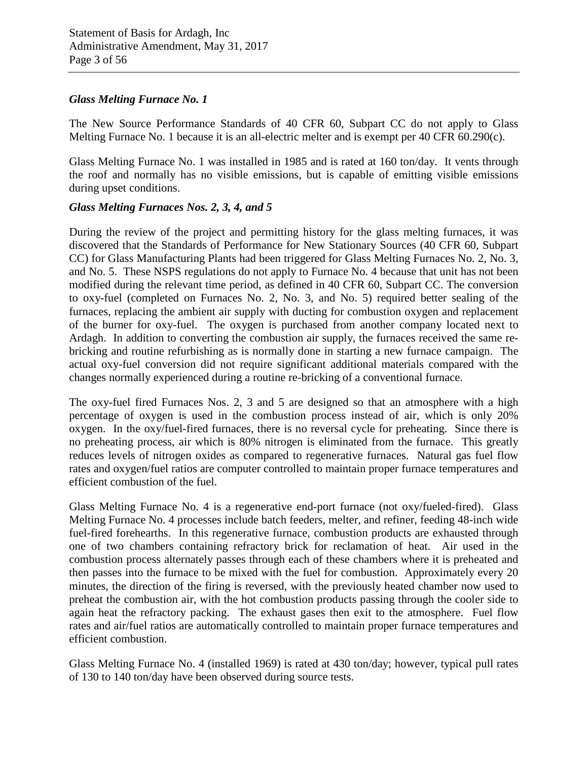*Glass Melting Furnace No. 1*

The New Source Performance Standards of 40 CFR 60, Subpart CC do not apply to Glass Melting Furnace No. 1 because it is an all-electric melter and is exempt per 40 CFR 60.290(c).

Glass Melting Furnace No. 1 was installed in 1985 and is rated at 160 ton/day. It vents through the roof and normally has no visible emissions, but is capable of emitting visible emissions during upset conditions.

*Glass Melting Furnaces Nos. 2, 3, 4, and 5*

During the review of the project and permitting history for the glass melting furnaces, it was discovered that the Standards of Performance for New Stationary Sources (40 CFR 60, Subpart CC) for Glass Manufacturing Plants had been triggered for Glass Melting Furnaces No. 2, No. 3, and No. 5. These NSPS regulations do not apply to Furnace No. 4 because that unit has not been modified during the relevant time period, as defined in 40 CFR 60, Subpart CC. The conversion to oxy-fuel (completed on Furnaces No. 2, No. 3, and No. 5) required better sealing of the furnaces, replacing the ambient air supply with ducting for combustion oxygen and replacement of the burner for oxy-fuel. The oxygen is purchased from another company located next to Ardagh. In addition to converting the combustion air supply, the furnaces received the same re-bricking and routine refurbishing as is normally done in starting a new furnace campaign. The actual oxy-fuel conversion did not require significant additional materials compared with the changes normally experienced during a routine re-bricking of a conventional furnace.

The oxy-fuel fired Furnaces Nos. 2, 3 and 5 are designed so that an atmosphere with a high percentage of oxygen is used in the combustion process instead of air, which is only 20% oxygen. In the oxy/fuel-fired furnaces, there is no reversal cycle for preheating. Since there is no preheating process, air which is 80% nitrogen is eliminated from the furnace. This greatly reduces levels of nitrogen oxides as compared to regenerative furnaces. Natural gas fuel flow rates and oxygen/fuel ratios are computer controlled to maintain proper furnace temperatures and efficient combustion of the fuel.

Glass Melting Furnace No. 4 is a regenerative end-port furnace (not oxy/fueled-fired). Glass Melting Furnace No. 4 processes include batch feeders, melter, and refiner, feeding 48-inch wide fuel-fired forehearths. In this regenerative furnace, combustion products are exhausted through one of two chambers containing refractory brick for reclamation of heat. Air used in the combustion process alternately passes through each of these chambers where it is preheated and then passes into the furnace to be mixed with the fuel for combustion. Approximately every 20 minutes, the direction of the firing is reversed, with the previously heated chamber now used to preheat the combustion air, with the hot combustion products passing through the cooler side to again heat the refractory packing. The exhaust gases then exit to the atmosphere. Fuel flow rates and air/fuel ratios are automatically controlled to maintain proper furnace temperatures and efficient combustion.

Glass Melting Furnace No. 4 (installed 1969) is rated at 430 ton/day; however, typical pull rates of 130 to 140 ton/day have been observed during source tests.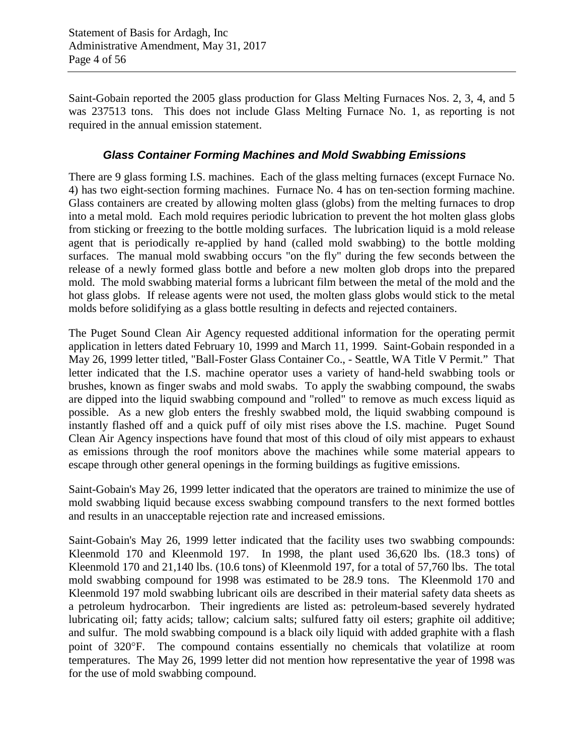Saint-Gobain reported the 2005 glass production for Glass Melting Furnaces Nos. 2, 3, 4, and 5 was 237513 tons. This does not include Glass Melting Furnace No. 1, as reporting is not required in the annual emission statement.

### *Glass Container Forming Machines and Mold Swabbing Emissions*

There are 9 glass forming I.S. machines. Each of the glass melting furnaces (except Furnace No. 4) has two eight-section forming machines. Furnace No. 4 has on ten-section forming machine. Glass containers are created by allowing molten glass (globs) from the melting furnaces to drop into a metal mold. Each mold requires periodic lubrication to prevent the hot molten glass globs from sticking or freezing to the bottle molding surfaces. The lubrication liquid is a mold release agent that is periodically re-applied by hand (called mold swabbing) to the bottle molding surfaces. The manual mold swabbing occurs "on the fly" during the few seconds between the release of a newly formed glass bottle and before a new molten glob drops into the prepared mold. The mold swabbing material forms a lubricant film between the metal of the mold and the hot glass globs. If release agents were not used, the molten glass globs would stick to the metal molds before solidifying as a glass bottle resulting in defects and rejected containers.

The Puget Sound Clean Air Agency requested additional information for the operating permit application in letters dated February 10, 1999 and March 11, 1999. Saint-Gobain responded in a May 26, 1999 letter titled, "Ball-Foster Glass Container Co., - Seattle, WA Title V Permit." That letter indicated that the I.S. machine operator uses a variety of hand-held swabbing tools or brushes, known as finger swabs and mold swabs. To apply the swabbing compound, the swabs are dipped into the liquid swabbing compound and "rolled" to remove as much excess liquid as possible. As a new glob enters the freshly swabbed mold, the liquid swabbing compound is instantly flashed off and a quick puff of oily mist rises above the I.S. machine. Puget Sound Clean Air Agency inspections have found that most of this cloud of oily mist appears to exhaust as emissions through the roof monitors above the machines while some material appears to escape through other general openings in the forming buildings as fugitive emissions.

Saint-Gobain's May 26, 1999 letter indicated that the operators are trained to minimize the use of mold swabbing liquid because excess swabbing compound transfers to the next formed bottles and results in an unacceptable rejection rate and increased emissions.

Saint-Gobain's May 26, 1999 letter indicated that the facility uses two swabbing compounds: Kleenmold 170 and Kleenmold 197. In 1998, the plant used 36,620 lbs. (18.3 tons) of Kleenmold 170 and 21,140 lbs. (10.6 tons) of Kleenmold 197, for a total of 57,760 lbs. The total mold swabbing compound for 1998 was estimated to be 28.9 tons. The Kleenmold 170 and Kleenmold 197 mold swabbing lubricant oils are described in their material safety data sheets as a petroleum hydrocarbon. Their ingredients are listed as: petroleum-based severely hydrated lubricating oil; fatty acids; tallow; calcium salts; sulfured fatty oil esters; graphite oil additive; and sulfur. The mold swabbing compound is a black oily liquid with added graphite with a flash point of 320°F. The compound contains essentially no chemicals that volatilize at room temperatures. The May 26, 1999 letter did not mention how representative the year of 1998 was for the use of mold swabbing compound.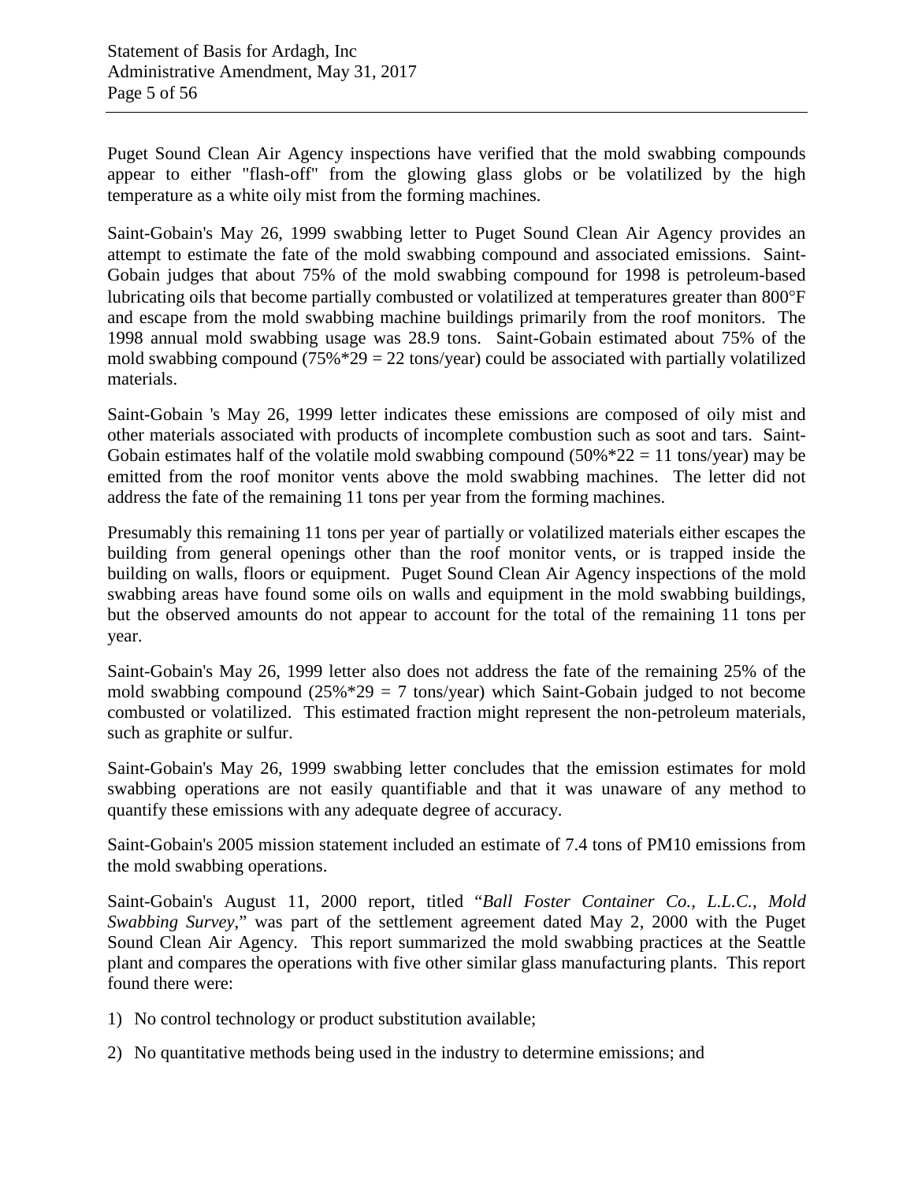Puget Sound Clean Air Agency inspections have verified that the mold swabbing compounds appear to either "flash-off" from the glowing glass globs or be volatilized by the high temperature as a white oily mist from the forming machines.

Saint-Gobain's May 26, 1999 swabbing letter to Puget Sound Clean Air Agency provides an attempt to estimate the fate of the mold swabbing compound and associated emissions. Saint-Gobain judges that about 75% of the mold swabbing compound for 1998 is petroleum-based lubricating oils that become partially combusted or volatilized at temperatures greater than 800°F and escape from the mold swabbing machine buildings primarily from the roof monitors. The 1998 annual mold swabbing usage was 28.9 tons. Saint-Gobain estimated about 75% of the mold swabbing compound (75%*29 = 22 tons/year) could be associated with partially volatilized materials.

Saint-Gobain 's May 26, 1999 letter indicates these emissions are composed of oily mist and other materials associated with products of incomplete combustion such as soot and tars. Saint-Gobain estimates half of the volatile mold swabbing compound (50%*22 = 11 tons/year) may be emitted from the roof monitor vents above the mold swabbing machines. The letter did not address the fate of the remaining 11 tons per year from the forming machines.

Presumably this remaining 11 tons per year of partially or volatilized materials either escapes the building from general openings other than the roof monitor vents, or is trapped inside the building on walls, floors or equipment. Puget Sound Clean Air Agency inspections of the mold swabbing areas have found some oils on walls and equipment in the mold swabbing buildings, but the observed amounts do not appear to account for the total of the remaining 11 tons per year.

Saint-Gobain's May 26, 1999 letter also does not address the fate of the remaining 25% of the mold swabbing compound (25%*29 = 7 tons/year) which Saint-Gobain judged to not become combusted or volatilized. This estimated fraction might represent the non-petroleum materials, such as graphite or sulfur.

Saint-Gobain's May 26, 1999 swabbing letter concludes that the emission estimates for mold swabbing operations are not easily quantifiable and that it was unaware of any method to quantify these emissions with any adequate degree of accuracy.

Saint-Gobain's 2005 mission statement included an estimate of 7.4 tons of PM10 emissions from the mold swabbing operations.

Saint-Gobain's August 11, 2000 report, titled "*Ball Foster Container Co., L.L.C., Mold Swabbing Survey*," was part of the settlement agreement dated May 2, 2000 with the Puget Sound Clean Air Agency. This report summarized the mold swabbing practices at the Seattle plant and compares the operations with five other similar glass manufacturing plants. This report found there were:

1) No control technology or product substitution available;
2) No quantitative methods being used in the industry to determine emissions; and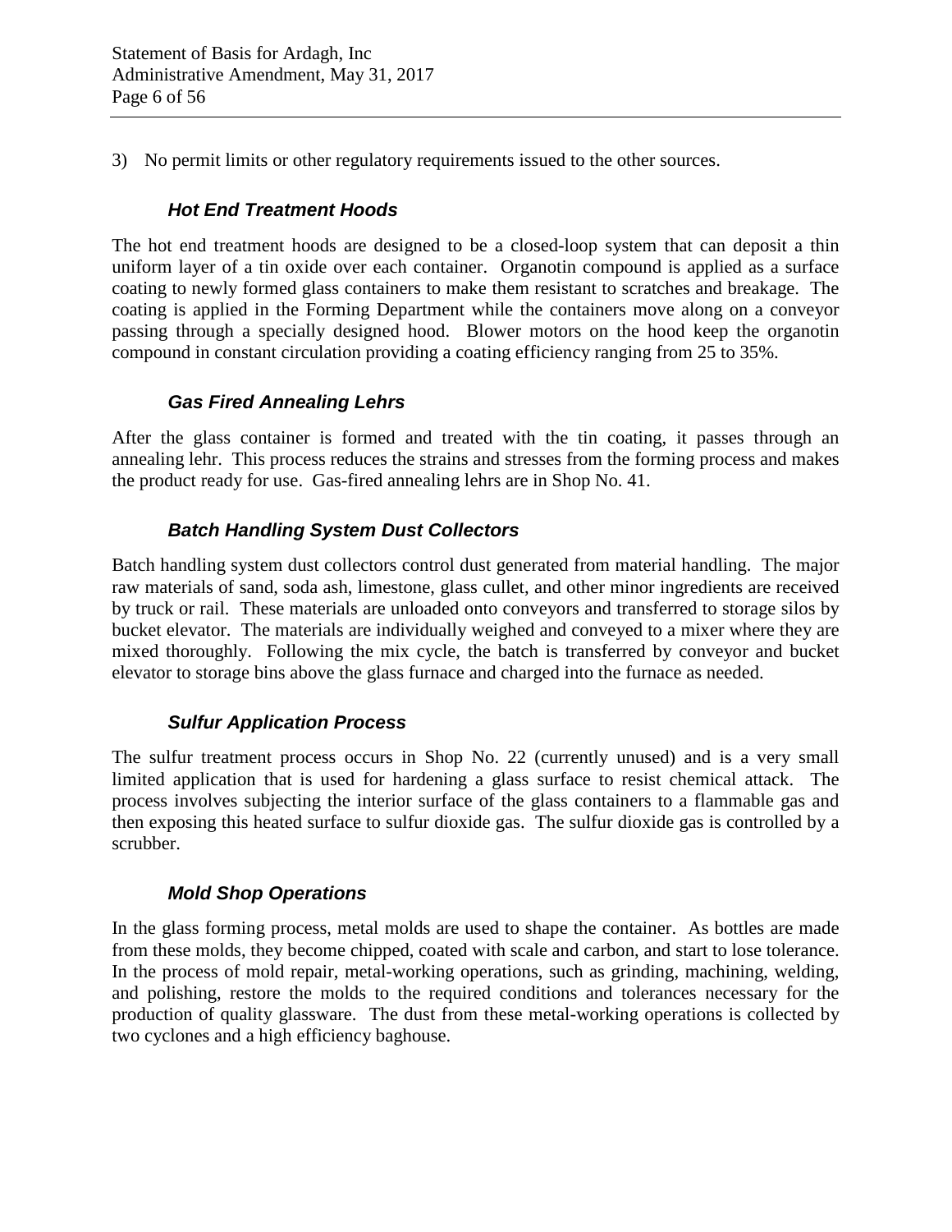3) No permit limits or other regulatory requirements issued to the other sources.

### *Hot End Treatment Hoods*

The hot end treatment hoods are designed to be a closed-loop system that can deposit a thin uniform layer of a tin oxide over each container. Organotin compound is applied as a surface coating to newly formed glass containers to make them resistant to scratches and breakage. The coating is applied in the Forming Department while the containers move along on a conveyor passing through a specially designed hood. Blower motors on the hood keep the organotin compound in constant circulation providing a coating efficiency ranging from 25 to 35%.

### *Gas Fired Annealing Lehrs*

After the glass container is formed and treated with the tin coating, it passes through an annealing lehr. This process reduces the strains and stresses from the forming process and makes the product ready for use. Gas-fired annealing lehrs are in Shop No. 41.

### *Batch Handling System Dust Collectors*

Batch handling system dust collectors control dust generated from material handling. The major raw materials of sand, soda ash, limestone, glass cullet, and other minor ingredients are received by truck or rail. These materials are unloaded onto conveyors and transferred to storage silos by bucket elevator. The materials are individually weighed and conveyed to a mixer where they are mixed thoroughly. Following the mix cycle, the batch is transferred by conveyor and bucket elevator to storage bins above the glass furnace and charged into the furnace as needed.

### *Sulfur Application Process*

The sulfur treatment process occurs in Shop No. 22 (currently unused) and is a very small limited application that is used for hardening a glass surface to resist chemical attack. The process involves subjecting the interior surface of the glass containers to a flammable gas and then exposing this heated surface to sulfur dioxide gas. The sulfur dioxide gas is controlled by a scrubber.

### *Mold Shop Operations*

In the glass forming process, metal molds are used to shape the container. As bottles are made from these molds, they become chipped, coated with scale and carbon, and start to lose tolerance. In the process of mold repair, metal-working operations, such as grinding, machining, welding, and polishing, restore the molds to the required conditions and tolerances necessary for the production of quality glassware. The dust from these metal-working operations is collected by two cyclones and a high efficiency baghouse.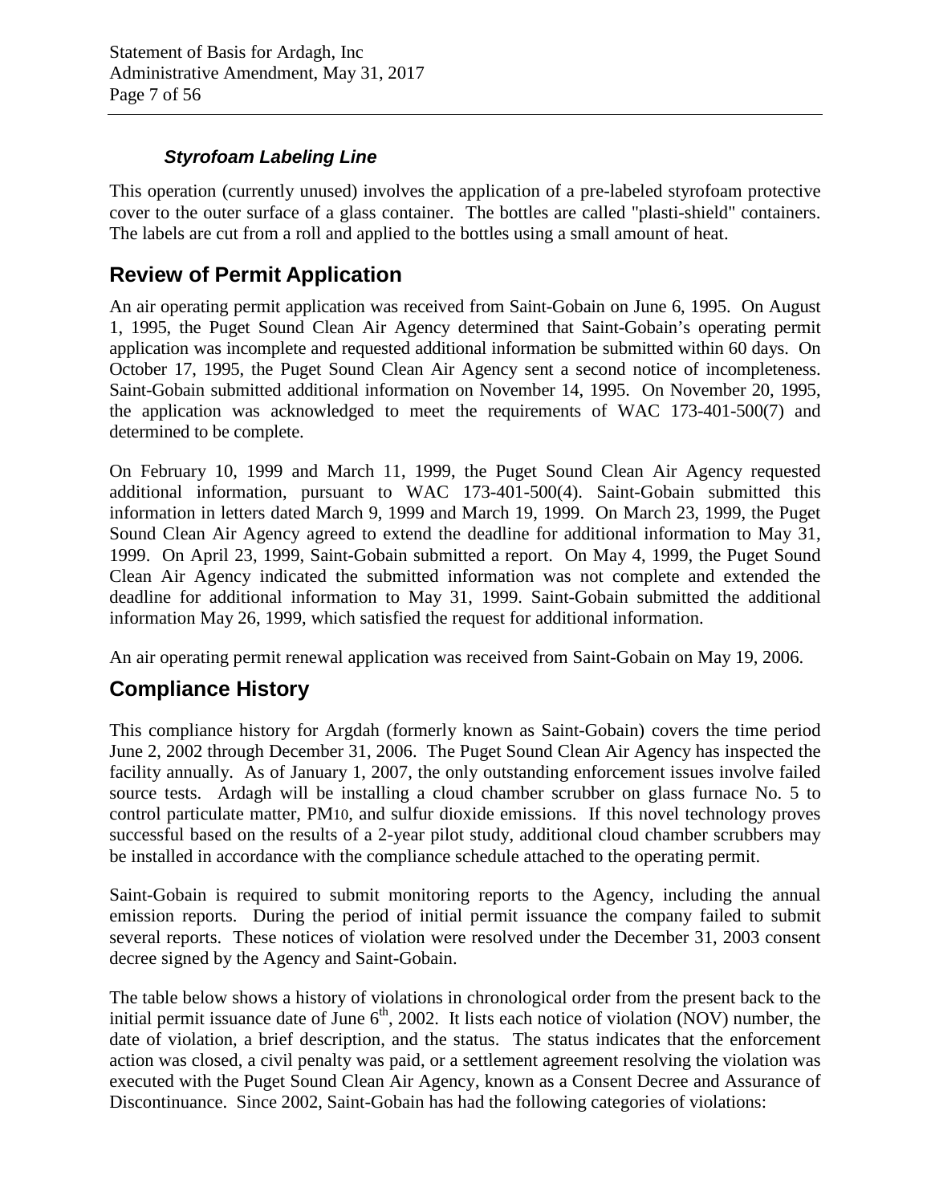### *Styrofoam Labeling Line*

This operation (currently unused) involves the application of a pre-labeled styrofoam protective cover to the outer surface of a glass container. The bottles are called "plasti-shield" containers. The labels are cut from a roll and applied to the bottles using a small amount of heat.

## Review of Permit Application

An air operating permit application was received from Saint-Gobain on June 6, 1995. On August 1, 1995, the Puget Sound Clean Air Agency determined that Saint-Gobain's operating permit application was incomplete and requested additional information be submitted within 60 days. On October 17, 1995, the Puget Sound Clean Air Agency sent a second notice of incompleteness. Saint-Gobain submitted additional information on November 14, 1995. On November 20, 1995, the application was acknowledged to meet the requirements of WAC 173-401-500(7) and determined to be complete.

On February 10, 1999 and March 11, 1999, the Puget Sound Clean Air Agency requested additional information, pursuant to WAC 173-401-500(4). Saint-Gobain submitted this information in letters dated March 9, 1999 and March 19, 1999. On March 23, 1999, the Puget Sound Clean Air Agency agreed to extend the deadline for additional information to May 31, 1999. On April 23, 1999, Saint-Gobain submitted a report. On May 4, 1999, the Puget Sound Clean Air Agency indicated the submitted information was not complete and extended the deadline for additional information to May 31, 1999. Saint-Gobain submitted the additional information May 26, 1999, which satisfied the request for additional information.

An air operating permit renewal application was received from Saint-Gobain on May 19, 2006.

## Compliance History

This compliance history for Argdah (formerly known as Saint-Gobain) covers the time period June 2, 2002 through December 31, 2006. The Puget Sound Clean Air Agency has inspected the facility annually. As of January 1, 2007, the only outstanding enforcement issues involve failed source tests. Ardagh will be installing a cloud chamber scrubber on glass furnace No. 5 to control particulate matter, $PM_{10}$, and sulfur dioxide emissions. If this novel technology proves successful based on the results of a 2-year pilot study, additional cloud chamber scrubbers may be installed in accordance with the compliance schedule attached to the operating permit.

Saint-Gobain is required to submit monitoring reports to the Agency, including the annual emission reports. During the period of initial permit issuance the company failed to submit several reports. These notices of violation were resolved under the December 31, 2003 consent decree signed by the Agency and Saint-Gobain.

The table below shows a history of violations in chronological order from the present back to the initial permit issuance date of June 6th, 2002. It lists each notice of violation (NOV) number, the date of violation, a brief description, and the status. The status indicates that the enforcement action was closed, a civil penalty was paid, or a settlement agreement resolving the violation was executed with the Puget Sound Clean Air Agency, known as a Consent Decree and Assurance of Discontinuance. Since 2002, Saint-Gobain has had the following categories of violations: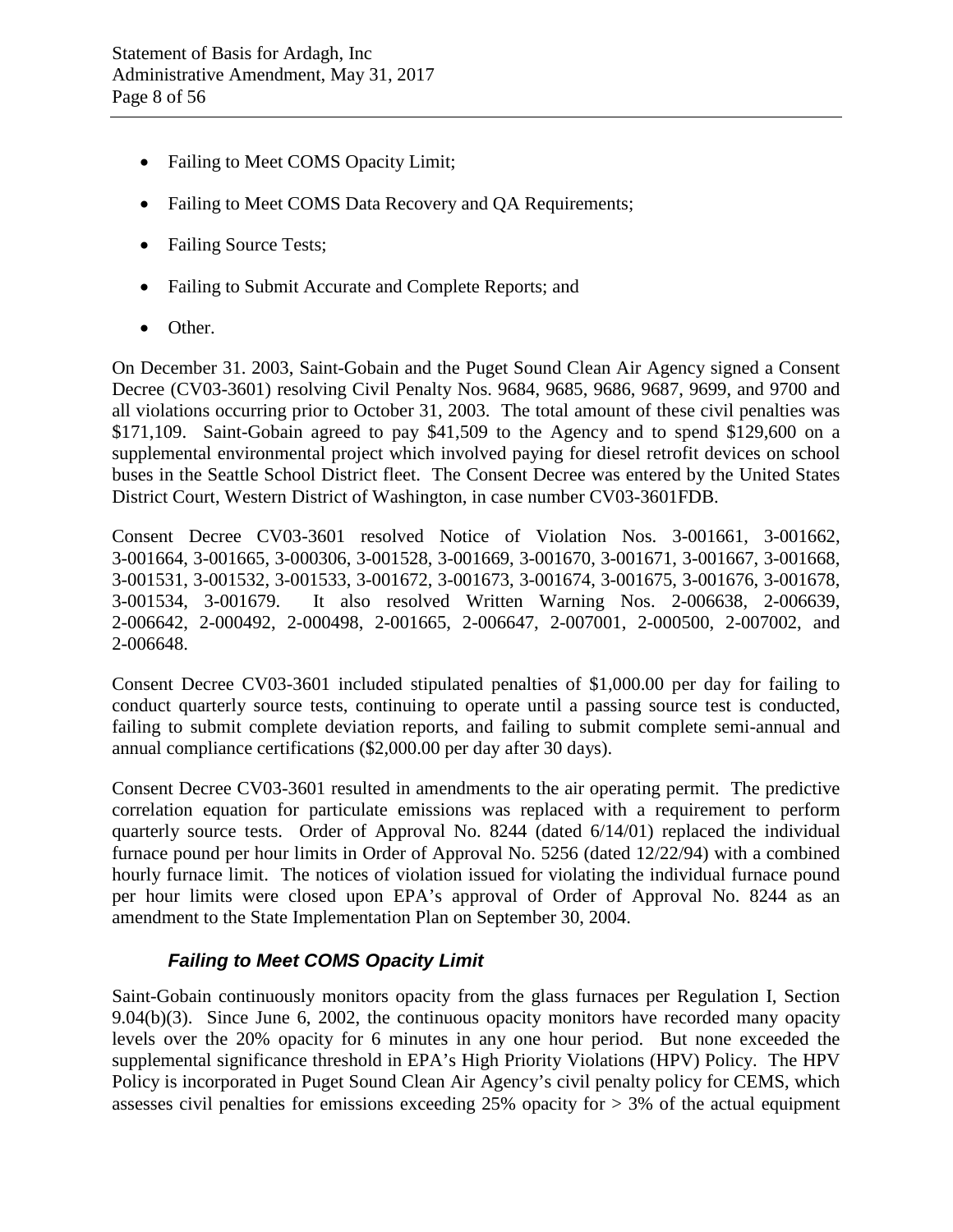- Failing to Meet COMS Opacity Limit;
- Failing to Meet COMS Data Recovery and QA Requirements;
- Failing Source Tests;
- Failing to Submit Accurate and Complete Reports; and
- Other.

On December 31. 2003, Saint-Gobain and the Puget Sound Clean Air Agency signed a Consent Decree (CV03-3601) resolving Civil Penalty Nos. 9684, 9685, 9686, 9687, 9699, and 9700 and all violations occurring prior to October 31, 2003. The total amount of these civil penalties was $171,109. Saint-Gobain agreed to pay $41,509 to the Agency and to spend $129,600 on a supplemental environmental project which involved paying for diesel retrofit devices on school buses in the Seattle School District fleet. The Consent Decree was entered by the United States District Court, Western District of Washington, in case number CV03-3601FDB.

Consent Decree CV03-3601 resolved Notice of Violation Nos. 3-001661, 3-001662, 3-001664, 3-001665, 3-000306, 3-001528, 3-001669, 3-001670, 3-001671, 3-001667, 3-001668, 3-001531, 3-001532, 3-001533, 3-001672, 3-001673, 3-001674, 3-001675, 3-001676, 3-001678, 3-001534, 3-001679. It also resolved Written Warning Nos. 2-006638, 2-006639, 2-006642, 2-000492, 2-000498, 2-001665, 2-006647, 2-007001, 2-000500, 2-007002, and 2-006648.

Consent Decree CV03-3601 included stipulated penalties of $1,000.00 per day for failing to conduct quarterly source tests, continuing to operate until a passing source test is conducted, failing to submit complete deviation reports, and failing to submit complete semi-annual and annual compliance certifications ($2,000.00 per day after 30 days).

Consent Decree CV03-3601 resulted in amendments to the air operating permit. The predictive correlation equation for particulate emissions was replaced with a requirement to perform quarterly source tests. Order of Approval No. 8244 (dated 6/14/01) replaced the individual furnace pound per hour limits in Order of Approval No. 5256 (dated 12/22/94) with a combined hourly furnace limit. The notices of violation issued for violating the individual furnace pound per hour limits were closed upon EPA's approval of Order of Approval No. 8244 as an amendment to the State Implementation Plan on September 30, 2004.

### *Failing to Meet COMS Opacity Limit*

Saint-Gobain continuously monitors opacity from the glass furnaces per Regulation I, Section 9.04(b)(3). Since June 6, 2002, the continuous opacity monitors have recorded many opacity levels over the 20% opacity for 6 minutes in any one hour period. But none exceeded the supplemental significance threshold in EPA's High Priority Violations (HPV) Policy. The HPV Policy is incorporated in Puget Sound Clean Air Agency's civil penalty policy for CEMS, which assesses civil penalties for emissions exceeding 25% opacity for > 3% of the actual equipment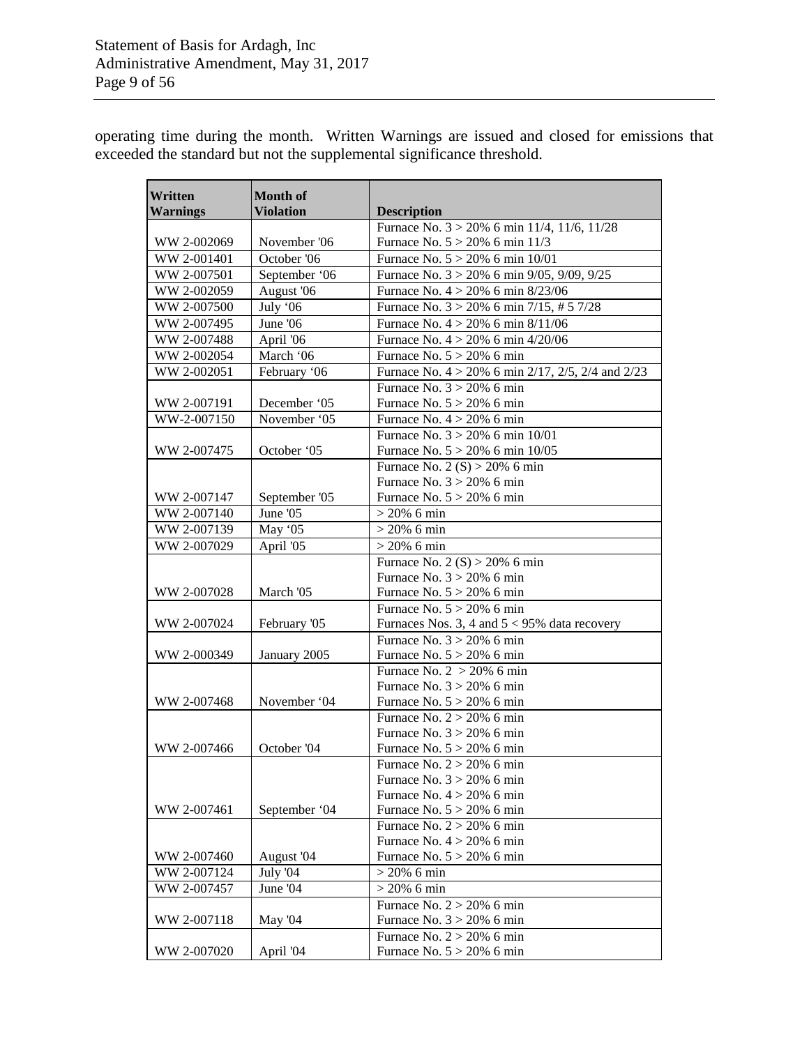operating time during the month. Written Warnings are issued and closed for emissions that exceeded the standard but not the supplemental significance threshold.

| Written Warnings | Month of Violation | Description |
|---|---|---|
| WW 2-002069 | November '06 | Furnace No. 3 > 20% 6 min 11/4, 11/6, 11/28<br>Furnace No. 5 > 20% 6 min 11/3 |
| WW 2-001401 | October '06 | Furnace No. 5 > 20% 6 min 10/01 |
| WW 2-007501 | September '06 | Furnace No. 3 > 20% 6 min 9/05, 9/09, 9/25 |
| WW 2-002059 | August '06 | Furnace No. 4 > 20% 6 min 8/23/06 |
| WW 2-007500 | July '06 | Furnace No. 3 > 20% 6 min 7/15, # 5 7/28 |
| WW 2-007495 | June '06 | Furnace No. 4 > 20% 6 min 8/11/06 |
| WW 2-007488 | April '06 | Furnace No. 4 > 20% 6 min 4/20/06 |
| WW 2-002054 | March '06 | Furnace No. 5 > 20% 6 min |
| WW 2-002051 | February '06 | Furnace No. 4 > 20% 6 min 2/17, 2/5, 2/4 and 2/23 |
| WW 2-007191 | December '05 | Furnace No. 3 > 20% 6 min<br>Furnace No. 5 > 20% 6 min |
| WW-2-007150 | November '05 | Furnace No. 4 > 20% 6 min |
| WW 2-007475 | October '05 | Furnace No. 3 > 20% 6 min 10/01<br>Furnace No. 5 > 20% 6 min 10/05 |
| WW 2-007147 | September '05 | Furnace No. 2 (S) > 20% 6 min<br>Furnace No. 3 > 20% 6 min<br>Furnace No. 5 > 20% 6 min |
| WW 2-007140 | June '05 | > 20% 6 min |
| WW 2-007139 | May '05 | > 20% 6 min |
| WW 2-007029 | April '05 | > 20% 6 min |
| WW 2-007028 | March '05 | Furnace No. 2 (S) > 20% 6 min<br>Furnace No. 3 > 20% 6 min<br>Furnace No. 5 > 20% 6 min |
| WW 2-007024 | February '05 | Furnace No. 5 > 20% 6 min<br>Furnaces Nos. 3, 4 and 5 < 95% data recovery |
| WW 2-000349 | January 2005 | Furnace No. 3 > 20% 6 min<br>Furnace No. 5 > 20% 6 min |
| WW 2-007468 | November '04 | Furnace No. 2 > 20% 6 min<br>Furnace No. 3 > 20% 6 min<br>Furnace No. 5 > 20% 6 min |
| WW 2-007466 | October '04 | Furnace No. 2 > 20% 6 min<br>Furnace No. 3 > 20% 6 min<br>Furnace No. 5 > 20% 6 min |
| WW 2-007461 | September '04 | Furnace No. 2 > 20% 6 min<br>Furnace No. 3 > 20% 6 min<br>Furnace No. 4 > 20% 6 min<br>Furnace No. 5 > 20% 6 min |
| WW 2-007460 | August '04 | Furnace No. 2 > 20% 6 min<br>Furnace No. 4 > 20% 6 min<br>Furnace No. 5 > 20% 6 min |
| WW 2-007124 | July '04 | > 20% 6 min |
| WW 2-007457 | June '04 | > 20% 6 min |
| WW 2-007118 | May '04 | Furnace No. 2 > 20% 6 min<br>Furnace No. 3 > 20% 6 min |
| WW 2-007020 | April '04 | Furnace No. 2 > 20% 6 min<br>Furnace No. 5 > 20% 6 min |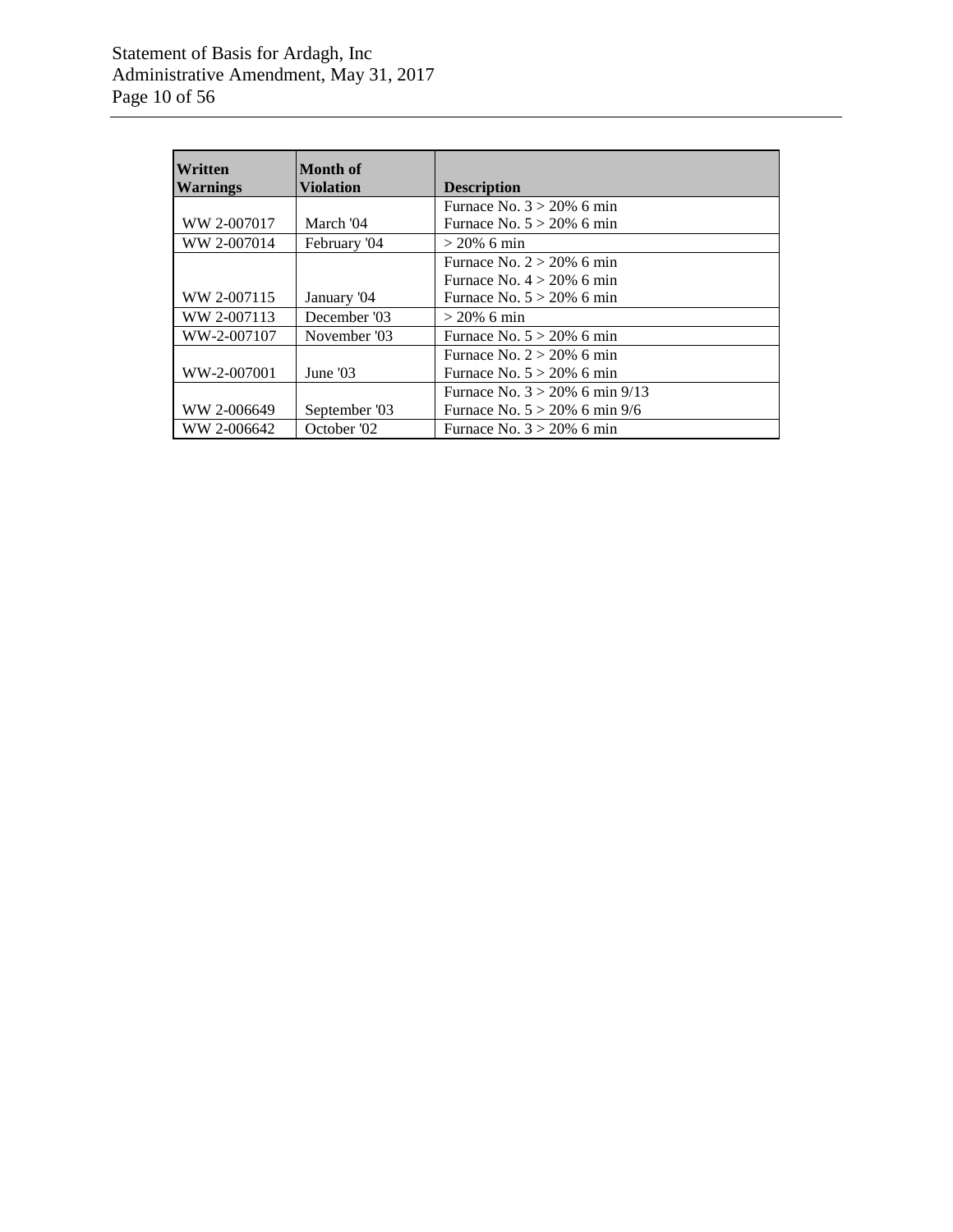| Written Warnings | Month of Violation | Description |
|---|---|---|
| WW 2-007017 | March '04 | Furnace No. 3 > 20% 6 min<br>Furnace No. 5 > 20% 6 min |
| WW 2-007014 | February '04 | > 20% 6 min |
| WW 2-007115 | January '04 | Furnace No. 2 > 20% 6 min<br>Furnace No. 4 > 20% 6 min<br>Furnace No. 5 > 20% 6 min |
| WW 2-007113 | December '03 | > 20% 6 min |
| WW-2-007107 | November '03 | Furnace No. 5 > 20% 6 min |
| WW-2-007001 | June '03 | Furnace No. 2 > 20% 6 min<br>Furnace No. 5 > 20% 6 min |
| WW 2-006649 | September '03 | Furnace No. 3 > 20% 6 min 9/13<br>Furnace No. 5 > 20% 6 min 9/6 |
| WW 2-006642 | October '02 | Furnace No. 3 > 20% 6 min |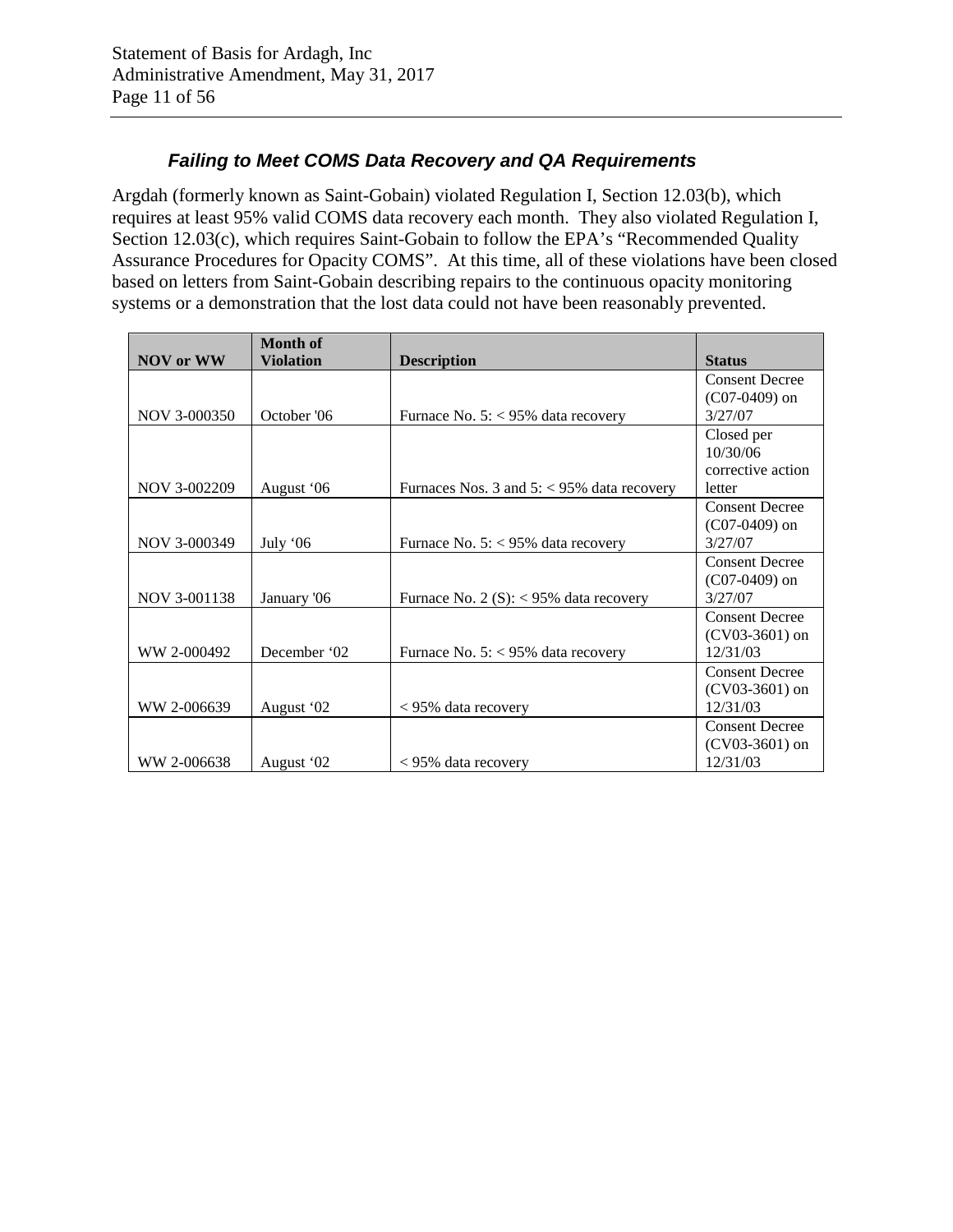### *Failing to Meet COMS Data Recovery and QA Requirements*

Argdah (formerly known as Saint-Gobain) violated Regulation I, Section 12.03(b), which requires at least 95% valid COMS data recovery each month. They also violated Regulation I, Section 12.03(c), which requires Saint-Gobain to follow the EPA's "Recommended Quality Assurance Procedures for Opacity COMS". At this time, all of these violations have been closed based on letters from Saint-Gobain describing repairs to the continuous opacity monitoring systems or a demonstration that the lost data could not have been reasonably prevented.

| NOV or WW | Month of Violation | Description | Status |
|---|---|---|---|
| NOV 3-000350 | October '06 | Furnace No. 5: < 95% data recovery | Consent Decree (C07-0409) on 3/27/07 |
| NOV 3-002209 | August '06 | Furnaces Nos. 3 and 5: < 95% data recovery | Closed per 10/30/06 corrective action letter |
| NOV 3-000349 | July '06 | Furnace No. 5: < 95% data recovery | Consent Decree (C07-0409) on 3/27/07 |
| NOV 3-001138 | January '06 | Furnace No. 2 (S): < 95% data recovery | Consent Decree (C07-0409) on 3/27/07 |
| WW 2-000492 | December '02 | Furnace No. 5: < 95% data recovery | Consent Decree (CV03-3601) on 12/31/03 |
| WW 2-006639 | August '02 | < 95% data recovery | Consent Decree (CV03-3601) on 12/31/03 |
| WW 2-006638 | August '02 | < 95% data recovery | Consent Decree (CV03-3601) on 12/31/03 |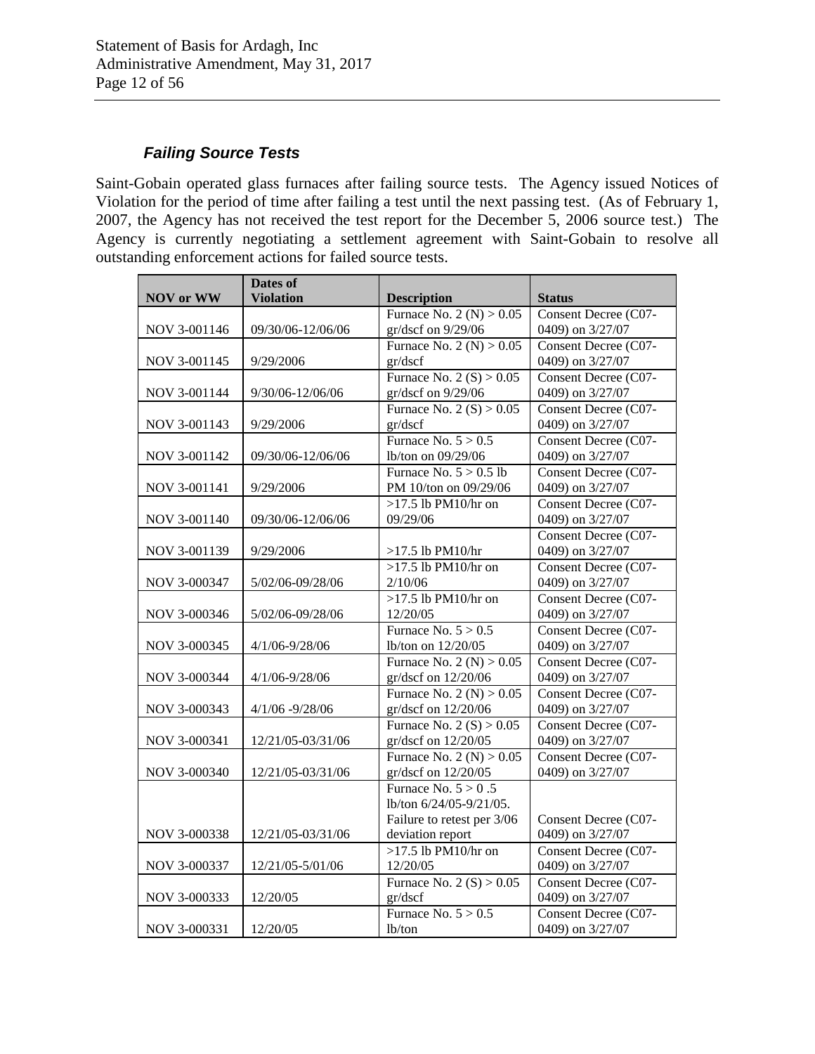### *Failing Source Tests*

Saint-Gobain operated glass furnaces after failing source tests. The Agency issued Notices of Violation for the period of time after failing a test until the next passing test. (As of February 1, 2007, the Agency has not received the test report for the December 5, 2006 source test.) The Agency is currently negotiating a settlement agreement with Saint-Gobain to resolve all outstanding enforcement actions for failed source tests.

| NOV or WW | Dates of Violation | Description | Status |
|---|---|---|---|
| NOV 3-001146 | 09/30/06-12/06/06 | Furnace No. 2 (N) > 0.05 gr/dscf on 9/29/06 | Consent Decree (C07-0409) on 3/27/07 |
| NOV 3-001145 | 9/29/2006 | Furnace No. 2 (N) > 0.05 gr/dscf | Consent Decree (C07-0409) on 3/27/07 |
| NOV 3-001144 | 9/30/06-12/06/06 | Furnace No. 2 (S) > 0.05 gr/dscf on 9/29/06 | Consent Decree (C07-0409) on 3/27/07 |
| NOV 3-001143 | 9/29/2006 | Furnace No. 2 (S) > 0.05 gr/dscf | Consent Decree (C07-0409) on 3/27/07 |
| NOV 3-001142 | 09/30/06-12/06/06 | Furnace No. 5 > 0.5 lb/ton on 09/29/06 | Consent Decree (C07-0409) on 3/27/07 |
| NOV 3-001141 | 9/29/2006 | Furnace No. 5 > 0.5 lb PM 10/ton on 09/29/06 | Consent Decree (C07-0409) on 3/27/07 |
| NOV 3-001140 | 09/30/06-12/06/06 | >17.5 lb PM10/hr on 09/29/06 | Consent Decree (C07-0409) on 3/27/07 |
| NOV 3-001139 | 9/29/2006 | >17.5 lb PM10/hr | Consent Decree (C07-0409) on 3/27/07 |
| NOV 3-000347 | 5/02/06-09/28/06 | >17.5 lb PM10/hr on 2/10/06 | Consent Decree (C07-0409) on 3/27/07 |
| NOV 3-000346 | 5/02/06-09/28/06 | >17.5 lb PM10/hr on 12/20/05 | Consent Decree (C07-0409) on 3/27/07 |
| NOV 3-000345 | 4/1/06-9/28/06 | Furnace No. 5 > 0.5 lb/ton on 12/20/05 | Consent Decree (C07-0409) on 3/27/07 |
| NOV 3-000344 | 4/1/06-9/28/06 | Furnace No. 2 (N) > 0.05 gr/dscf on 12/20/06 | Consent Decree (C07-0409) on 3/27/07 |
| NOV 3-000343 | 4/1/06 -9/28/06 | Furnace No. 2 (N) > 0.05 gr/dscf on 12/20/06 | Consent Decree (C07-0409) on 3/27/07 |
| NOV 3-000341 | 12/21/05-03/31/06 | Furnace No. 2 (S) > 0.05 gr/dscf on 12/20/05 | Consent Decree (C07-0409) on 3/27/07 |
| NOV 3-000340 | 12/21/05-03/31/06 | Furnace No. 2 (N) > 0.05 gr/dscf on 12/20/05 | Consent Decree (C07-0409) on 3/27/07 |
| NOV 3-000338 | 12/21/05-03/31/06 | Furnace No. 5 > 0 .5 lb/ton 6/24/05-9/21/05. Failure to retest per 3/06 deviation report | Consent Decree (C07-0409) on 3/27/07 |
| NOV 3-000337 | 12/21/05-5/01/06 | >17.5 lb PM10/hr on 12/20/05 | Consent Decree (C07-0409) on 3/27/07 |
| NOV 3-000333 | 12/20/05 | Furnace No. 2 (S) > 0.05 gr/dscf | Consent Decree (C07-0409) on 3/27/07 |
| NOV 3-000331 | 12/20/05 | Furnace No. 5 > 0.5 lb/ton | Consent Decree (C07-0409) on 3/27/07 |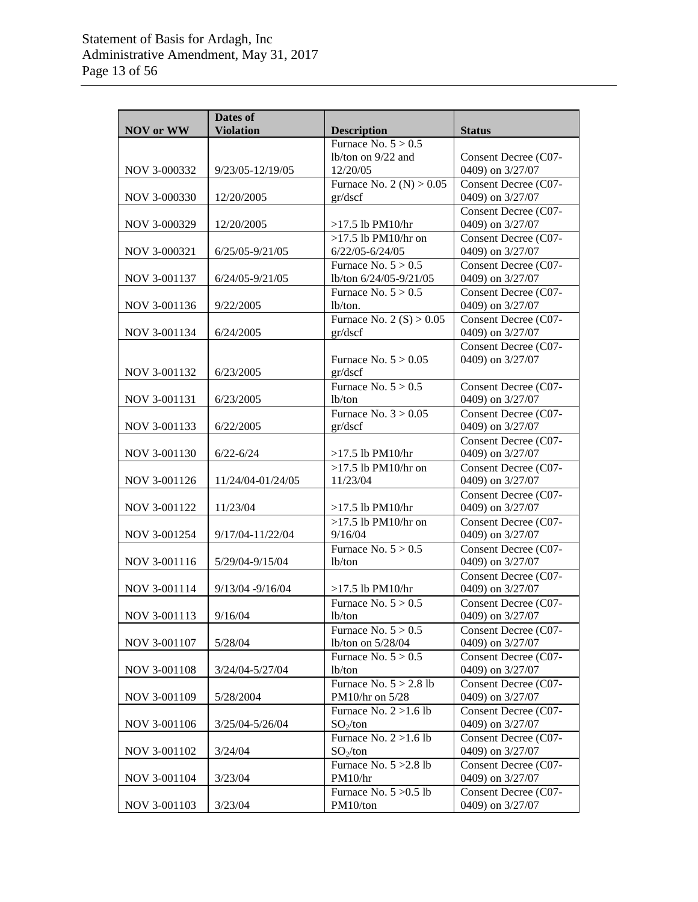| NOV or WW | Dates of Violation | Description | Status |
|---|---|---|---|
| NOV 3-000332 | 9/23/05-12/19/05 | Furnace No. 5 > 0.5 lb/ton on 9/22 and 12/20/05 | Consent Decree (C07-0409) on 3/27/07 |
| NOV 3-000330 | 12/20/2005 | Furnace No. 2 (N) > 0.05 gr/dscf | Consent Decree (C07-0409) on 3/27/07 |
| NOV 3-000329 | 12/20/2005 | >17.5 lb PM10/hr | Consent Decree (C07-0409) on 3/27/07 |
| NOV 3-000321 | 6/25/05-9/21/05 | >17.5 lb PM10/hr on 6/22/05-6/24/05 | Consent Decree (C07-0409) on 3/27/07 |
| NOV 3-001137 | 6/24/05-9/21/05 | Furnace No. 5 > 0.5 lb/ton 6/24/05-9/21/05 | Consent Decree (C07-0409) on 3/27/07 |
| NOV 3-001136 | 9/22/2005 | Furnace No. 5 > 0.5 lb/ton. | Consent Decree (C07-0409) on 3/27/07 |
| NOV 3-001134 | 6/24/2005 | Furnace No. 2 (S) > 0.05 gr/dscf | Consent Decree (C07-0409) on 3/27/07 |
| NOV 3-001132 | 6/23/2005 | Furnace No. 5 > 0.05 gr/dscf | Consent Decree (C07-0409) on 3/27/07 |
| NOV 3-001131 | 6/23/2005 | Furnace No. 5 > 0.5 lb/ton | Consent Decree (C07-0409) on 3/27/07 |
| NOV 3-001133 | 6/22/2005 | Furnace No. 3 > 0.05 gr/dscf | Consent Decree (C07-0409) on 3/27/07 |
| NOV 3-001130 | 6/22-6/24 | >17.5 lb PM10/hr | Consent Decree (C07-0409) on 3/27/07 |
| NOV 3-001126 | 11/24/04-01/24/05 | >17.5 lb PM10/hr on 11/23/04 | Consent Decree (C07-0409) on 3/27/07 |
| NOV 3-001122 | 11/23/04 | >17.5 lb PM10/hr | Consent Decree (C07-0409) on 3/27/07 |
| NOV 3-001254 | 9/17/04-11/22/04 | >17.5 lb PM10/hr on 9/16/04 | Consent Decree (C07-0409) on 3/27/07 |
| NOV 3-001116 | 5/29/04-9/15/04 | Furnace No. 5 > 0.5 lb/ton | Consent Decree (C07-0409) on 3/27/07 |
| NOV 3-001114 | 9/13/04 -9/16/04 | >17.5 lb PM10/hr | Consent Decree (C07-0409) on 3/27/07 |
| NOV 3-001113 | 9/16/04 | Furnace No. 5 > 0.5 lb/ton | Consent Decree (C07-0409) on 3/27/07 |
| NOV 3-001107 | 5/28/04 | Furnace No. 5 > 0.5 lb/ton on 5/28/04 | Consent Decree (C07-0409) on 3/27/07 |
| NOV 3-001108 | 3/24/04-5/27/04 | Furnace No. 5 > 0.5 lb/ton | Consent Decree (C07-0409) on 3/27/07 |
| NOV 3-001109 | 5/28/2004 | Furnace No. 5 > 2.8 lb PM10/hr on 5/28 | Consent Decree (C07-0409) on 3/27/07 |
| NOV 3-001106 | 3/25/04-5/26/04 | Furnace No. 2 >1.6 lb $SO_2$/ton | Consent Decree (C07-0409) on 3/27/07 |
| NOV 3-001102 | 3/24/04 | Furnace No. 2 >1.6 lb $SO_2$/ton | Consent Decree (C07-0409) on 3/27/07 |
| NOV 3-001104 | 3/23/04 | Furnace No. 5 >2.8 lb PM10/hr | Consent Decree (C07-0409) on 3/27/07 |
| NOV 3-001103 | 3/23/04 | Furnace No. 5 >0.5 lb PM10/ton | Consent Decree (C07-0409) on 3/27/07 |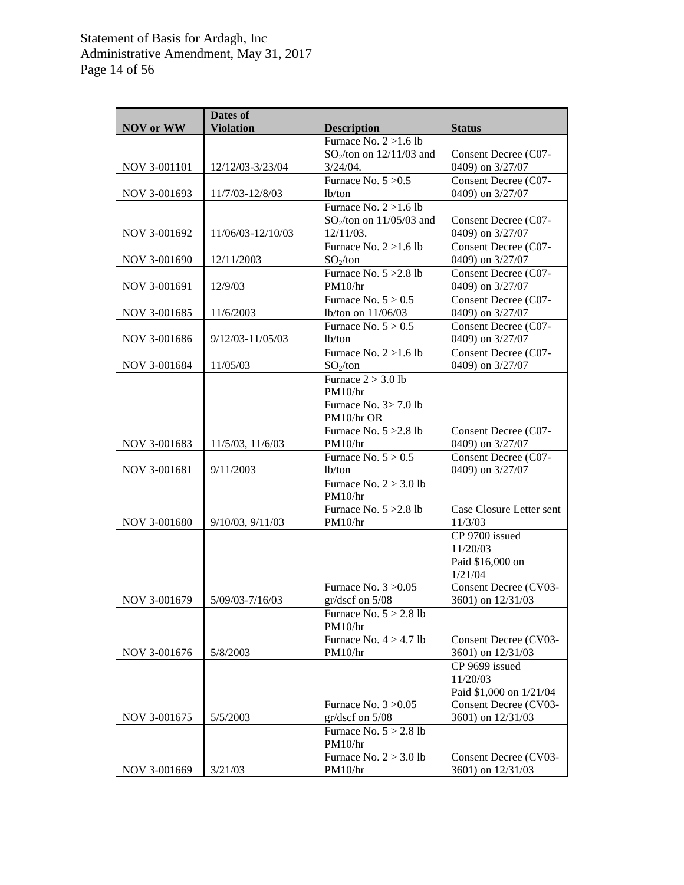| NOV or WW | Dates of Violation | Description | Status |
|---|---|---|---|
| NOV 3-001101 | 12/12/03-3/23/04 | Furnace No. 2 >1.6 lb $SO_2$/ton on 12/11/03 and 3/24/04. | Consent Decree (C07-0409) on 3/27/07 |
| NOV 3-001693 | 11/7/03-12/8/03 | Furnace No. 5 >0.5 lb/ton | Consent Decree (C07-0409) on 3/27/07 |
| NOV 3-001692 | 11/06/03-12/10/03 | Furnace No. 2 >1.6 lb $SO_2$/ton on 11/05/03 and 12/11/03. | Consent Decree (C07-0409) on 3/27/07 |
| NOV 3-001690 | 12/11/2003 | Furnace No. 2 >1.6 lb $SO_2$/ton | Consent Decree (C07-0409) on 3/27/07 |
| NOV 3-001691 | 12/9/03 | Furnace No. 5 >2.8 lb PM10/hr | Consent Decree (C07-0409) on 3/27/07 |
| NOV 3-001685 | 11/6/2003 | Furnace No. 5 > 0.5 lb/ton on 11/06/03 | Consent Decree (C07-0409) on 3/27/07 |
| NOV 3-001686 | 9/12/03-11/05/03 | Furnace No. 5 > 0.5 lb/ton | Consent Decree (C07-0409) on 3/27/07 |
| NOV 3-001684 | 11/05/03 | Furnace No. 2 >1.6 lb $SO_2$/ton | Consent Decree (C07-0409) on 3/27/07 |
| NOV 3-001683 | 11/5/03, 11/6/03 | Furnace 2 > 3.0 lb PM10/hr<br>Furnace No. 3> 7.0 lb PM10/hr OR<br>Furnace No. 5 >2.8 lb PM10/hr | Consent Decree (C07-0409) on 3/27/07 |
| NOV 3-001681 | 9/11/2003 | Furnace No. 5 > 0.5 lb/ton | Consent Decree (C07-0409) on 3/27/07 |
| NOV 3-001680 | 9/10/03, 9/11/03 | Furnace No. 2 > 3.0 lb PM10/hr<br>Furnace No. 5 >2.8 lb PM10/hr | Case Closure Letter sent 11/3/03 |
| NOV 3-001679 | 5/09/03-7/16/03 | Furnace No. 3 >0.05 gr/dscf on 5/08 | CP 9700 issued 11/20/03<br>Paid $16,000 on 1/21/04<br>Consent Decree (CV03-3601) on 12/31/03 |
| NOV 3-001676 | 5/8/2003 | Furnace No. 5 > 2.8 lb PM10/hr<br>Furnace No. 4 > 4.7 lb PM10/hr | Consent Decree (CV03-3601) on 12/31/03 |
| NOV 3-001675 | 5/5/2003 | Furnace No. 3 >0.05 gr/dscf on 5/08 | CP 9699 issued 11/20/03<br>Paid $1,000 on 1/21/04<br>Consent Decree (CV03-3601) on 12/31/03 |
| NOV 3-001669 | 3/21/03 | Furnace No. 5 > 2.8 lb PM10/hr<br>Furnace No. 2 > 3.0 lb PM10/hr | Consent Decree (CV03-3601) on 12/31/03 |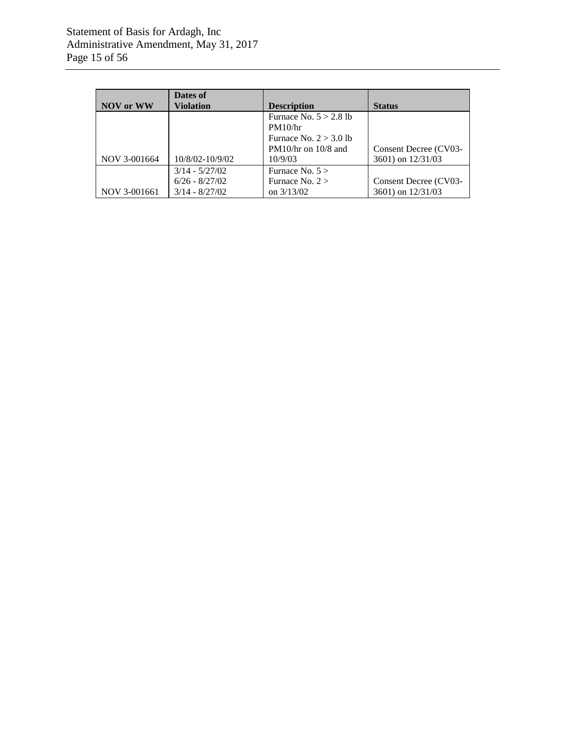| NOV or WW | Dates of Violation | Description | Status |
|---|---|---|---|
| NOV 3-001664 | 10/8/02-10/9/02 | Furnace No. 5 > 2.8 lb PM10/hr Furnace No. 2 > 3.0 lb PM10/hr on 10/8 and 10/9/03 | Consent Decree (CV03-3601) on 12/31/03 |
| NOV 3-001661 | 3/14 - 5/27/02 6/26 - 8/27/02 3/14 - 8/27/02 | Furnace No. 5 > Furnace No. 2 > on 3/13/02 | Consent Decree (CV03-3601) on 12/31/03 |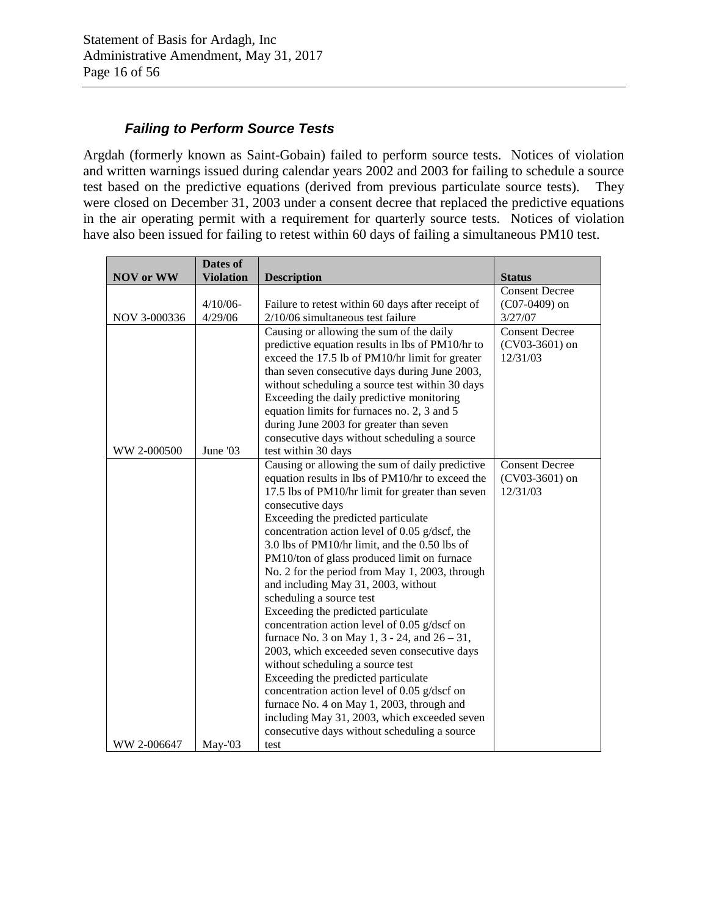### *Failing to Perform Source Tests*

Argdah (formerly known as Saint-Gobain) failed to perform source tests. Notices of violation and written warnings issued during calendar years 2002 and 2003 for failing to schedule a source test based on the predictive equations (derived from previous particulate source tests). They were closed on December 31, 2003 under a consent decree that replaced the predictive equations in the air operating permit with a requirement for quarterly source tests. Notices of violation have also been issued for failing to retest within 60 days of failing a simultaneous PM10 test.

| NOV or WW | Dates of Violation | Description | Status |
|---|---|---|---|
| NOV 3-000336 | 4/10/06-4/29/06 | Failure to retest within 60 days after receipt of 2/10/06 simultaneous test failure | Consent Decree (C07-0409) on 3/27/07 |
| WW 2-000500 | June '03 | Causing or allowing the sum of the daily predictive equation results in lbs of PM10/hr to exceed the 17.5 lb of PM10/hr limit for greater than seven consecutive days during June 2003, without scheduling a source test within 30 days<br>Exceeding the daily predictive monitoring equation limits for furnaces no. 2, 3 and 5 during June 2003 for greater than seven consecutive days without scheduling a source test within 30 days | Consent Decree (CV03-3601) on 12/31/03 |
| WW 2-006647 | May-'03 | Causing or allowing the sum of daily predictive equation results in lbs of PM10/hr to exceed the 17.5 lbs of PM10/hr limit for greater than seven consecutive days<br>Exceeding the predicted particulate concentration action level of 0.05 g/dscf, the 3.0 lbs of PM10/hr limit, and the 0.50 lbs of PM10/ton of glass produced limit on furnace No. 2 for the period from May 1, 2003, through and including May 31, 2003, without scheduling a source test<br>Exceeding the predicted particulate concentration action level of 0.05 g/dscf on furnace No. 3 on May 1, 3 - 24, and 26 – 31, 2003, which exceeded seven consecutive days without scheduling a source test<br>Exceeding the predicted particulate concentration action level of 0.05 g/dscf on furnace No. 4 on May 1, 2003, through and including May 31, 2003, which exceeded seven consecutive days without scheduling a source test | Consent Decree (CV03-3601) on 12/31/03 |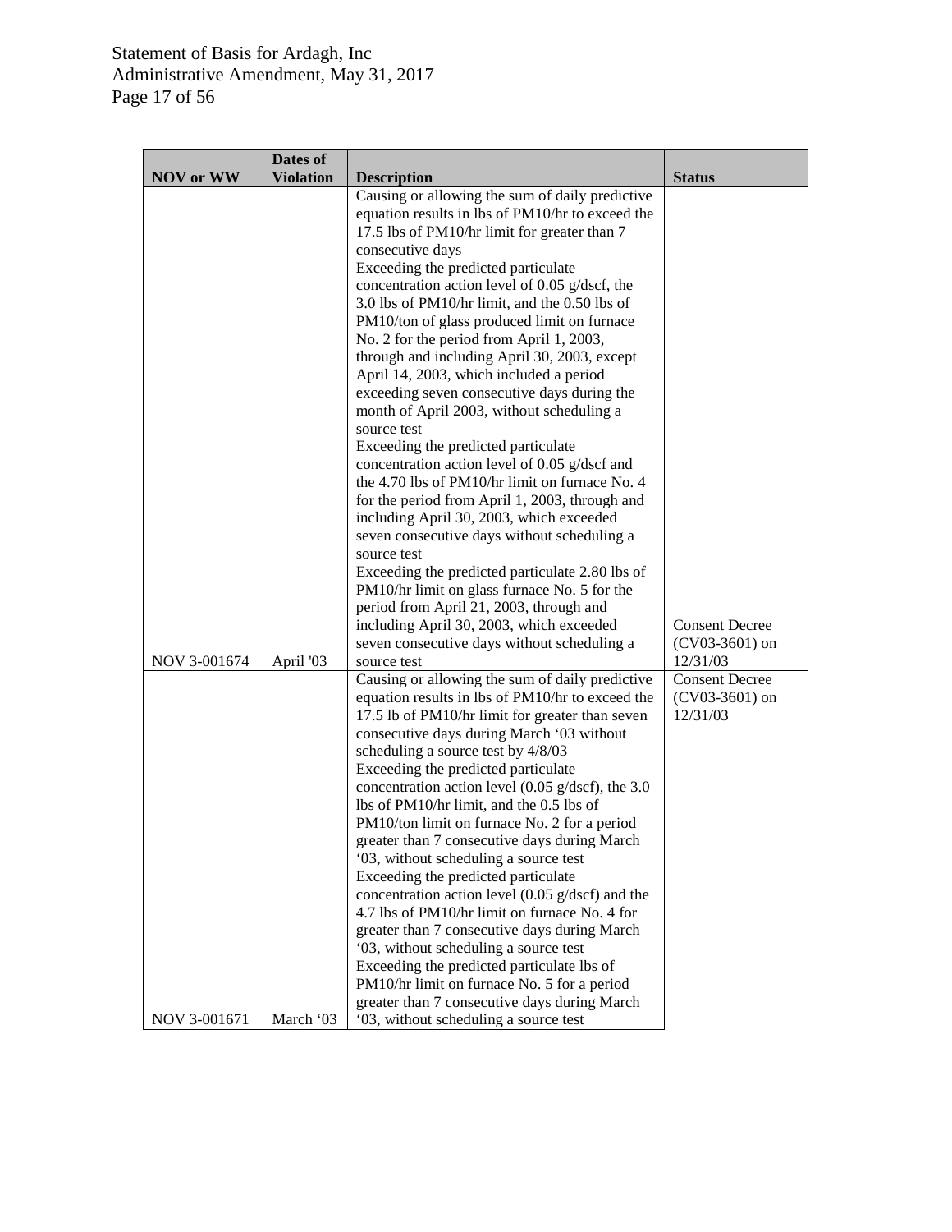| NOV or WW | Dates of Violation | Description | Status |
|---|---|---|---|
| NOV 3-001674 | April '03 | Causing or allowing the sum of daily predictive equation results in lbs of PM10/hr to exceed the 17.5 lbs of PM10/hr limit for greater than 7 consecutive days<br>Exceeding the predicted particulate concentration action level of 0.05 g/dscf, the 3.0 lbs of PM10/hr limit, and the 0.50 lbs of PM10/ton of glass produced limit on furnace No. 2 for the period from April 1, 2003, through and including April 30, 2003, except April 14, 2003, which included a period exceeding seven consecutive days during the month of April 2003, without scheduling a source test<br>Exceeding the predicted particulate concentration action level of 0.05 g/dscf and the 4.70 lbs of PM10/hr limit on furnace No. 4 for the period from April 1, 2003, through and including April 30, 2003, which exceeded seven consecutive days without scheduling a source test<br>Exceeding the predicted particulate 2.80 lbs of PM10/hr limit on glass furnace No. 5 for the period from April 21, 2003, through and including April 30, 2003, which exceeded seven consecutive days without scheduling a source test | Consent Decree (CV03-3601) on 12/31/03 |
| NOV 3-001671 | March '03 | Causing or allowing the sum of daily predictive equation results in lbs of PM10/hr to exceed the 17.5 lb of PM10/hr limit for greater than seven consecutive days during March '03 without scheduling a source test by 4/8/03<br>Exceeding the predicted particulate concentration action level (0.05 g/dscf), the 3.0 lbs of PM10/hr limit, and the 0.5 lbs of PM10/ton limit on furnace No. 2 for a period greater than 7 consecutive days during March '03, without scheduling a source test<br>Exceeding the predicted particulate concentration action level (0.05 g/dscf) and the 4.7 lbs of PM10/hr limit on furnace No. 4 for greater than 7 consecutive days during March '03, without scheduling a source test<br>Exceeding the predicted particulate lbs of PM10/hr limit on furnace No. 5 for a period greater than 7 consecutive days during March '03, without scheduling a source test | Consent Decree (CV03-3601) on 12/31/03 |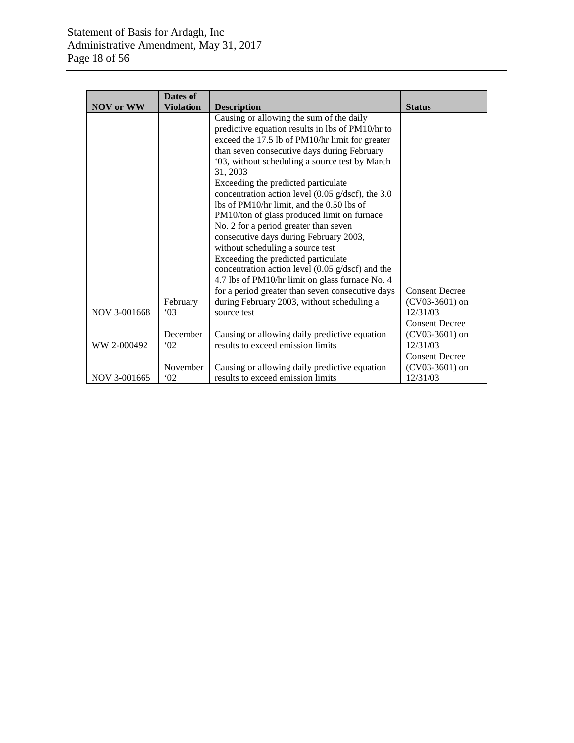| NOV or WW | Dates of Violation | Description | Status |
|---|---|---|---|
| NOV 3-001668 | February '03 | Causing or allowing the sum of the daily predictive equation results in lbs of PM10/hr to exceed the 17.5 lb of PM10/hr limit for greater than seven consecutive days during February '03, without scheduling a source test by March 31, 2003<br>Exceeding the predicted particulate concentration action level (0.05 g/dscf), the 3.0 lbs of PM10/hr limit, and the 0.50 lbs of PM10/ton of glass produced limit on furnace No. 2 for a period greater than seven consecutive days during February 2003, without scheduling a source test<br>Exceeding the predicted particulate concentration action level (0.05 g/dscf) and the 4.7 lbs of PM10/hr limit on glass furnace No. 4 for a period greater than seven consecutive days during February 2003, without scheduling a source test | Consent Decree (CV03-3601) on 12/31/03 |
| WW 2-000492 | December '02 | Causing or allowing daily predictive equation results to exceed emission limits | Consent Decree (CV03-3601) on 12/31/03 |
| NOV 3-001665 | November '02 | Causing or allowing daily predictive equation results to exceed emission limits | Consent Decree (CV03-3601) on 12/31/03 |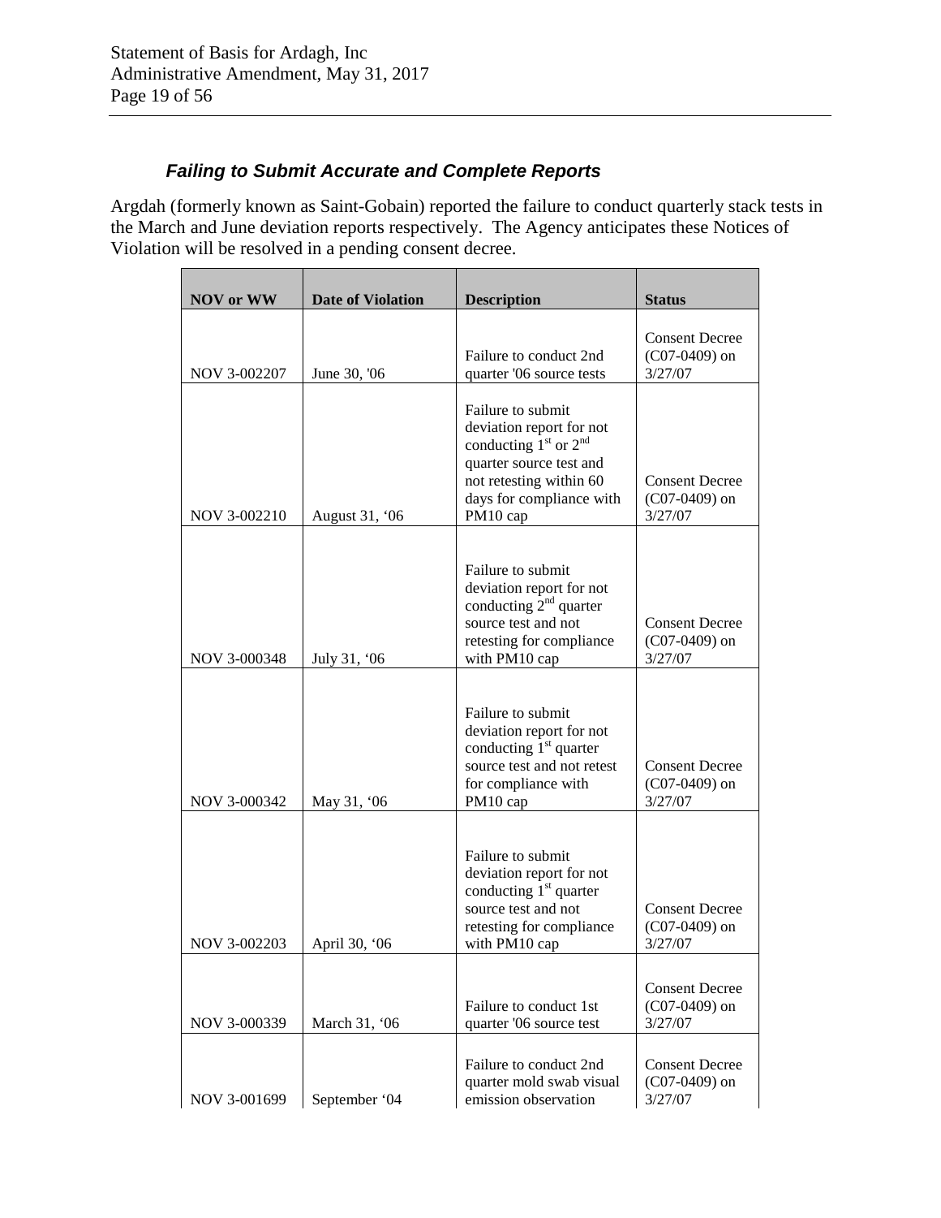### *Failing to Submit Accurate and Complete Reports*

Argdah (formerly known as Saint-Gobain) reported the failure to conduct quarterly stack tests in the March and June deviation reports respectively. The Agency anticipates these Notices of Violation will be resolved in a pending consent decree.

| NOV or WW | Date of Violation | Description | Status |
|---|---|---|---|
| NOV 3-002207 | June 30, '06 | Failure to conduct 2nd quarter '06 source tests | Consent Decree (C07-0409) on 3/27/07 |
| NOV 3-002210 | August 31, '06 | Failure to submit deviation report for not conducting 1st or 2nd quarter source test and not retesting within 60 days for compliance with PM10 cap | Consent Decree (C07-0409) on 3/27/07 |
| NOV 3-000348 | July 31, '06 | Failure to submit deviation report for not conducting 2nd quarter source test and not retesting for compliance with PM10 cap | Consent Decree (C07-0409) on 3/27/07 |
| NOV 3-000342 | May 31, '06 | Failure to submit deviation report for not conducting 1st quarter source test and not retest for compliance with PM10 cap | Consent Decree (C07-0409) on 3/27/07 |
| NOV 3-002203 | April 30, '06 | Failure to submit deviation report for not conducting 1st quarter source test and not retesting for compliance with PM10 cap | Consent Decree (C07-0409) on 3/27/07 |
| NOV 3-000339 | March 31, '06 | Failure to conduct 1st quarter '06 source test | Consent Decree (C07-0409) on 3/27/07 |
| NOV 3-001699 | September '04 | Failure to conduct 2nd quarter mold swab visual emission observation | Consent Decree (C07-0409) on 3/27/07 |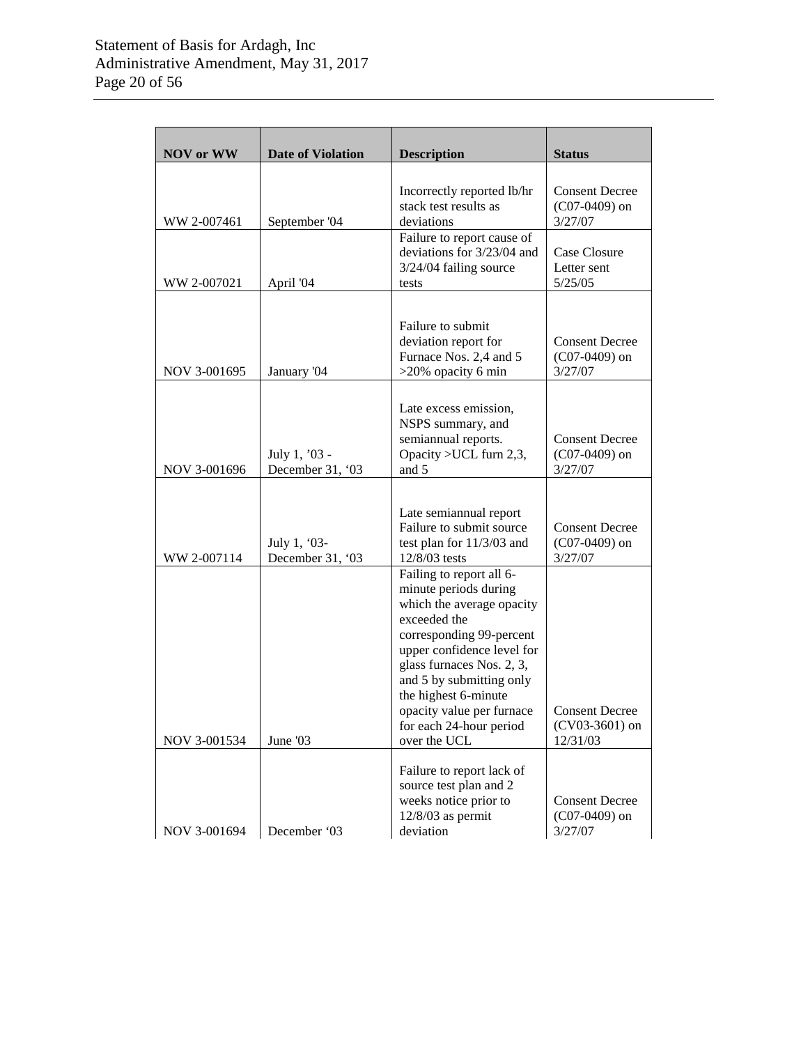| NOV or WW | Date of Violation | Description | Status |
|---|---|---|---|
| WW 2-007461 | September '04 | Incorrectly reported lb/hr stack test results as deviations | Consent Decree (C07-0409) on 3/27/07 |
| WW 2-007021 | April '04 | Failure to report cause of deviations for 3/23/04 and 3/24/04 failing source tests | Case Closure Letter sent 5/25/05 |
| NOV 3-001695 | January '04 | Failure to submit deviation report for Furnace Nos. 2,4 and 5 >20% opacity 6 min | Consent Decree (C07-0409) on 3/27/07 |
| NOV 3-001696 | July 1, '03 - December 31, '03 | Late excess emission, NSPS summary, and semiannual reports. Opacity >UCL furn 2,3, and 5 | Consent Decree (C07-0409) on 3/27/07 |
| WW 2-007114 | July 1, '03- December 31, '03 | Late semiannual report Failure to submit source test plan for 11/3/03 and 12/8/03 tests | Consent Decree (C07-0409) on 3/27/07 |
| NOV 3-001534 | June '03 | Failing to report all 6-minute periods during which the average opacity exceeded the corresponding 99-percent upper confidence level for glass furnaces Nos. 2, 3, and 5 by submitting only the highest 6-minute opacity value per furnace for each 24-hour period over the UCL | Consent Decree (CV03-3601) on 12/31/03 |
| NOV 3-001694 | December '03 | Failure to report lack of source test plan and 2 weeks notice prior to 12/8/03 as permit deviation | Consent Decree (C07-0409) on 3/27/07 |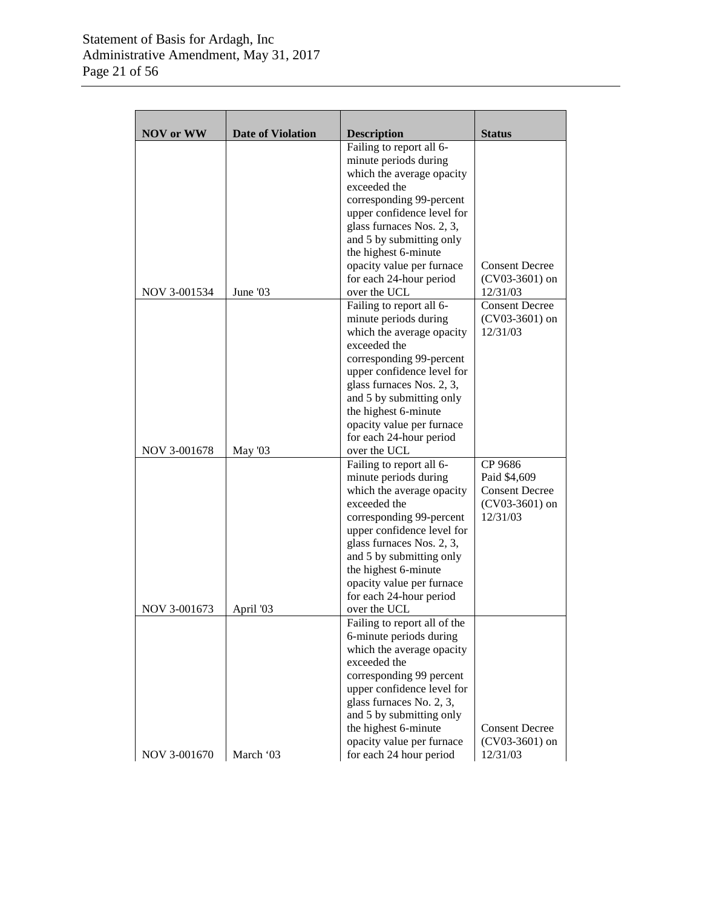| NOV or WW | Date of Violation | Description | Status |
|---|---|---|---|
| NOV 3-001534 | June '03 | Failing to report all 6-minute periods during which the average opacity exceeded the corresponding 99-percent upper confidence level for glass furnaces Nos. 2, 3, and 5 by submitting only the highest 6-minute opacity value per furnace for each 24-hour period over the UCL | Consent Decree (CV03-3601) on 12/31/03 |
| NOV 3-001678 | May '03 | Failing to report all 6-minute periods during which the average opacity exceeded the corresponding 99-percent upper confidence level for glass furnaces Nos. 2, 3, and 5 by submitting only the highest 6-minute opacity value per furnace for each 24-hour period over the UCL | Consent Decree (CV03-3601) on 12/31/03 |
| NOV 3-001673 | April '03 | Failing to report all 6-minute periods during which the average opacity exceeded the corresponding 99-percent upper confidence level for glass furnaces Nos. 2, 3, and 5 by submitting only the highest 6-minute opacity value per furnace for each 24-hour period over the UCL | CP 9686 Paid $4,609 Consent Decree (CV03-3601) on 12/31/03 |
| NOV 3-001670 | March '03 | Failing to report all of the 6-minute periods during which the average opacity exceeded the corresponding 99 percent upper confidence level for glass furnaces No. 2, 3, and 5 by submitting only the highest 6-minute opacity value per furnace for each 24 hour period | Consent Decree (CV03-3601) on 12/31/03 |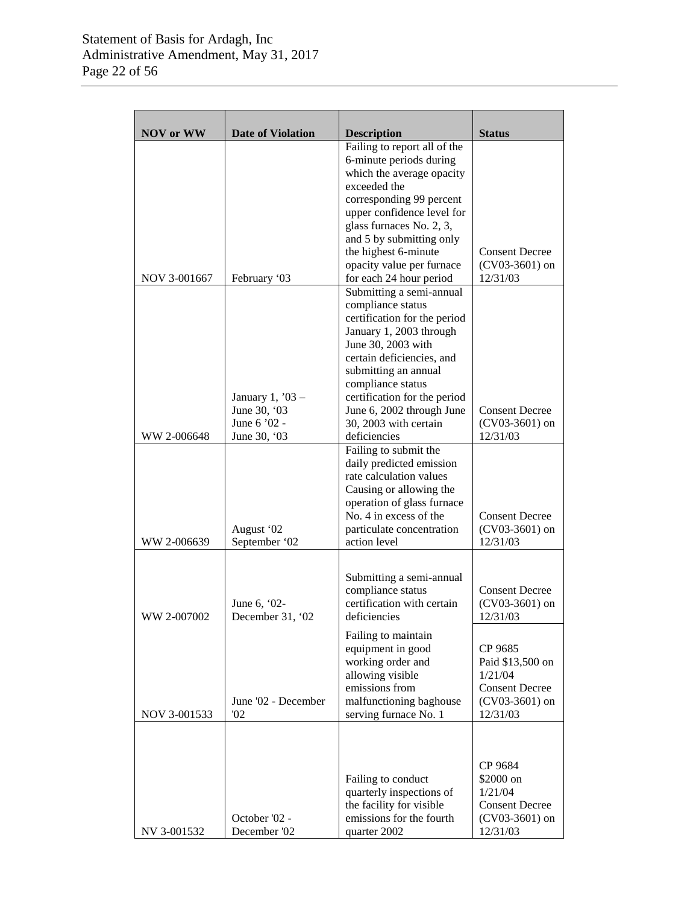| NOV or WW | Date of Violation | Description | Status |
|---|---|---|---|
| NOV 3-001667 | February '03 | Failing to report all of the 6-minute periods during which the average opacity exceeded the corresponding 99 percent upper confidence level for glass furnaces No. 2, 3, and 5 by submitting only the highest 6-minute opacity value per furnace for each 24 hour period | Consent Decree (CV03-3601) on 12/31/03 |
| WW 2-006648 | January 1, '03 – June 30, '03 June 6 '02 - June 30, '03 | Submitting a semi-annual compliance status certification for the period January 1, 2003 through June 30, 2003 with certain deficiencies, and submitting an annual compliance status certification for the period June 6, 2002 through June 30, 2003 with certain deficiencies | Consent Decree (CV03-3601) on 12/31/03 |
| WW 2-006639 | August '02 September '02 | Failing to submit the daily predicted emission rate calculation values Causing or allowing the operation of glass furnace No. 4 in excess of the particulate concentration action level | Consent Decree (CV03-3601) on 12/31/03 |
| WW 2-007002 | June 6, '02- December 31, '02 | Submitting a semi-annual compliance status certification with certain deficiencies | Consent Decree (CV03-3601) on 12/31/03 |
| NOV 3-001533 | June '02 - December '02 | Failing to maintain equipment in good working order and allowing visible emissions from malfunctioning baghouse serving furnace No. 1 | CP 9685 Paid $13,500 on 1/21/04 Consent Decree (CV03-3601) on 12/31/03 |
| NV 3-001532 | October '02 - December '02 | Failing to conduct quarterly inspections of the facility for visible emissions for the fourth quarter 2002 | CP 9684 $2000 on 1/21/04 Consent Decree (CV03-3601) on 12/31/03 |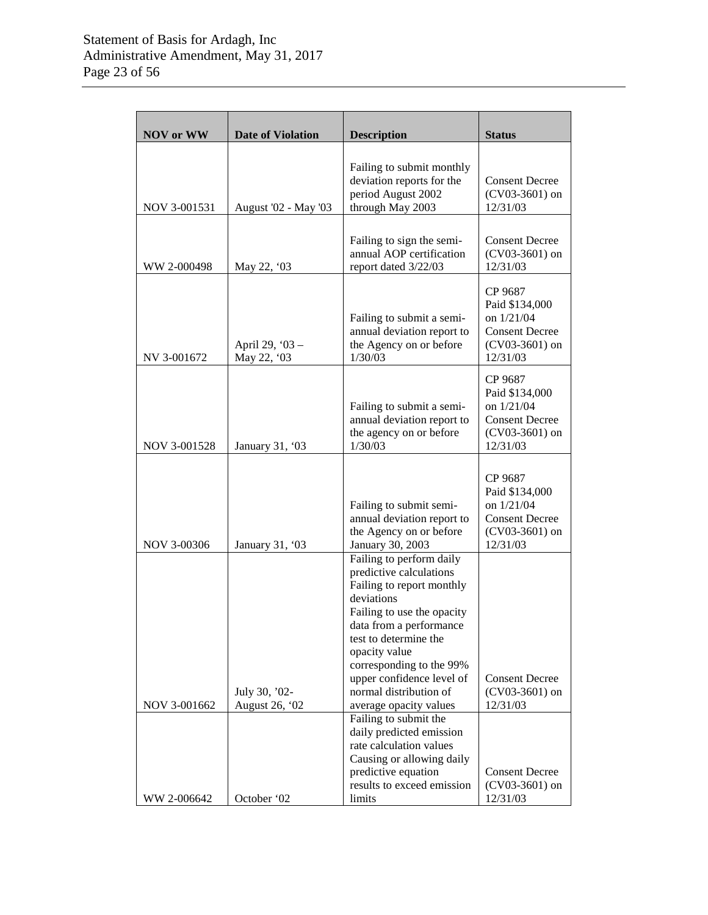| NOV or WW | Date of Violation | Description | Status |
| --- | --- | --- | --- |
| NOV 3-001531 | August '02 - May '03 | Failing to submit monthly deviation reports for the period August 2002 through May 2003 | Consent Decree (CV03-3601) on 12/31/03 |
| WW 2-000498 | May 22, '03 | Failing to sign the semi-annual AOP certification report dated 3/22/03 | Consent Decree (CV03-3601) on 12/31/03 |
| NV 3-001672 | April 29, '03 – May 22, '03 | Failing to submit a semi-annual deviation report to the Agency on or before 1/30/03 | CP 9687 Paid $134,000 on 1/21/04 Consent Decree (CV03-3601) on 12/31/03 |
| NOV 3-001528 | January 31, '03 | Failing to submit a semi-annual deviation report to the agency on or before 1/30/03 | CP 9687 Paid $134,000 on 1/21/04 Consent Decree (CV03-3601) on 12/31/03 |
| NOV 3-00306 | January 31, '03 | Failing to submit semi-annual deviation report to the Agency on or before January 30, 2003 | CP 9687 Paid $134,000 on 1/21/04 Consent Decree (CV03-3601) on 12/31/03 |
| NOV 3-001662 | July 30, '02- August 26, '02 | Failing to perform daily predictive calculations<br>Failing to report monthly deviations<br>Failing to use the opacity data from a performance test to determine the opacity value corresponding to the 99% upper confidence level of normal distribution of average opacity values | Consent Decree (CV03-3601) on 12/31/03 |
| WW 2-006642 | October '02 | Failing to submit the daily predicted emission rate calculation values<br>Causing or allowing daily predictive equation results to exceed emission limits | Consent Decree (CV03-3601) on 12/31/03 |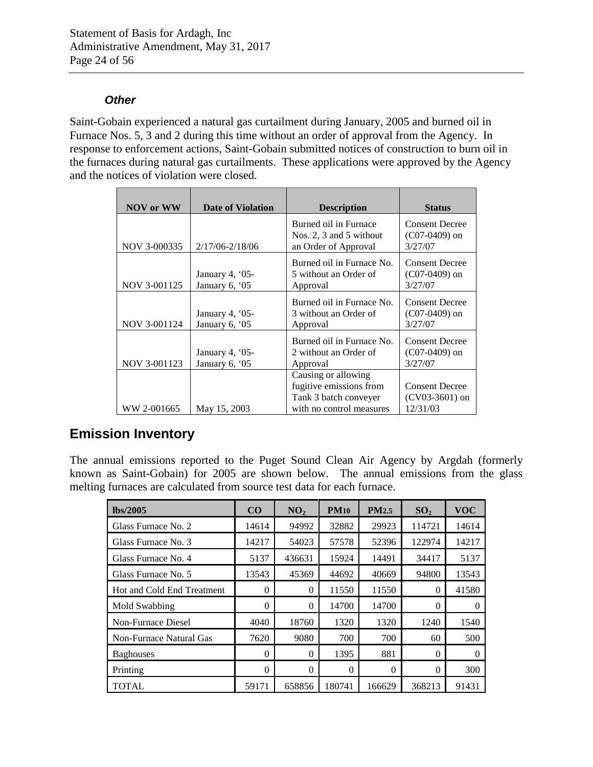### *Other*

Saint-Gobain experienced a natural gas curtailment during January, 2005 and burned oil in Furnace Nos. 5, 3 and 2 during this time without an order of approval from the Agency. In response to enforcement actions, Saint-Gobain submitted notices of construction to burn oil in the furnaces during natural gas curtailments. These applications were approved by the Agency and the notices of violation were closed.

| NOV or WW | Date of Violation | Description | Status |
|---|---|---|---|
| NOV 3-000335 | 2/17/06-2/18/06 | Burned oil in Furnace Nos. 2, 3 and 5 without an Order of Approval | Consent Decree (C07-0409) on 3/27/07 |
| NOV 3-001125 | January 4, '05-January 6, '05 | Burned oil in Furnace No. 5 without an Order of Approval | Consent Decree (C07-0409) on 3/27/07 |
| NOV 3-001124 | January 4, '05-January 6, '05 | Burned oil in Furnace No. 3 without an Order of Approval | Consent Decree (C07-0409) on 3/27/07 |
| NOV 3-001123 | January 4, '05-January 6, '05 | Burned oil in Furnace No. 2 without an Order of Approval | Consent Decree (C07-0409) on 3/27/07 |
| WW 2-001665 | May 15, 2003 | Causing or allowing fugitive emissions from Tank 3 batch conveyer with no control measures | Consent Decree (CV03-3601) on 12/31/03 |

## Emission Inventory

The annual emissions reported to the Puget Sound Clean Air Agency by Argdah (formerly known as Saint-Gobain) for 2005 are shown below. The annual emissions from the glass melting furnaces are calculated from source test data for each furnace.

| lbs/2005 | CO | $NO_2$ | $PM_{10}$ | $PM_{2.5}$ | $SO_2$ | VOC |
|---|---|---|---|---|---|---|
| Glass Furnace No. 2 | 14614 | 94992 | 32882 | 29923 | 114721 | 14614 |
| Glass Furnace No. 3 | 14217 | 54023 | 57578 | 52396 | 122974 | 14217 |
| Glass Furnace No. 4 | 5137 | 436631 | 15924 | 14491 | 34417 | 5137 |
| Glass Furnace No. 5 | 13543 | 45369 | 44692 | 40669 | 94800 | 13543 |
| Hot and Cold End Treatment | 0 | 0 | 11550 | 11550 | 0 | 41580 |
| Mold Swabbing | 0 | 0 | 14700 | 14700 | 0 | 0 |
| Non-Furnace Diesel | 4040 | 18760 | 1320 | 1320 | 1240 | 1540 |
| Non-Furnace Natural Gas | 7620 | 9080 | 700 | 700 | 60 | 500 |
| Baghouses | 0 | 0 | 1395 | 881 | 0 | 0 |
| Printing | 0 | 0 | 0 | 0 | 0 | 300 |
| TOTAL | 59171 | 658856 | 180741 | 166629 | 368213 | 91431 |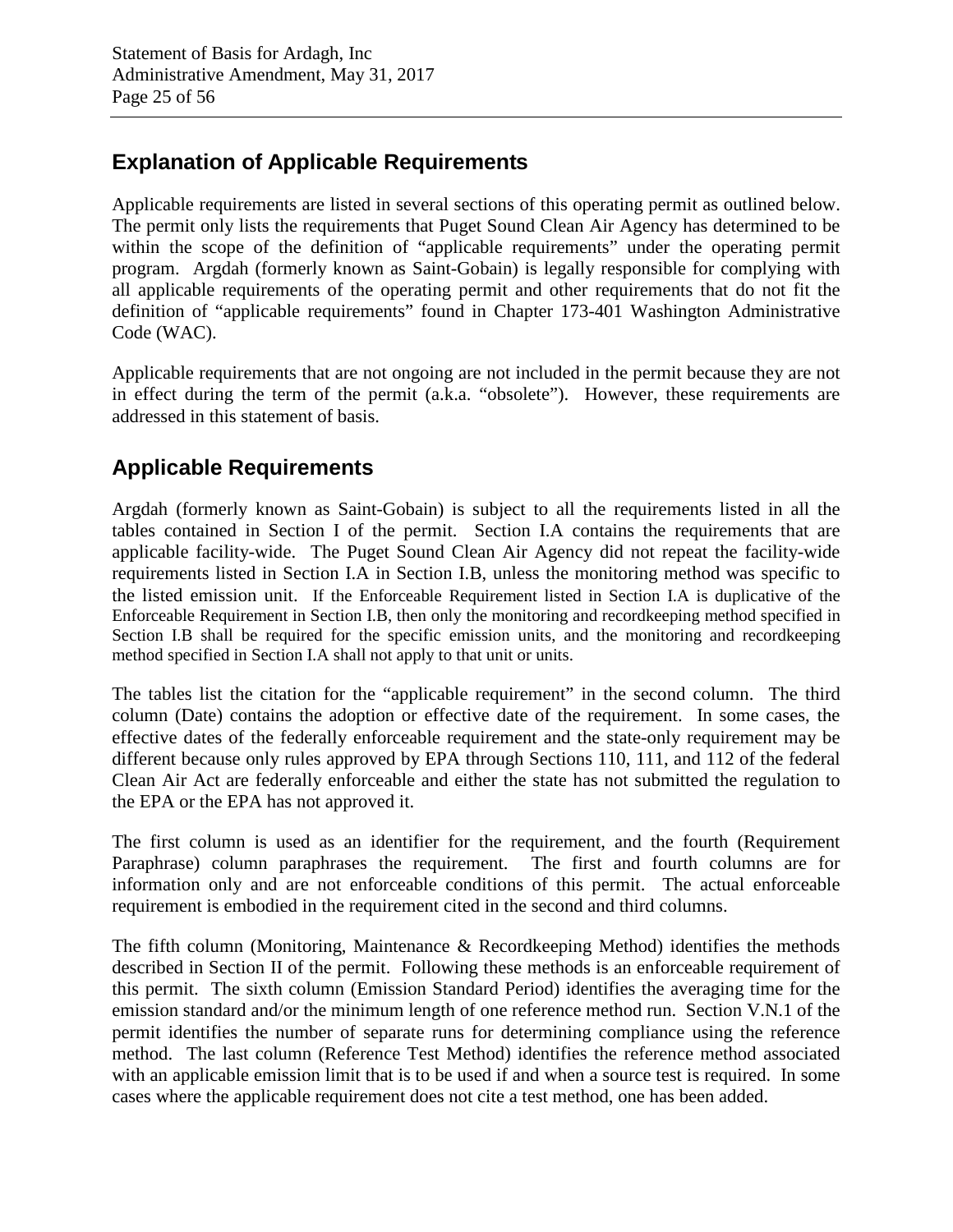## Explanation of Applicable Requirements

Applicable requirements are listed in several sections of this operating permit as outlined below. The permit only lists the requirements that Puget Sound Clean Air Agency has determined to be within the scope of the definition of "applicable requirements" under the operating permit program. Argdah (formerly known as Saint-Gobain) is legally responsible for complying with all applicable requirements of the operating permit and other requirements that do not fit the definition of "applicable requirements" found in Chapter 173-401 Washington Administrative Code (WAC).

Applicable requirements that are not ongoing are not included in the permit because they are not in effect during the term of the permit (a.k.a. "obsolete"). However, these requirements are addressed in this statement of basis.

## Applicable Requirements

Argdah (formerly known as Saint-Gobain) is subject to all the requirements listed in all the tables contained in Section I of the permit. Section I.A contains the requirements that are applicable facility-wide. The Puget Sound Clean Air Agency did not repeat the facility-wide requirements listed in Section I.A in Section I.B, unless the monitoring method was specific to the listed emission unit. If the Enforceable Requirement listed in Section I.A is duplicative of the Enforceable Requirement in Section I.B, then only the monitoring and recordkeeping method specified in Section I.B shall be required for the specific emission units, and the monitoring and recordkeeping method specified in Section I.A shall not apply to that unit or units.

The tables list the citation for the "applicable requirement" in the second column. The third column (Date) contains the adoption or effective date of the requirement. In some cases, the effective dates of the federally enforceable requirement and the state-only requirement may be different because only rules approved by EPA through Sections 110, 111, and 112 of the federal Clean Air Act are federally enforceable and either the state has not submitted the regulation to the EPA or the EPA has not approved it.

The first column is used as an identifier for the requirement, and the fourth (Requirement Paraphrase) column paraphrases the requirement. The first and fourth columns are for information only and are not enforceable conditions of this permit. The actual enforceable requirement is embodied in the requirement cited in the second and third columns.

The fifth column (Monitoring, Maintenance & Recordkeeping Method) identifies the methods described in Section II of the permit. Following these methods is an enforceable requirement of this permit. The sixth column (Emission Standard Period) identifies the averaging time for the emission standard and/or the minimum length of one reference method run. Section V.N.1 of the permit identifies the number of separate runs for determining compliance using the reference method. The last column (Reference Test Method) identifies the reference method associated with an applicable emission limit that is to be used if and when a source test is required. In some cases where the applicable requirement does not cite a test method, one has been added.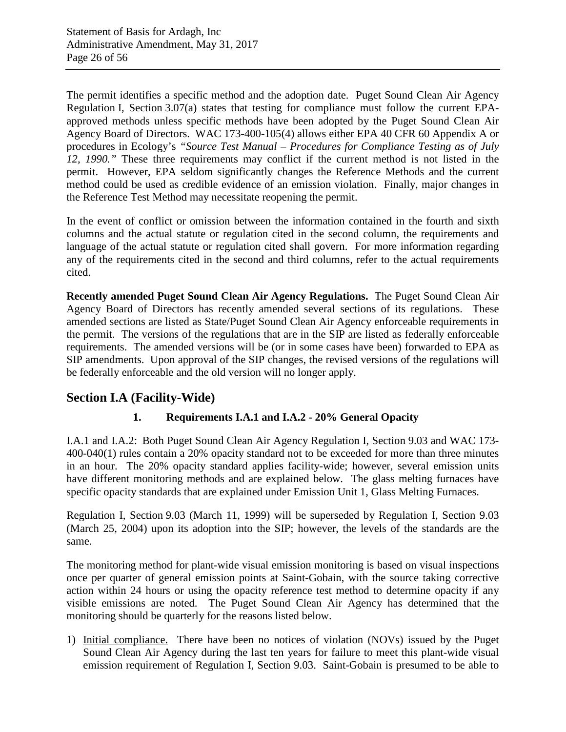The permit identifies a specific method and the adoption date. Puget Sound Clean Air Agency Regulation I, Section 3.07(a) states that testing for compliance must follow the current EPA-approved methods unless specific methods have been adopted by the Puget Sound Clean Air Agency Board of Directors. WAC 173-400-105(4) allows either EPA 40 CFR 60 Appendix A or procedures in Ecology's *"Source Test Manual – Procedures for Compliance Testing as of July 12, 1990."* These three requirements may conflict if the current method is not listed in the permit. However, EPA seldom significantly changes the Reference Methods and the current method could be used as credible evidence of an emission violation. Finally, major changes in the Reference Test Method may necessitate reopening the permit.

In the event of conflict or omission between the information contained in the fourth and sixth columns and the actual statute or regulation cited in the second column, the requirements and language of the actual statute or regulation cited shall govern. For more information regarding any of the requirements cited in the second and third columns, refer to the actual requirements cited.

**Recently amended Puget Sound Clean Air Agency Regulations.** The Puget Sound Clean Air Agency Board of Directors has recently amended several sections of its regulations. These amended sections are listed as State/Puget Sound Clean Air Agency enforceable requirements in the permit. The versions of the regulations that are in the SIP are listed as federally enforceable requirements. The amended versions will be (or in some cases have been) forwarded to EPA as SIP amendments. Upon approval of the SIP changes, the revised versions of the regulations will be federally enforceable and the old version will no longer apply.

## Section I.A (Facility-Wide)

### 1. Requirements I.A.1 and I.A.2 - 20% General Opacity

I.A.1 and I.A.2: Both Puget Sound Clean Air Agency Regulation I, Section 9.03 and WAC 173-400-040(1) rules contain a 20% opacity standard not to be exceeded for more than three minutes in an hour. The 20% opacity standard applies facility-wide; however, several emission units have different monitoring methods and are explained below. The glass melting furnaces have specific opacity standards that are explained under Emission Unit 1, Glass Melting Furnaces.

Regulation I, Section 9.03 (March 11, 1999) will be superseded by Regulation I, Section 9.03 (March 25, 2004) upon its adoption into the SIP; however, the levels of the standards are the same.

The monitoring method for plant-wide visual emission monitoring is based on visual inspections once per quarter of general emission points at Saint-Gobain, with the source taking corrective action within 24 hours or using the opacity reference test method to determine opacity if any visible emissions are noted. The Puget Sound Clean Air Agency has determined that the monitoring should be quarterly for the reasons listed below.

1) Initial compliance. There have been no notices of violation (NOVs) issued by the Puget Sound Clean Air Agency during the last ten years for failure to meet this plant-wide visual emission requirement of Regulation I, Section 9.03. Saint-Gobain is presumed to be able to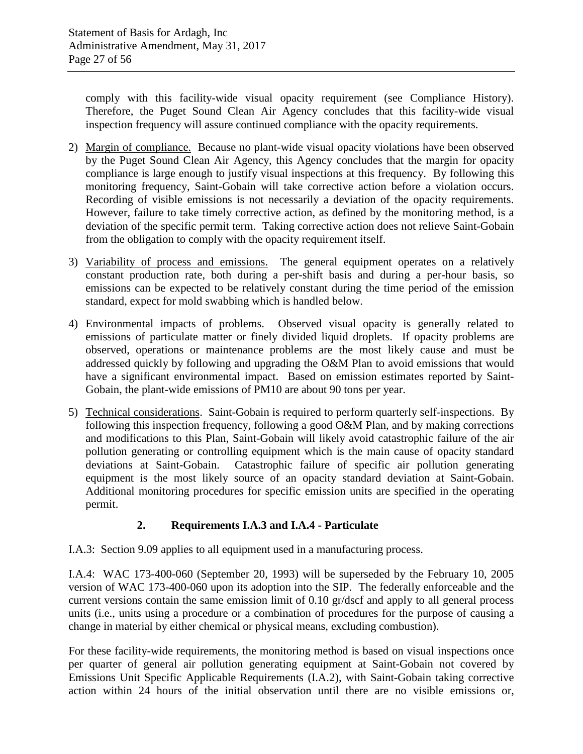comply with this facility-wide visual opacity requirement (see Compliance History). Therefore, the Puget Sound Clean Air Agency concludes that this facility-wide visual inspection frequency will assure continued compliance with the opacity requirements.

2) Margin of compliance. Because no plant-wide visual opacity violations have been observed by the Puget Sound Clean Air Agency, this Agency concludes that the margin for opacity compliance is large enough to justify visual inspections at this frequency. By following this monitoring frequency, Saint-Gobain will take corrective action before a violation occurs. Recording of visible emissions is not necessarily a deviation of the opacity requirements. However, failure to take timely corrective action, as defined by the monitoring method, is a deviation of the specific permit term. Taking corrective action does not relieve Saint-Gobain from the obligation to comply with the opacity requirement itself.

3) Variability of process and emissions. The general equipment operates on a relatively constant production rate, both during a per-shift basis and during a per-hour basis, so emissions can be expected to be relatively constant during the time period of the emission standard, expect for mold swabbing which is handled below.

4) Environmental impacts of problems. Observed visual opacity is generally related to emissions of particulate matter or finely divided liquid droplets. If opacity problems are observed, operations or maintenance problems are the most likely cause and must be addressed quickly by following and upgrading the O&M Plan to avoid emissions that would have a significant environmental impact. Based on emission estimates reported by Saint-Gobain, the plant-wide emissions of PM10 are about 90 tons per year.

5) Technical considerations. Saint-Gobain is required to perform quarterly self-inspections. By following this inspection frequency, following a good O&M Plan, and by making corrections and modifications to this Plan, Saint-Gobain will likely avoid catastrophic failure of the air pollution generating or controlling equipment which is the main cause of opacity standard deviations at Saint-Gobain. Catastrophic failure of specific air pollution generating equipment is the most likely source of an opacity standard deviation at Saint-Gobain. Additional monitoring procedures for specific emission units are specified in the operating permit.

### 2. Requirements I.A.3 and I.A.4 - Particulate

I.A.3: Section 9.09 applies to all equipment used in a manufacturing process.

I.A.4: WAC 173-400-060 (September 20, 1993) will be superseded by the February 10, 2005 version of WAC 173-400-060 upon its adoption into the SIP. The federally enforceable and the current versions contain the same emission limit of 0.10 gr/dscf and apply to all general process units (i.e., units using a procedure or a combination of procedures for the purpose of causing a change in material by either chemical or physical means, excluding combustion).

For these facility-wide requirements, the monitoring method is based on visual inspections once per quarter of general air pollution generating equipment at Saint-Gobain not covered by Emissions Unit Specific Applicable Requirements (I.A.2), with Saint-Gobain taking corrective action within 24 hours of the initial observation until there are no visible emissions or,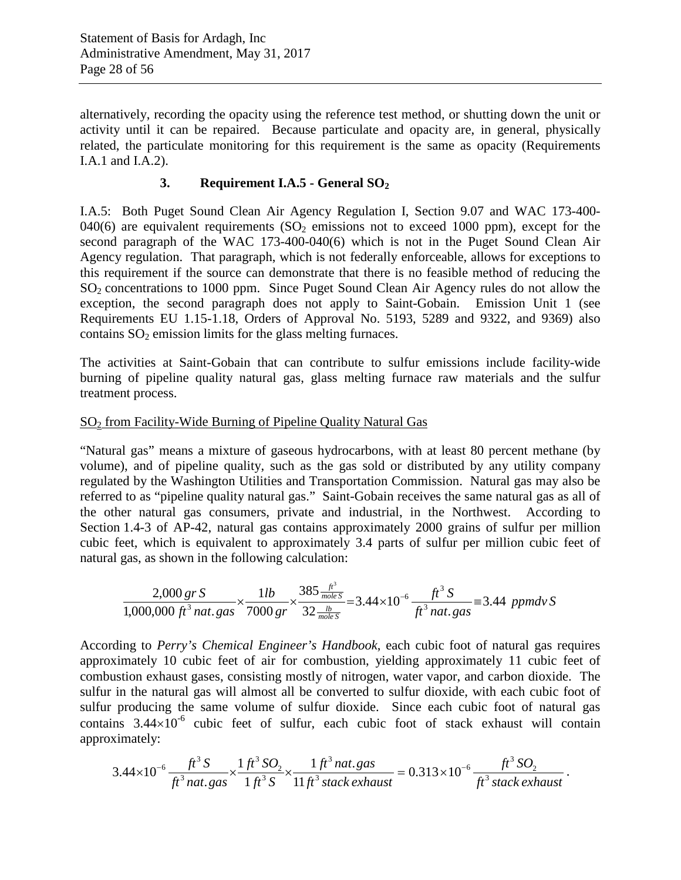alternatively, recording the opacity using the reference test method, or shutting down the unit or activity until it can be repaired. Because particulate and opacity are, in general, physically related, the particulate monitoring for this requirement is the same as opacity (Requirements I.A.1 and I.A.2).

### 3. Requirement I.A.5 - General $SO_2$

I.A.5: Both Puget Sound Clean Air Agency Regulation I, Section 9.07 and WAC 173-400-040(6) are equivalent requirements ($SO_2$ emissions not to exceed 1000 ppm), except for the second paragraph of the WAC 173-400-040(6) which is not in the Puget Sound Clean Air Agency regulation. That paragraph, which is not federally enforceable, allows for exceptions to this requirement if the source can demonstrate that there is no feasible method of reducing the $SO_2$ concentrations to 1000 ppm. Since Puget Sound Clean Air Agency rules do not allow the exception, the second paragraph does not apply to Saint-Gobain. Emission Unit 1 (see Requirements EU 1.15-1.18, Orders of Approval No. 5193, 5289 and 9322, and 9369) also contains $SO_2$ emission limits for the glass melting furnaces.

The activities at Saint-Gobain that can contribute to sulfur emissions include facility-wide burning of pipeline quality natural gas, glass melting furnace raw materials and the sulfur treatment process.

$SO_2$ from Facility-Wide Burning of Pipeline Quality Natural Gas

"Natural gas" means a mixture of gaseous hydrocarbons, with at least 80 percent methane (by volume), and of pipeline quality, such as the gas sold or distributed by any utility company regulated by the Washington Utilities and Transportation Commission. Natural gas may also be referred to as "pipeline quality natural gas." Saint-Gobain receives the same natural gas as all of the other natural gas consumers, private and industrial, in the Northwest. According to Section 1.4-3 of AP-42, natural gas contains approximately 2000 grains of sulfur per million cubic feet, which is equivalent to approximately 3.4 parts of sulfur per million cubic feet of natural gas, as shown in the following calculation:

$$\frac{2{,}000\, gr\, S}{1{,}000{,}000\; ft^3\, nat.gas} \times \frac{1 lb}{7000\, gr} \times \frac{385 \frac{ft^3}{mole\, S}}{32 \frac{lb}{mole\, S}} = 3.44 \times 10^{-6} \frac{ft^3\, S}{ft^3\, nat.gas} \equiv 3.44\;\; ppmdv\, S$$

According to *Perry's Chemical Engineer's Handbook*, each cubic foot of natural gas requires approximately 10 cubic feet of air for combustion, yielding approximately 11 cubic feet of combustion exhaust gases, consisting mostly of nitrogen, water vapor, and carbon dioxide. The sulfur in the natural gas will almost all be converted to sulfur dioxide, with each cubic foot of sulfur producing the same volume of sulfur dioxide. Since each cubic foot of natural gas contains $3.44 \times 10^{-6}$ cubic feet of sulfur, each cubic foot of stack exhaust will contain approximately:

$$3.44 \times 10^{-6} \frac{ft^3\, S}{ft^3\, nat.gas} \times \frac{1\, ft^3\, SO_2}{1\, ft^3\, S} \times \frac{1\, ft^3\, nat.gas}{11\, ft^3\, stack\, exhaust} = 0.313 \times 10^{-6} \frac{ft^3\, SO_2}{ft^3\, stack\, exhaust}.$$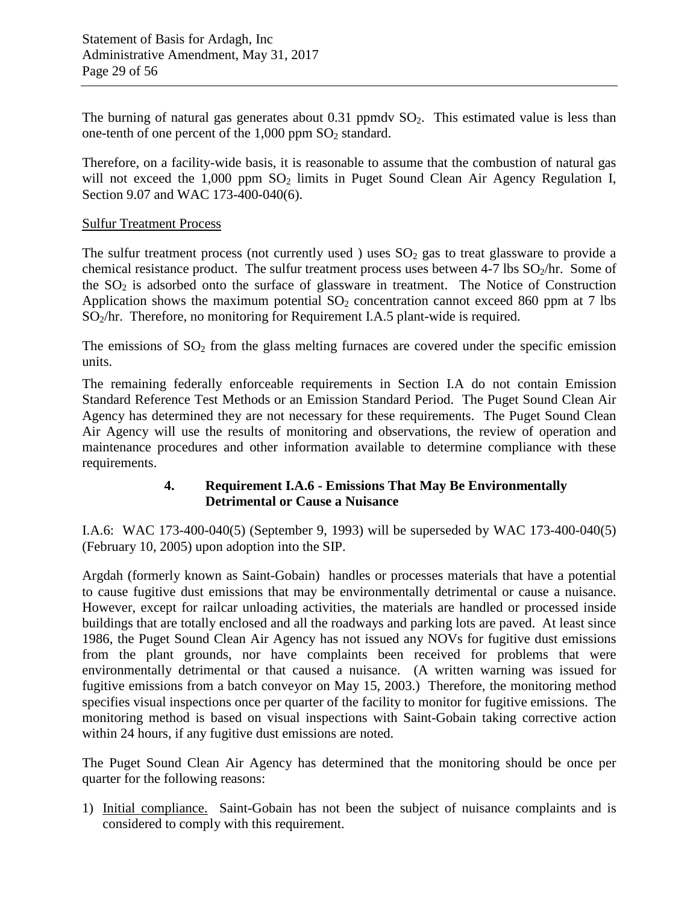The burning of natural gas generates about 0.31 ppmdv $SO_2$. This estimated value is less than one-tenth of one percent of the 1,000 ppm $SO_2$ standard.

Therefore, on a facility-wide basis, it is reasonable to assume that the combustion of natural gas will not exceed the 1,000 ppm $SO_2$ limits in Puget Sound Clean Air Agency Regulation I, Section 9.07 and WAC 173-400-040(6).

Sulfur Treatment Process

The sulfur treatment process (not currently used ) uses $SO_2$ gas to treat glassware to provide a chemical resistance product. The sulfur treatment process uses between 4-7 lbs $SO_2$/hr. Some of the $SO_2$ is adsorbed onto the surface of glassware in treatment. The Notice of Construction Application shows the maximum potential $SO_2$ concentration cannot exceed 860 ppm at 7 lbs $SO_2$/hr. Therefore, no monitoring for Requirement I.A.5 plant-wide is required.

The emissions of $SO_2$ from the glass melting furnaces are covered under the specific emission units.

The remaining federally enforceable requirements in Section I.A do not contain Emission Standard Reference Test Methods or an Emission Standard Period. The Puget Sound Clean Air Agency has determined they are not necessary for these requirements. The Puget Sound Clean Air Agency will use the results of monitoring and observations, the review of operation and maintenance procedures and other information available to determine compliance with these requirements.

#### 4. Requirement I.A.6 - Emissions That May Be Environmentally Detrimental or Cause a Nuisance

I.A.6: WAC 173-400-040(5) (September 9, 1993) will be superseded by WAC 173-400-040(5) (February 10, 2005) upon adoption into the SIP.

Argdah (formerly known as Saint-Gobain) handles or processes materials that have a potential to cause fugitive dust emissions that may be environmentally detrimental or cause a nuisance. However, except for railcar unloading activities, the materials are handled or processed inside buildings that are totally enclosed and all the roadways and parking lots are paved. At least since 1986, the Puget Sound Clean Air Agency has not issued any NOVs for fugitive dust emissions from the plant grounds, nor have complaints been received for problems that were environmentally detrimental or that caused a nuisance. (A written warning was issued for fugitive emissions from a batch conveyor on May 15, 2003.) Therefore, the monitoring method specifies visual inspections once per quarter of the facility to monitor for fugitive emissions. The monitoring method is based on visual inspections with Saint-Gobain taking corrective action within 24 hours, if any fugitive dust emissions are noted.

The Puget Sound Clean Air Agency has determined that the monitoring should be once per quarter for the following reasons:

1) Initial compliance. Saint-Gobain has not been the subject of nuisance complaints and is considered to comply with this requirement.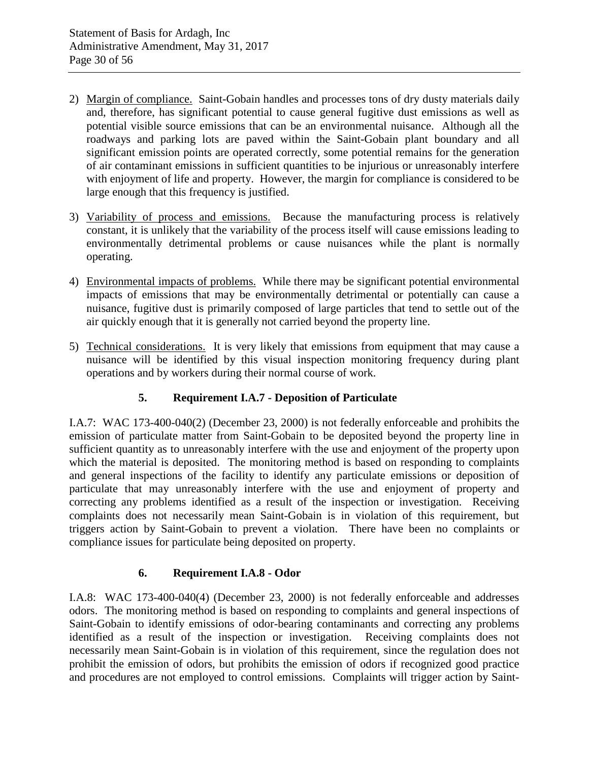2) Margin of compliance. Saint-Gobain handles and processes tons of dry dusty materials daily and, therefore, has significant potential to cause general fugitive dust emissions as well as potential visible source emissions that can be an environmental nuisance. Although all the roadways and parking lots are paved within the Saint-Gobain plant boundary and all significant emission points are operated correctly, some potential remains for the generation of air contaminant emissions in sufficient quantities to be injurious or unreasonably interfere with enjoyment of life and property. However, the margin for compliance is considered to be large enough that this frequency is justified.

3) Variability of process and emissions. Because the manufacturing process is relatively constant, it is unlikely that the variability of the process itself will cause emissions leading to environmentally detrimental problems or cause nuisances while the plant is normally operating.

4) Environmental impacts of problems. While there may be significant potential environmental impacts of emissions that may be environmentally detrimental or potentially can cause a nuisance, fugitive dust is primarily composed of large particles that tend to settle out of the air quickly enough that it is generally not carried beyond the property line.

5) Technical considerations. It is very likely that emissions from equipment that may cause a nuisance will be identified by this visual inspection monitoring frequency during plant operations and by workers during their normal course of work.

### 5. Requirement I.A.7 - Deposition of Particulate

I.A.7: WAC 173-400-040(2) (December 23, 2000) is not federally enforceable and prohibits the emission of particulate matter from Saint-Gobain to be deposited beyond the property line in sufficient quantity as to unreasonably interfere with the use and enjoyment of the property upon which the material is deposited. The monitoring method is based on responding to complaints and general inspections of the facility to identify any particulate emissions or deposition of particulate that may unreasonably interfere with the use and enjoyment of property and correcting any problems identified as a result of the inspection or investigation. Receiving complaints does not necessarily mean Saint-Gobain is in violation of this requirement, but triggers action by Saint-Gobain to prevent a violation. There have been no complaints or compliance issues for particulate being deposited on property.

### 6. Requirement I.A.8 - Odor

I.A.8: WAC 173-400-040(4) (December 23, 2000) is not federally enforceable and addresses odors. The monitoring method is based on responding to complaints and general inspections of Saint-Gobain to identify emissions of odor-bearing contaminants and correcting any problems identified as a result of the inspection or investigation. Receiving complaints does not necessarily mean Saint-Gobain is in violation of this requirement, since the regulation does not prohibit the emission of odors, but prohibits the emission of odors if recognized good practice and procedures are not employed to control emissions. Complaints will trigger action by Saint-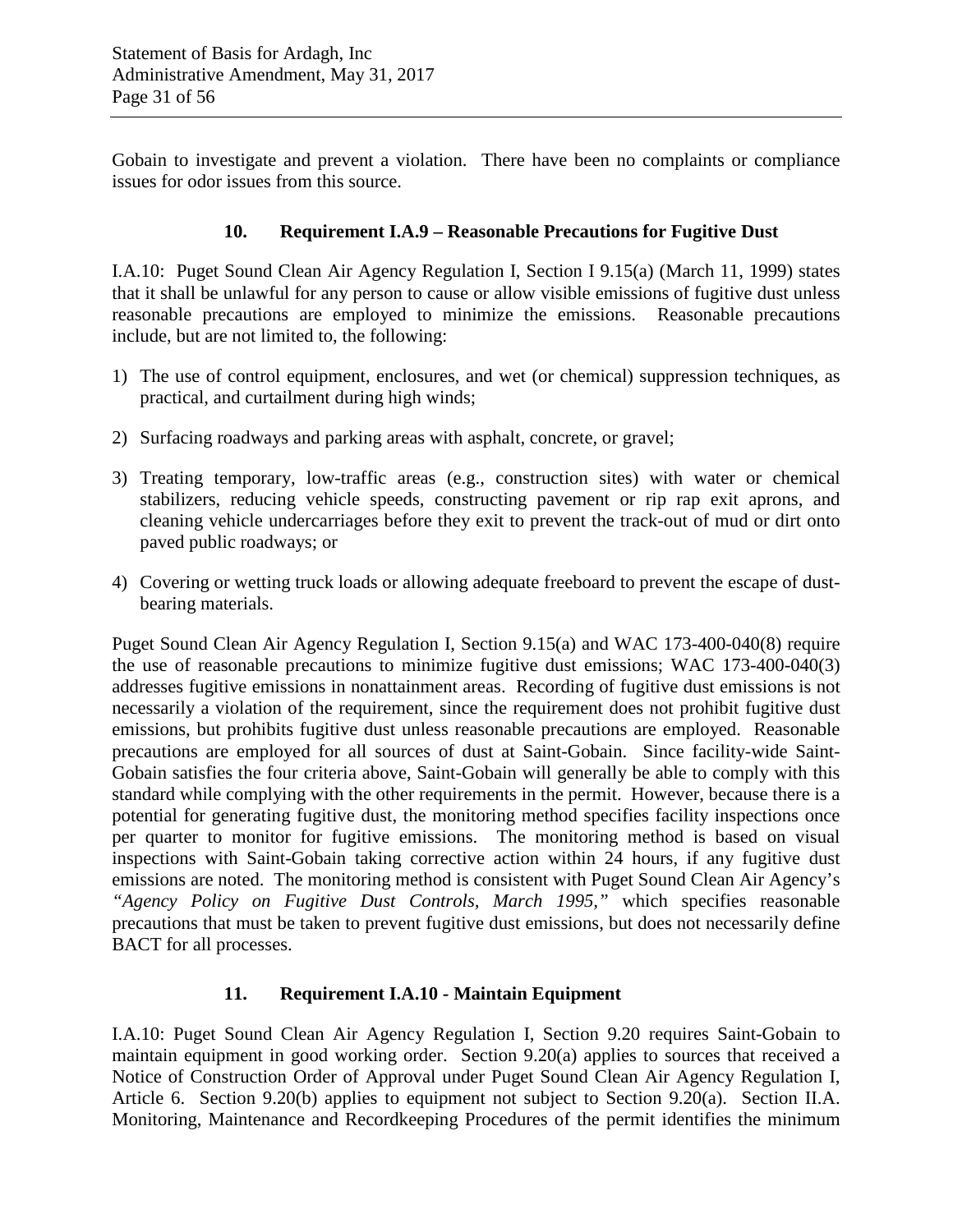Gobain to investigate and prevent a violation. There have been no complaints or compliance issues for odor issues from this source.

### 10. Requirement I.A.9 – Reasonable Precautions for Fugitive Dust

I.A.10: Puget Sound Clean Air Agency Regulation I, Section I 9.15(a) (March 11, 1999) states that it shall be unlawful for any person to cause or allow visible emissions of fugitive dust unless reasonable precautions are employed to minimize the emissions. Reasonable precautions include, but are not limited to, the following:

1) The use of control equipment, enclosures, and wet (or chemical) suppression techniques, as practical, and curtailment during high winds;

2) Surfacing roadways and parking areas with asphalt, concrete, or gravel;

3) Treating temporary, low-traffic areas (e.g., construction sites) with water or chemical stabilizers, reducing vehicle speeds, constructing pavement or rip rap exit aprons, and cleaning vehicle undercarriages before they exit to prevent the track-out of mud or dirt onto paved public roadways; or

4) Covering or wetting truck loads or allowing adequate freeboard to prevent the escape of dust-bearing materials.

Puget Sound Clean Air Agency Regulation I, Section 9.15(a) and WAC 173-400-040(8) require the use of reasonable precautions to minimize fugitive dust emissions; WAC 173-400-040(3) addresses fugitive emissions in nonattainment areas. Recording of fugitive dust emissions is not necessarily a violation of the requirement, since the requirement does not prohibit fugitive dust emissions, but prohibits fugitive dust unless reasonable precautions are employed. Reasonable precautions are employed for all sources of dust at Saint-Gobain. Since facility-wide Saint-Gobain satisfies the four criteria above, Saint-Gobain will generally be able to comply with this standard while complying with the other requirements in the permit. However, because there is a potential for generating fugitive dust, the monitoring method specifies facility inspections once per quarter to monitor for fugitive emissions. The monitoring method is based on visual inspections with Saint-Gobain taking corrective action within 24 hours, if any fugitive dust emissions are noted. The monitoring method is consistent with Puget Sound Clean Air Agency's *"Agency Policy on Fugitive Dust Controls, March 1995,"* which specifies reasonable precautions that must be taken to prevent fugitive dust emissions, but does not necessarily define BACT for all processes.

### 11. Requirement I.A.10 - Maintain Equipment

I.A.10: Puget Sound Clean Air Agency Regulation I, Section 9.20 requires Saint-Gobain to maintain equipment in good working order. Section 9.20(a) applies to sources that received a Notice of Construction Order of Approval under Puget Sound Clean Air Agency Regulation I, Article 6. Section 9.20(b) applies to equipment not subject to Section 9.20(a). Section II.A. Monitoring, Maintenance and Recordkeeping Procedures of the permit identifies the minimum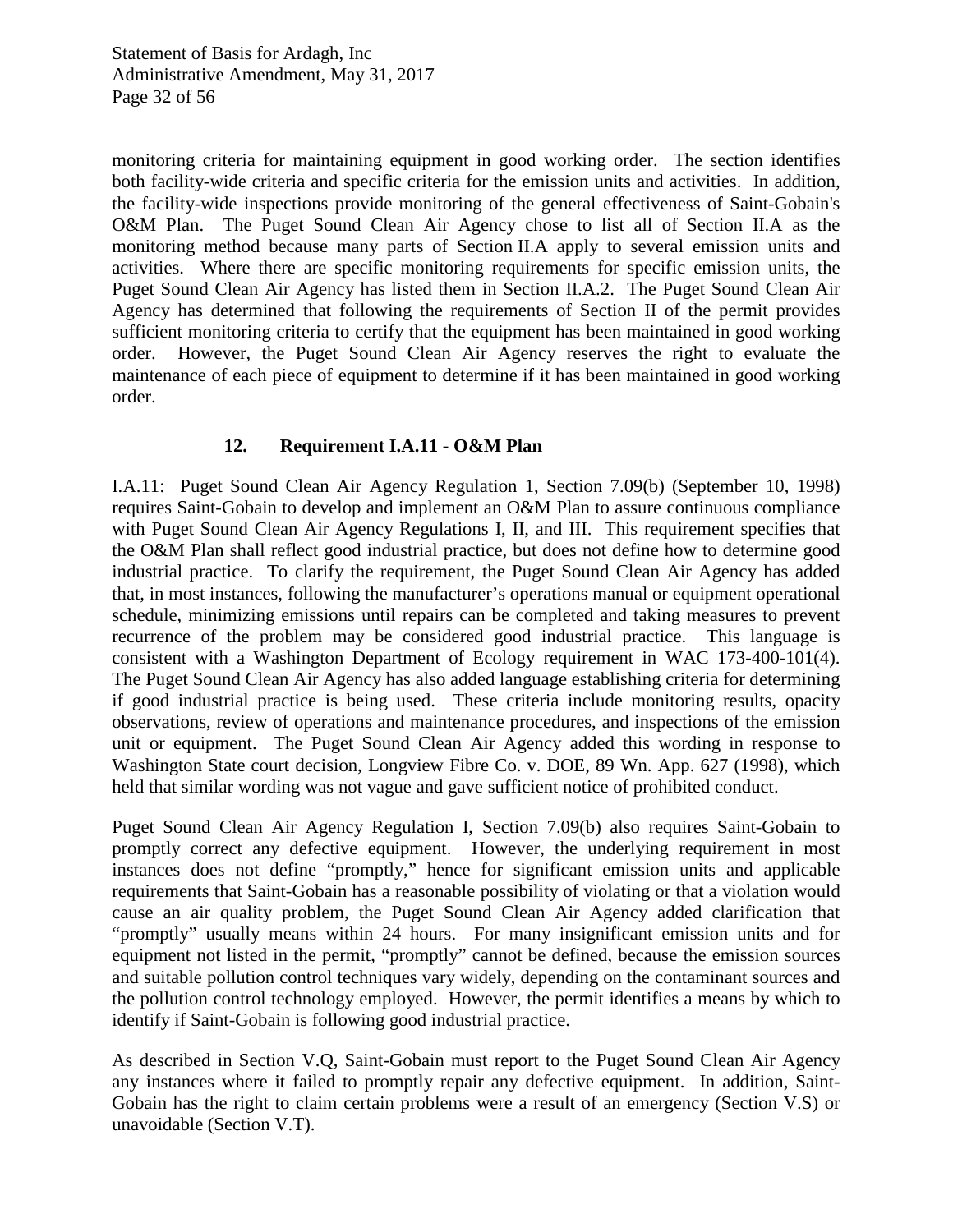monitoring criteria for maintaining equipment in good working order. The section identifies both facility-wide criteria and specific criteria for the emission units and activities. In addition, the facility-wide inspections provide monitoring of the general effectiveness of Saint-Gobain's O&M Plan. The Puget Sound Clean Air Agency chose to list all of Section II.A as the monitoring method because many parts of Section II.A apply to several emission units and activities. Where there are specific monitoring requirements for specific emission units, the Puget Sound Clean Air Agency has listed them in Section II.A.2. The Puget Sound Clean Air Agency has determined that following the requirements of Section II of the permit provides sufficient monitoring criteria to certify that the equipment has been maintained in good working order. However, the Puget Sound Clean Air Agency reserves the right to evaluate the maintenance of each piece of equipment to determine if it has been maintained in good working order.

### 12. Requirement I.A.11 - O&M Plan

I.A.11: Puget Sound Clean Air Agency Regulation 1, Section 7.09(b) (September 10, 1998) requires Saint-Gobain to develop and implement an O&M Plan to assure continuous compliance with Puget Sound Clean Air Agency Regulations I, II, and III. This requirement specifies that the O&M Plan shall reflect good industrial practice, but does not define how to determine good industrial practice. To clarify the requirement, the Puget Sound Clean Air Agency has added that, in most instances, following the manufacturer's operations manual or equipment operational schedule, minimizing emissions until repairs can be completed and taking measures to prevent recurrence of the problem may be considered good industrial practice. This language is consistent with a Washington Department of Ecology requirement in WAC 173-400-101(4). The Puget Sound Clean Air Agency has also added language establishing criteria for determining if good industrial practice is being used. These criteria include monitoring results, opacity observations, review of operations and maintenance procedures, and inspections of the emission unit or equipment. The Puget Sound Clean Air Agency added this wording in response to Washington State court decision, Longview Fibre Co. v. DOE, 89 Wn. App. 627 (1998), which held that similar wording was not vague and gave sufficient notice of prohibited conduct.

Puget Sound Clean Air Agency Regulation I, Section 7.09(b) also requires Saint-Gobain to promptly correct any defective equipment. However, the underlying requirement in most instances does not define "promptly," hence for significant emission units and applicable requirements that Saint-Gobain has a reasonable possibility of violating or that a violation would cause an air quality problem, the Puget Sound Clean Air Agency added clarification that "promptly" usually means within 24 hours. For many insignificant emission units and for equipment not listed in the permit, "promptly" cannot be defined, because the emission sources and suitable pollution control techniques vary widely, depending on the contaminant sources and the pollution control technology employed. However, the permit identifies a means by which to identify if Saint-Gobain is following good industrial practice.

As described in Section V.Q, Saint-Gobain must report to the Puget Sound Clean Air Agency any instances where it failed to promptly repair any defective equipment. In addition, Saint-Gobain has the right to claim certain problems were a result of an emergency (Section V.S) or unavoidable (Section V.T).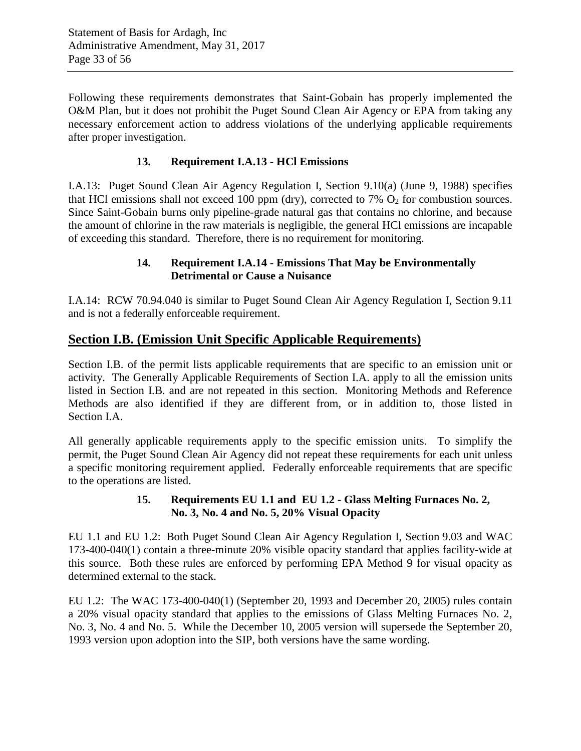Following these requirements demonstrates that Saint-Gobain has properly implemented the O&M Plan, but it does not prohibit the Puget Sound Clean Air Agency or EPA from taking any necessary enforcement action to address violations of the underlying applicable requirements after proper investigation.

### 13. Requirement I.A.13 - HCl Emissions

I.A.13: Puget Sound Clean Air Agency Regulation I, Section 9.10(a) (June 9, 1988) specifies that HCl emissions shall not exceed 100 ppm (dry), corrected to 7% $O_2$ for combustion sources. Since Saint-Gobain burns only pipeline-grade natural gas that contains no chlorine, and because the amount of chlorine in the raw materials is negligible, the general HCl emissions are incapable of exceeding this standard. Therefore, there is no requirement for monitoring.

### 14. Requirement I.A.14 - Emissions That May be Environmentally Detrimental or Cause a Nuisance

I.A.14: RCW 70.94.040 is similar to Puget Sound Clean Air Agency Regulation I, Section 9.11 and is not a federally enforceable requirement.

## Section I.B. (Emission Unit Specific Applicable Requirements)

Section I.B. of the permit lists applicable requirements that are specific to an emission unit or activity. The Generally Applicable Requirements of Section I.A. apply to all the emission units listed in Section I.B. and are not repeated in this section. Monitoring Methods and Reference Methods are also identified if they are different from, or in addition to, those listed in Section I.A.

All generally applicable requirements apply to the specific emission units. To simplify the permit, the Puget Sound Clean Air Agency did not repeat these requirements for each unit unless a specific monitoring requirement applied. Federally enforceable requirements that are specific to the operations are listed.

### 15. Requirements EU 1.1 and EU 1.2 - Glass Melting Furnaces No. 2, No. 3, No. 4 and No. 5, 20% Visual Opacity

EU 1.1 and EU 1.2: Both Puget Sound Clean Air Agency Regulation I, Section 9.03 and WAC 173-400-040(1) contain a three-minute 20% visible opacity standard that applies facility-wide at this source. Both these rules are enforced by performing EPA Method 9 for visual opacity as determined external to the stack.

EU 1.2: The WAC 173-400-040(1) (September 20, 1993 and December 20, 2005) rules contain a 20% visual opacity standard that applies to the emissions of Glass Melting Furnaces No. 2, No. 3, No. 4 and No. 5. While the December 10, 2005 version will supersede the September 20, 1993 version upon adoption into the SIP, both versions have the same wording.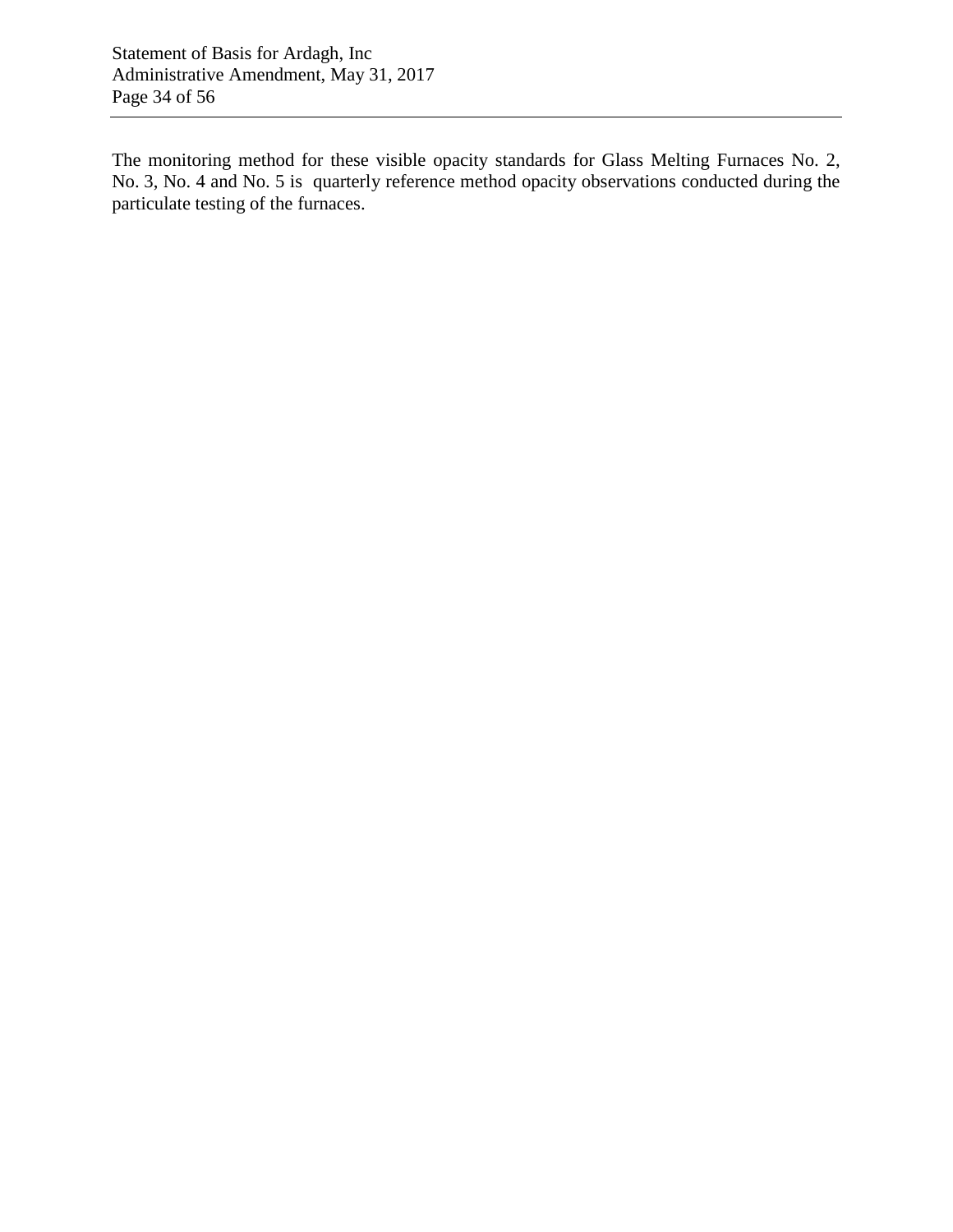The monitoring method for these visible opacity standards for Glass Melting Furnaces No. 2, No. 3, No. 4 and No. 5 is quarterly reference method opacity observations conducted during the particulate testing of the furnaces.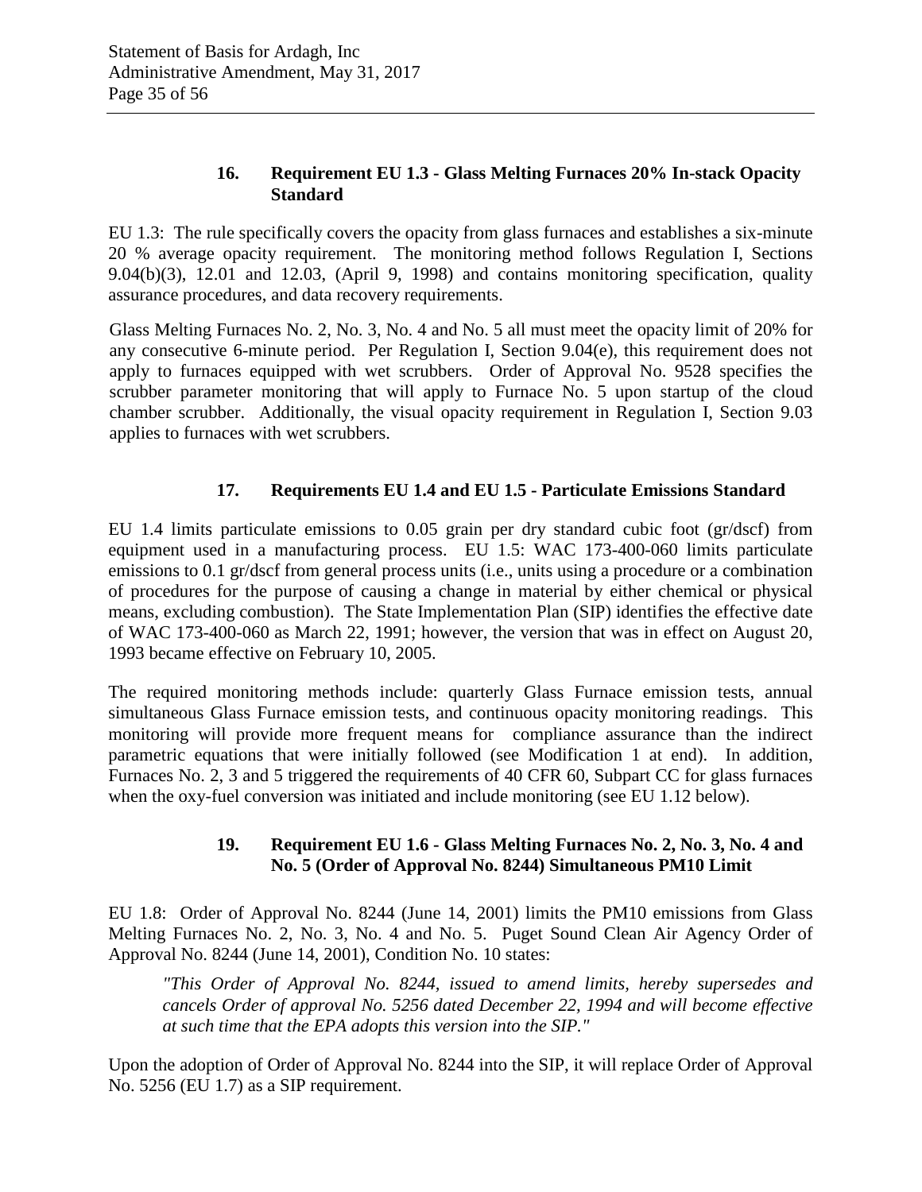### 16. Requirement EU 1.3 - Glass Melting Furnaces 20% In-stack Opacity Standard

EU 1.3: The rule specifically covers the opacity from glass furnaces and establishes a six-minute 20 % average opacity requirement. The monitoring method follows Regulation I, Sections 9.04(b)(3), 12.01 and 12.03, (April 9, 1998) and contains monitoring specification, quality assurance procedures, and data recovery requirements.

Glass Melting Furnaces No. 2, No. 3, No. 4 and No. 5 all must meet the opacity limit of 20% for any consecutive 6-minute period. Per Regulation I, Section 9.04(e), this requirement does not apply to furnaces equipped with wet scrubbers. Order of Approval No. 9528 specifies the scrubber parameter monitoring that will apply to Furnace No. 5 upon startup of the cloud chamber scrubber. Additionally, the visual opacity requirement in Regulation I, Section 9.03 applies to furnaces with wet scrubbers.

### 17. Requirements EU 1.4 and EU 1.5 - Particulate Emissions Standard

EU 1.4 limits particulate emissions to 0.05 grain per dry standard cubic foot (gr/dscf) from equipment used in a manufacturing process. EU 1.5: WAC 173-400-060 limits particulate emissions to 0.1 gr/dscf from general process units (i.e., units using a procedure or a combination of procedures for the purpose of causing a change in material by either chemical or physical means, excluding combustion). The State Implementation Plan (SIP) identifies the effective date of WAC 173-400-060 as March 22, 1991; however, the version that was in effect on August 20, 1993 became effective on February 10, 2005.

The required monitoring methods include: quarterly Glass Furnace emission tests, annual simultaneous Glass Furnace emission tests, and continuous opacity monitoring readings. This monitoring will provide more frequent means for compliance assurance than the indirect parametric equations that were initially followed (see Modification 1 at end). In addition, Furnaces No. 2, 3 and 5 triggered the requirements of 40 CFR 60, Subpart CC for glass furnaces when the oxy-fuel conversion was initiated and include monitoring (see EU 1.12 below).

### 19. Requirement EU 1.6 - Glass Melting Furnaces No. 2, No. 3, No. 4 and No. 5 (Order of Approval No. 8244) Simultaneous PM10 Limit

EU 1.8: Order of Approval No. 8244 (June 14, 2001) limits the PM10 emissions from Glass Melting Furnaces No. 2, No. 3, No. 4 and No. 5. Puget Sound Clean Air Agency Order of Approval No. 8244 (June 14, 2001), Condition No. 10 states:

> *"This Order of Approval No. 8244, issued to amend limits, hereby supersedes and cancels Order of approval No. 5256 dated December 22, 1994 and will become effective at such time that the EPA adopts this version into the SIP."*

Upon the adoption of Order of Approval No. 8244 into the SIP, it will replace Order of Approval No. 5256 (EU 1.7) as a SIP requirement.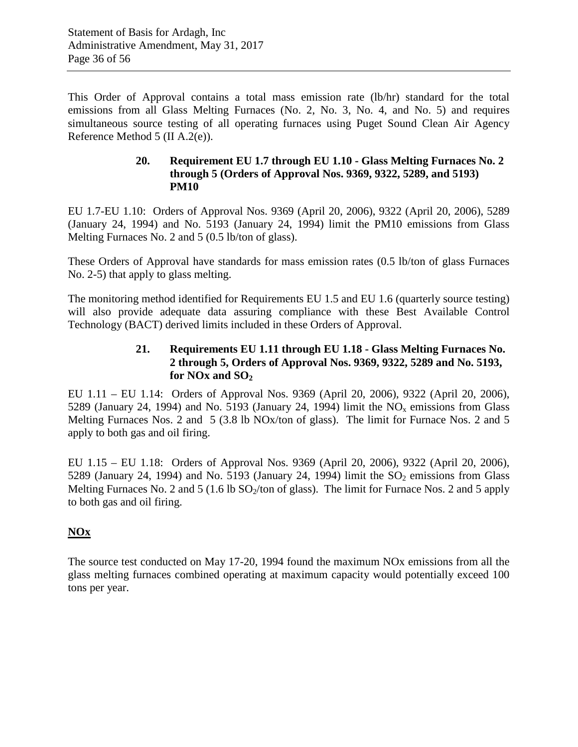This Order of Approval contains a total mass emission rate (lb/hr) standard for the total emissions from all Glass Melting Furnaces (No. 2, No. 3, No. 4, and No. 5) and requires simultaneous source testing of all operating furnaces using Puget Sound Clean Air Agency Reference Method 5 (II A.2(e)).

### 20. Requirement EU 1.7 through EU 1.10 - Glass Melting Furnaces No. 2 through 5 (Orders of Approval Nos. 9369, 9322, 5289, and 5193) PM10

EU 1.7-EU 1.10: Orders of Approval Nos. 9369 (April 20, 2006), 9322 (April 20, 2006), 5289 (January 24, 1994) and No. 5193 (January 24, 1994) limit the PM10 emissions from Glass Melting Furnaces No. 2 and 5 (0.5 lb/ton of glass).

These Orders of Approval have standards for mass emission rates (0.5 lb/ton of glass Furnaces No. 2-5) that apply to glass melting.

The monitoring method identified for Requirements EU 1.5 and EU 1.6 (quarterly source testing) will also provide adequate data assuring compliance with these Best Available Control Technology (BACT) derived limits included in these Orders of Approval.

### 21. Requirements EU 1.11 through EU 1.18 - Glass Melting Furnaces No. 2 through 5, Orders of Approval Nos. 9369, 9322, 5289 and No. 5193, for NOx and $SO_2$

EU 1.11 – EU 1.14: Orders of Approval Nos. 9369 (April 20, 2006), 9322 (April 20, 2006), 5289 (January 24, 1994) and No. 5193 (January 24, 1994) limit the $NO_x$ emissions from Glass Melting Furnaces Nos. 2 and 5 (3.8 lb NOx/ton of glass). The limit for Furnace Nos. 2 and 5 apply to both gas and oil firing.

EU 1.15 – EU 1.18: Orders of Approval Nos. 9369 (April 20, 2006), 9322 (April 20, 2006), 5289 (January 24, 1994) and No. 5193 (January 24, 1994) limit the $SO_2$ emissions from Glass Melting Furnaces No. 2 and 5 (1.6 lb $SO_2$/ton of glass). The limit for Furnace Nos. 2 and 5 apply to both gas and oil firing.

**<u>NOx</u>**

The source test conducted on May 17-20, 1994 found the maximum NOx emissions from all the glass melting furnaces combined operating at maximum capacity would potentially exceed 100 tons per year.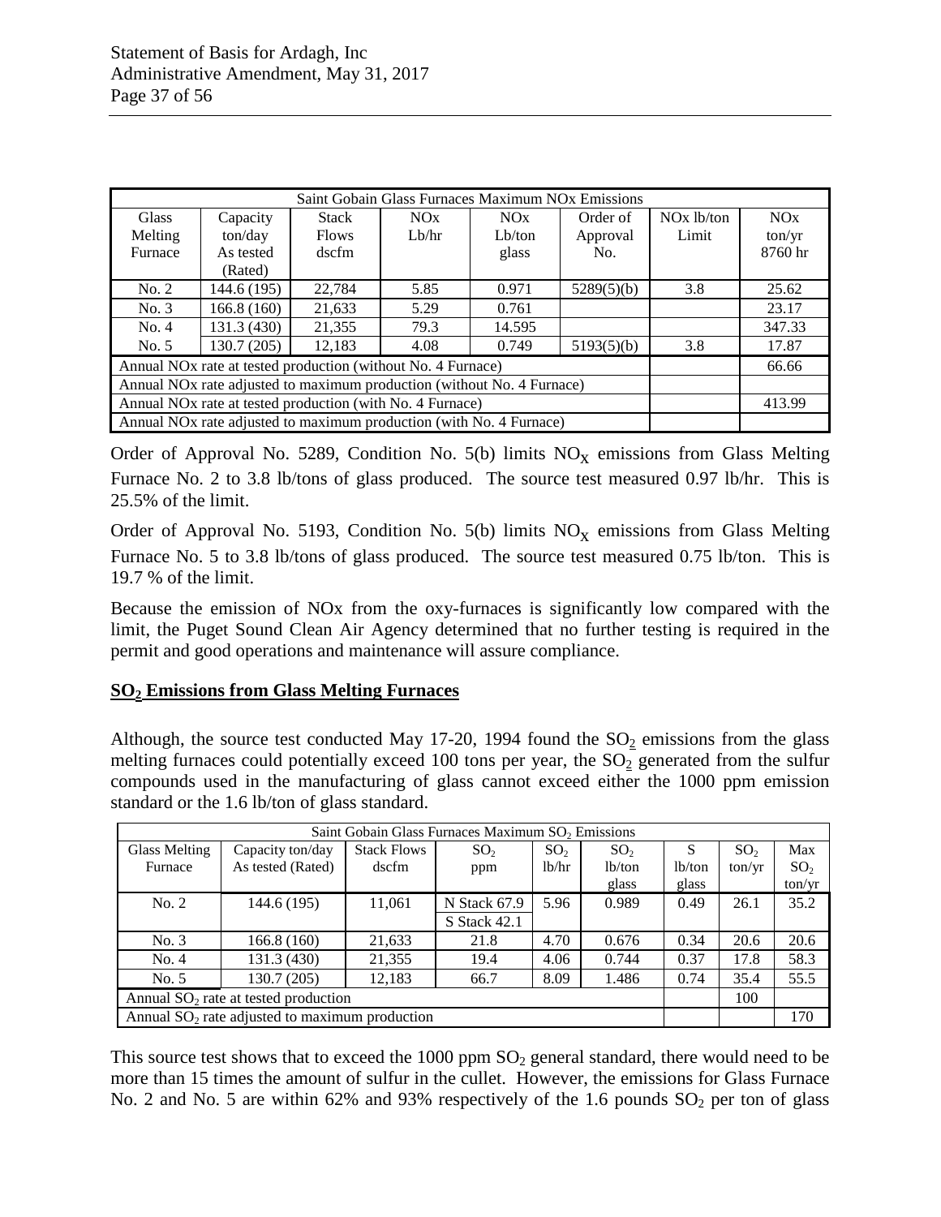| Saint Gobain Glass Furnaces Maximum NOx Emissions | | | | | | | |
|---|---|---|---|---|---|---|---|
| Glass Melting Furnace | Capacity ton/day As tested (Rated) | Stack Flows dscfm | NOx Lb/hr | NOx Lb/ton glass | Order of Approval No. | NOx lb/ton Limit | NOx ton/yr 8760 hr |
| No. 2 | 144.6 (195) | 22,784 | 5.85 | 0.971 | 5289(5)(b) | 3.8 | 25.62 |
| No. 3 | 166.8 (160) | 21,633 | 5.29 | 0.761 | | | 23.17 |
| No. 4 | 131.3 (430) | 21,355 | 79.3 | 14.595 | | | 347.33 |
| No. 5 | 130.7 (205) | 12,183 | 4.08 | 0.749 | 5193(5)(b) | 3.8 | 17.87 |
| Annual NOx rate at tested production (without No. 4 Furnace) | | | | | | | 66.66 |
| Annual NOx rate adjusted to maximum production (without No. 4 Furnace) | | | | | | | |
| Annual NOx rate at tested production (with No. 4 Furnace) | | | | | | | 413.99 |
| Annual NOx rate adjusted to maximum production (with No. 4 Furnace) | | | | | | | |

Order of Approval No. 5289, Condition No. 5(b) limits $NO_X$ emissions from Glass Melting Furnace No. 2 to 3.8 lb/tons of glass produced. The source test measured 0.97 lb/hr. This is 25.5% of the limit.

Order of Approval No. 5193, Condition No. 5(b) limits $NO_X$ emissions from Glass Melting Furnace No. 5 to 3.8 lb/tons of glass produced. The source test measured 0.75 lb/ton. This is 19.7 % of the limit.

Because the emission of NOx from the oxy-furnaces is significantly low compared with the limit, the Puget Sound Clean Air Agency determined that no further testing is required in the permit and good operations and maintenance will assure compliance.

**$SO_2$ Emissions from Glass Melting Furnaces**

Although, the source test conducted May 17-20, 1994 found the $SO_2$ emissions from the glass melting furnaces could potentially exceed 100 tons per year, the $SO_2$ generated from the sulfur compounds used in the manufacturing of glass cannot exceed either the 1000 ppm emission standard or the 1.6 lb/ton of glass standard.

| Saint Gobain Glass Furnaces Maximum $SO_2$ Emissions | | | | | | | | |
|---|---|---|---|---|---|---|---|---|
| Glass Melting Furnace | Capacity ton/day As tested (Rated) | Stack Flows dscfm | $SO_2$ ppm | $SO_2$ lb/hr | $SO_2$ lb/ton glass | S lb/ton glass | $SO_2$ ton/yr | Max $SO_2$ ton/yr |
| No. 2 | 144.6 (195) | 11,061 | N Stack 67.9<br>S Stack 42.1 | 5.96 | 0.989 | 0.49 | 26.1 | 35.2 |
| No. 3 | 166.8 (160) | 21,633 | 21.8 | 4.70 | 0.676 | 0.34 | 20.6 | 20.6 |
| No. 4 | 131.3 (430) | 21,355 | 19.4 | 4.06 | 0.744 | 0.37 | 17.8 | 58.3 |
| No. 5 | 130.7 (205) | 12,183 | 66.7 | 8.09 | 1.486 | 0.74 | 35.4 | 55.5 |
| Annual $SO_2$ rate at tested production | | | | | | | 100 | |
| Annual $SO_2$ rate adjusted to maximum production | | | | | | | | 170 |

This source test shows that to exceed the 1000 ppm $SO_2$ general standard, there would need to be more than 15 times the amount of sulfur in the cullet. However, the emissions for Glass Furnace No. 2 and No. 5 are within 62% and 93% respectively of the 1.6 pounds $SO_2$ per ton of glass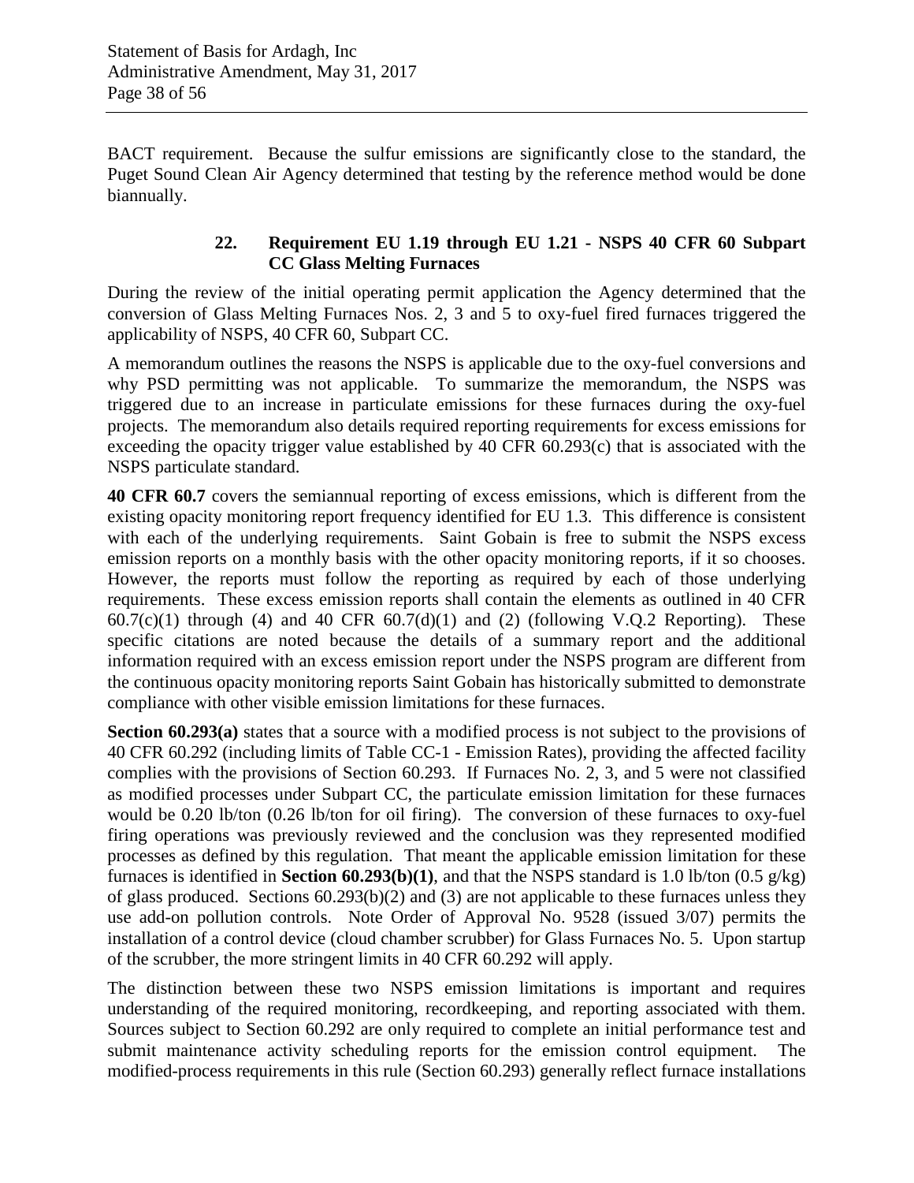BACT requirement. Because the sulfur emissions are significantly close to the standard, the Puget Sound Clean Air Agency determined that testing by the reference method would be done biannually.

### 22. Requirement EU 1.19 through EU 1.21 - NSPS 40 CFR 60 Subpart CC Glass Melting Furnaces

During the review of the initial operating permit application the Agency determined that the conversion of Glass Melting Furnaces Nos. 2, 3 and 5 to oxy-fuel fired furnaces triggered the applicability of NSPS, 40 CFR 60, Subpart CC.

A memorandum outlines the reasons the NSPS is applicable due to the oxy-fuel conversions and why PSD permitting was not applicable. To summarize the memorandum, the NSPS was triggered due to an increase in particulate emissions for these furnaces during the oxy-fuel projects. The memorandum also details required reporting requirements for excess emissions for exceeding the opacity trigger value established by 40 CFR 60.293(c) that is associated with the NSPS particulate standard.

**40 CFR 60.7** covers the semiannual reporting of excess emissions, which is different from the existing opacity monitoring report frequency identified for EU 1.3. This difference is consistent with each of the underlying requirements. Saint Gobain is free to submit the NSPS excess emission reports on a monthly basis with the other opacity monitoring reports, if it so chooses. However, the reports must follow the reporting as required by each of those underlying requirements. These excess emission reports shall contain the elements as outlined in 40 CFR 60.7(c)(1) through (4) and 40 CFR 60.7(d)(1) and (2) (following V.Q.2 Reporting). These specific citations are noted because the details of a summary report and the additional information required with an excess emission report under the NSPS program are different from the continuous opacity monitoring reports Saint Gobain has historically submitted to demonstrate compliance with other visible emission limitations for these furnaces.

**Section 60.293(a)** states that a source with a modified process is not subject to the provisions of 40 CFR 60.292 (including limits of Table CC-1 - Emission Rates), providing the affected facility complies with the provisions of Section 60.293. If Furnaces No. 2, 3, and 5 were not classified as modified processes under Subpart CC, the particulate emission limitation for these furnaces would be 0.20 lb/ton (0.26 lb/ton for oil firing). The conversion of these furnaces to oxy-fuel firing operations was previously reviewed and the conclusion was they represented modified processes as defined by this regulation. That meant the applicable emission limitation for these furnaces is identified in **Section 60.293(b)(1)**, and that the NSPS standard is 1.0 lb/ton (0.5 g/kg) of glass produced. Sections 60.293(b)(2) and (3) are not applicable to these furnaces unless they use add-on pollution controls. Note Order of Approval No. 9528 (issued 3/07) permits the installation of a control device (cloud chamber scrubber) for Glass Furnaces No. 5. Upon startup of the scrubber, the more stringent limits in 40 CFR 60.292 will apply.

The distinction between these two NSPS emission limitations is important and requires understanding of the required monitoring, recordkeeping, and reporting associated with them. Sources subject to Section 60.292 are only required to complete an initial performance test and submit maintenance activity scheduling reports for the emission control equipment. The modified-process requirements in this rule (Section 60.293) generally reflect furnace installations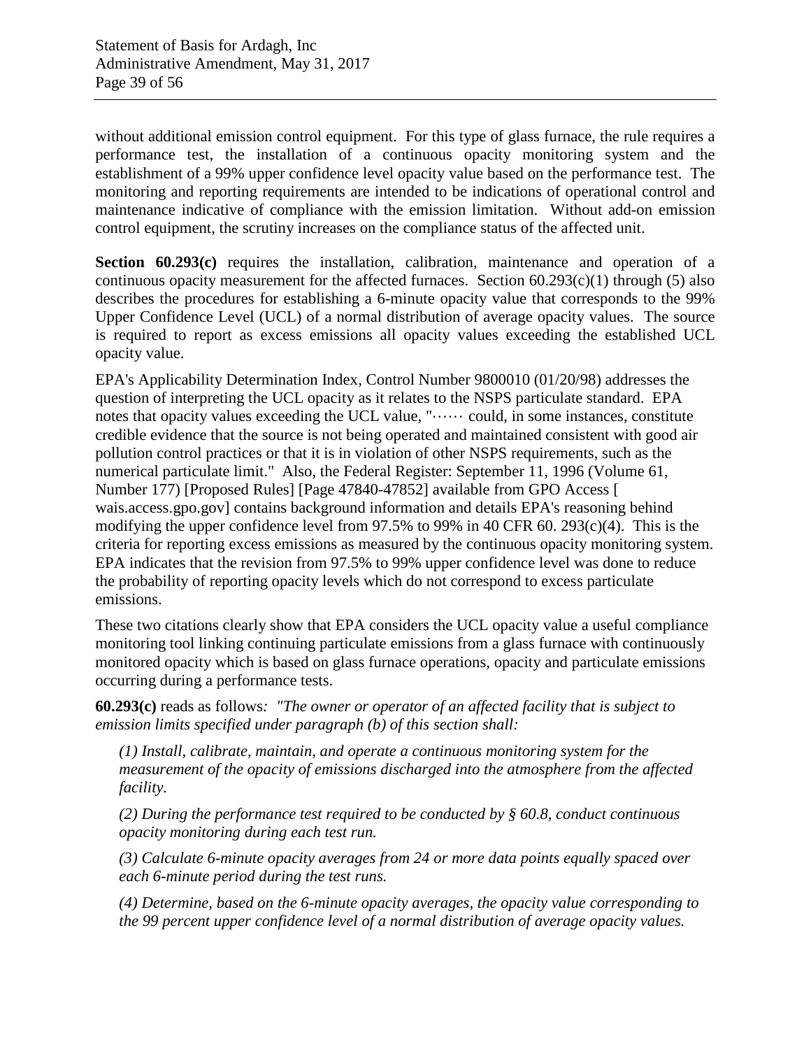without additional emission control equipment. For this type of glass furnace, the rule requires a performance test, the installation of a continuous opacity monitoring system and the establishment of a 99% upper confidence level opacity value based on the performance test. The monitoring and reporting requirements are intended to be indications of operational control and maintenance indicative of compliance with the emission limitation. Without add-on emission control equipment, the scrutiny increases on the compliance status of the affected unit.

**Section 60.293(c)** requires the installation, calibration, maintenance and operation of a continuous opacity measurement for the affected furnaces. Section 60.293(c)(1) through (5) also describes the procedures for establishing a 6-minute opacity value that corresponds to the 99% Upper Confidence Level (UCL) of a normal distribution of average opacity values. The source is required to report as excess emissions all opacity values exceeding the established UCL opacity value.

EPA's Applicability Determination Index, Control Number 9800010 (01/20/98) addresses the question of interpreting the UCL opacity as it relates to the NSPS particulate standard. EPA notes that opacity values exceeding the UCL value, "…… could, in some instances, constitute credible evidence that the source is not being operated and maintained consistent with good air pollution control practices or that it is in violation of other NSPS requirements, such as the numerical particulate limit." Also, the Federal Register: September 11, 1996 (Volume 61, Number 177) [Proposed Rules] [Page 47840-47852] available from GPO Access [ wais.access.gpo.gov] contains background information and details EPA's reasoning behind modifying the upper confidence level from 97.5% to 99% in 40 CFR 60. 293(c)(4). This is the criteria for reporting excess emissions as measured by the continuous opacity monitoring system. EPA indicates that the revision from 97.5% to 99% upper confidence level was done to reduce the probability of reporting opacity levels which do not correspond to excess particulate emissions.

These two citations clearly show that EPA considers the UCL opacity value a useful compliance monitoring tool linking continuing particulate emissions from a glass furnace with continuously monitored opacity which is based on glass furnace operations, opacity and particulate emissions occurring during a performance tests.

**60.293(c)** reads as follows*: "The owner or operator of an affected facility that is subject to emission limits specified under paragraph (b) of this section shall:*

> *(1) Install, calibrate, maintain, and operate a continuous monitoring system for the measurement of the opacity of emissions discharged into the atmosphere from the affected facility.*
>
> *(2) During the performance test required to be conducted by § 60.8, conduct continuous opacity monitoring during each test run.*
>
> *(3) Calculate 6-minute opacity averages from 24 or more data points equally spaced over each 6-minute period during the test runs.*
>
> *(4) Determine, based on the 6-minute opacity averages, the opacity value corresponding to the 99 percent upper confidence level of a normal distribution of average opacity values.*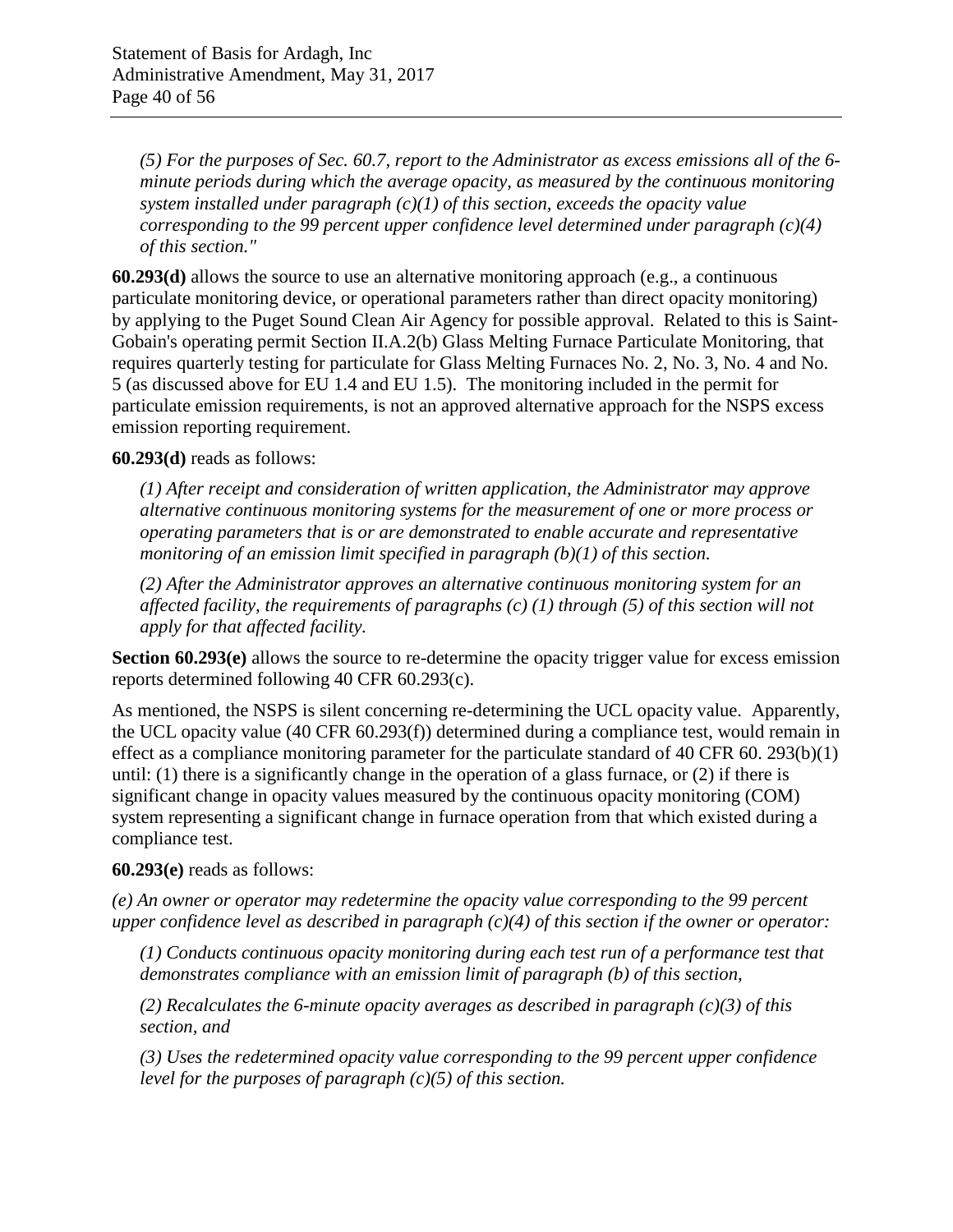*(5) For the purposes of Sec. 60.7, report to the Administrator as excess emissions all of the 6-minute periods during which the average opacity, as measured by the continuous monitoring system installed under paragraph (c)(1) of this section, exceeds the opacity value corresponding to the 99 percent upper confidence level determined under paragraph (c)(4) of this section."*

**60.293(d)** allows the source to use an alternative monitoring approach (e.g., a continuous particulate monitoring device, or operational parameters rather than direct opacity monitoring) by applying to the Puget Sound Clean Air Agency for possible approval. Related to this is Saint-Gobain's operating permit Section II.A.2(b) Glass Melting Furnace Particulate Monitoring, that requires quarterly testing for particulate for Glass Melting Furnaces No. 2, No. 3, No. 4 and No. 5 (as discussed above for EU 1.4 and EU 1.5). The monitoring included in the permit for particulate emission requirements, is not an approved alternative approach for the NSPS excess emission reporting requirement.

**60.293(d)** reads as follows:

*(1) After receipt and consideration of written application, the Administrator may approve alternative continuous monitoring systems for the measurement of one or more process or operating parameters that is or are demonstrated to enable accurate and representative monitoring of an emission limit specified in paragraph (b)(1) of this section.*

*(2) After the Administrator approves an alternative continuous monitoring system for an affected facility, the requirements of paragraphs (c) (1) through (5) of this section will not apply for that affected facility.*

**Section 60.293(e)** allows the source to re-determine the opacity trigger value for excess emission reports determined following 40 CFR 60.293(c).

As mentioned, the NSPS is silent concerning re-determining the UCL opacity value. Apparently, the UCL opacity value (40 CFR 60.293(f)) determined during a compliance test, would remain in effect as a compliance monitoring parameter for the particulate standard of 40 CFR 60. 293(b)(1) until: (1) there is a significantly change in the operation of a glass furnace, or (2) if there is significant change in opacity values measured by the continuous opacity monitoring (COM) system representing a significant change in furnace operation from that which existed during a compliance test.

**60.293(e)** reads as follows:

*(e) An owner or operator may redetermine the opacity value corresponding to the 99 percent upper confidence level as described in paragraph (c)(4) of this section if the owner or operator:*

*(1) Conducts continuous opacity monitoring during each test run of a performance test that demonstrates compliance with an emission limit of paragraph (b) of this section,*

*(2) Recalculates the 6-minute opacity averages as described in paragraph (c)(3) of this section, and*

*(3) Uses the redetermined opacity value corresponding to the 99 percent upper confidence level for the purposes of paragraph (c)(5) of this section.*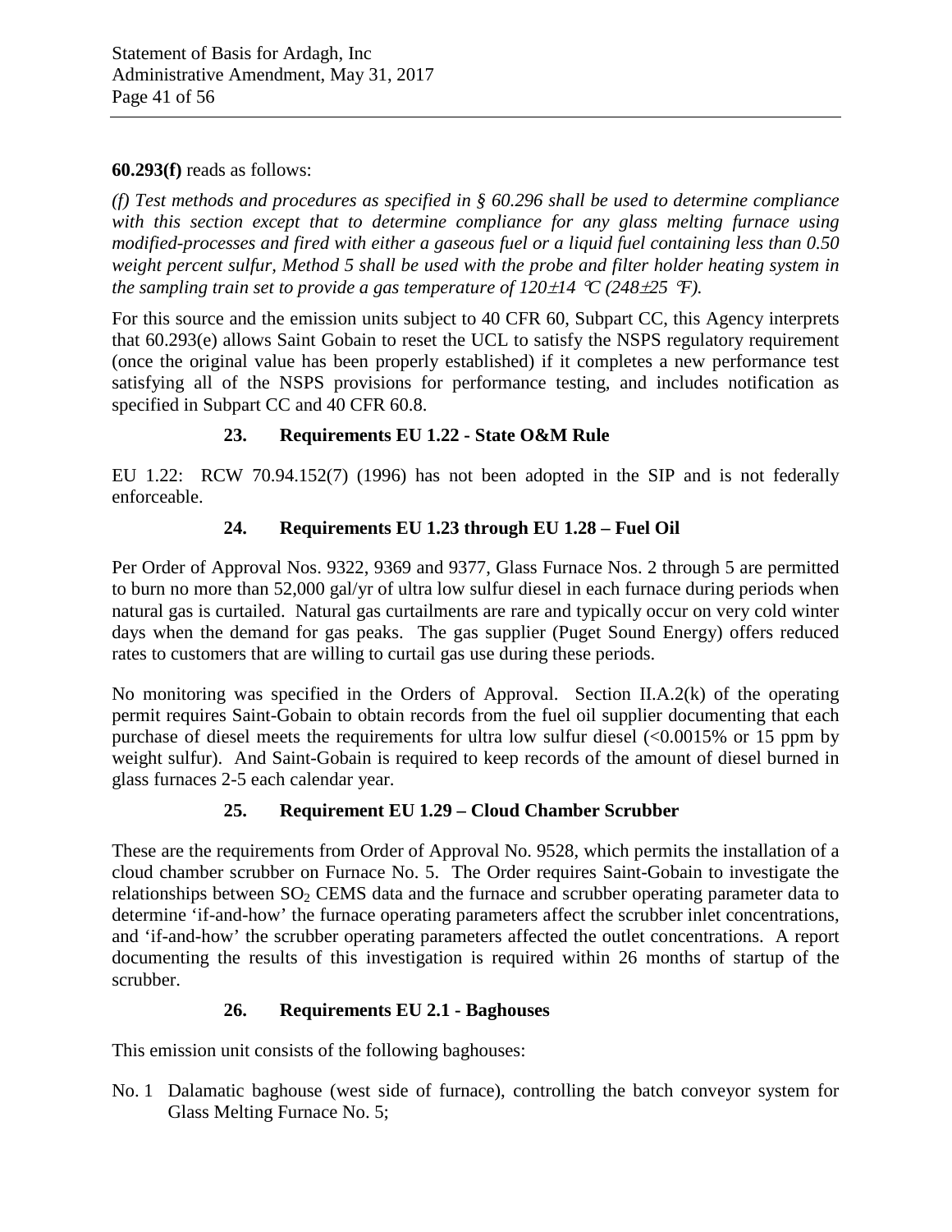**60.293(f)** reads as follows:

*(f) Test methods and procedures as specified in § 60.296 shall be used to determine compliance with this section except that to determine compliance for any glass melting furnace using modified-processes and fired with either a gaseous fuel or a liquid fuel containing less than 0.50 weight percent sulfur, Method 5 shall be used with the probe and filter holder heating system in the sampling train set to provide a gas temperature of 120±14 °C (248±25 °F).*

For this source and the emission units subject to 40 CFR 60, Subpart CC, this Agency interprets that 60.293(e) allows Saint Gobain to reset the UCL to satisfy the NSPS regulatory requirement (once the original value has been properly established) if it completes a new performance test satisfying all of the NSPS provisions for performance testing, and includes notification as specified in Subpart CC and 40 CFR 60.8.

### 23. Requirements EU 1.22 - State O&M Rule

EU 1.22: RCW 70.94.152(7) (1996) has not been adopted in the SIP and is not federally enforceable.

### 24. Requirements EU 1.23 through EU 1.28 – Fuel Oil

Per Order of Approval Nos. 9322, 9369 and 9377, Glass Furnace Nos. 2 through 5 are permitted to burn no more than 52,000 gal/yr of ultra low sulfur diesel in each furnace during periods when natural gas is curtailed. Natural gas curtailments are rare and typically occur on very cold winter days when the demand for gas peaks. The gas supplier (Puget Sound Energy) offers reduced rates to customers that are willing to curtail gas use during these periods.

No monitoring was specified in the Orders of Approval. Section II.A.2(k) of the operating permit requires Saint-Gobain to obtain records from the fuel oil supplier documenting that each purchase of diesel meets the requirements for ultra low sulfur diesel (<0.0015% or 15 ppm by weight sulfur). And Saint-Gobain is required to keep records of the amount of diesel burned in glass furnaces 2-5 each calendar year.

### 25. Requirement EU 1.29 – Cloud Chamber Scrubber

These are the requirements from Order of Approval No. 9528, which permits the installation of a cloud chamber scrubber on Furnace No. 5. The Order requires Saint-Gobain to investigate the relationships between $SO_2$ CEMS data and the furnace and scrubber operating parameter data to determine 'if-and-how' the furnace operating parameters affect the scrubber inlet concentrations, and 'if-and-how' the scrubber operating parameters affected the outlet concentrations. A report documenting the results of this investigation is required within 26 months of startup of the scrubber.

### 26. Requirements EU 2.1 - Baghouses

This emission unit consists of the following baghouses:

No. 1 Dalamatic baghouse (west side of furnace), controlling the batch conveyor system for Glass Melting Furnace No. 5;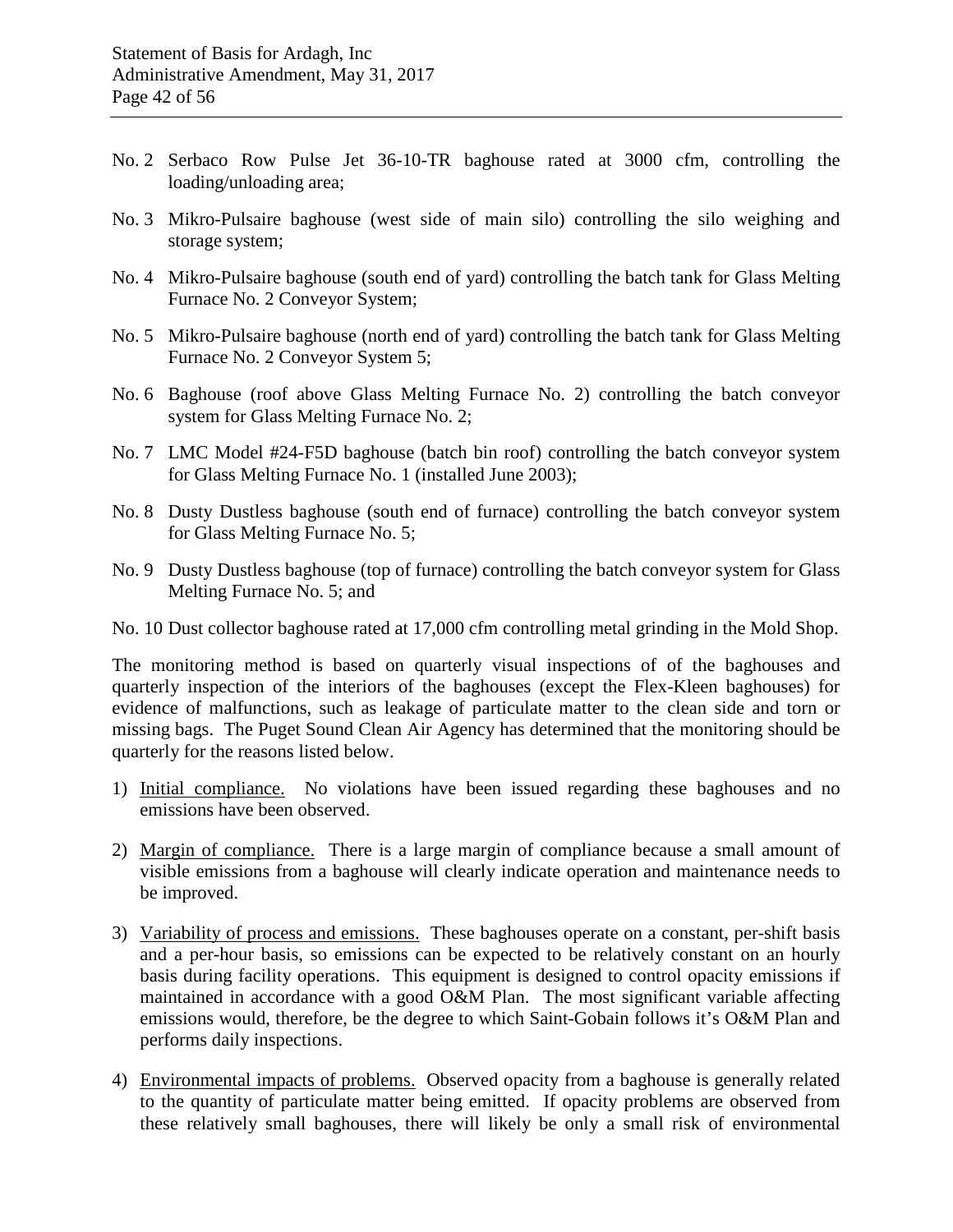No. 2 Serbaco Row Pulse Jet 36-10-TR baghouse rated at 3000 cfm, controlling the loading/unloading area;

No. 3 Mikro-Pulsaire baghouse (west side of main silo) controlling the silo weighing and storage system;

No. 4 Mikro-Pulsaire baghouse (south end of yard) controlling the batch tank for Glass Melting Furnace No. 2 Conveyor System;

No. 5 Mikro-Pulsaire baghouse (north end of yard) controlling the batch tank for Glass Melting Furnace No. 2 Conveyor System 5;

No. 6 Baghouse (roof above Glass Melting Furnace No. 2) controlling the batch conveyor system for Glass Melting Furnace No. 2;

No. 7 LMC Model #24-F5D baghouse (batch bin roof) controlling the batch conveyor system for Glass Melting Furnace No. 1 (installed June 2003);

No. 8 Dusty Dustless baghouse (south end of furnace) controlling the batch conveyor system for Glass Melting Furnace No. 5;

No. 9 Dusty Dustless baghouse (top of furnace) controlling the batch conveyor system for Glass Melting Furnace No. 5; and

No. 10 Dust collector baghouse rated at 17,000 cfm controlling metal grinding in the Mold Shop.

The monitoring method is based on quarterly visual inspections of of the baghouses and quarterly inspection of the interiors of the baghouses (except the Flex-Kleen baghouses) for evidence of malfunctions, such as leakage of particulate matter to the clean side and torn or missing bags. The Puget Sound Clean Air Agency has determined that the monitoring should be quarterly for the reasons listed below.

1) Initial compliance. No violations have been issued regarding these baghouses and no emissions have been observed.

2) Margin of compliance. There is a large margin of compliance because a small amount of visible emissions from a baghouse will clearly indicate operation and maintenance needs to be improved.

3) Variability of process and emissions. These baghouses operate on a constant, per-shift basis and a per-hour basis, so emissions can be expected to be relatively constant on an hourly basis during facility operations. This equipment is designed to control opacity emissions if maintained in accordance with a good O&M Plan. The most significant variable affecting emissions would, therefore, be the degree to which Saint-Gobain follows it's O&M Plan and performs daily inspections.

4) Environmental impacts of problems. Observed opacity from a baghouse is generally related to the quantity of particulate matter being emitted. If opacity problems are observed from these relatively small baghouses, there will likely be only a small risk of environmental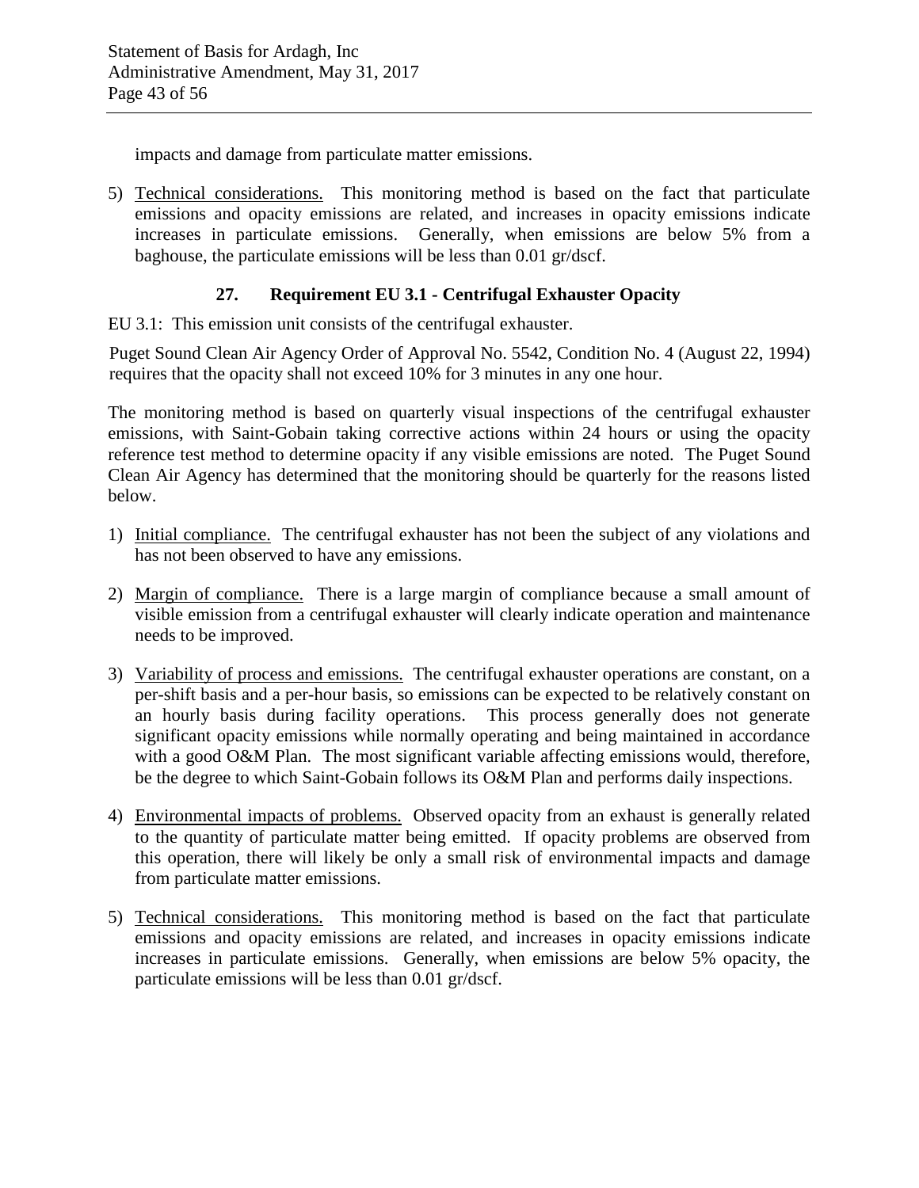impacts and damage from particulate matter emissions.

5) Technical considerations. This monitoring method is based on the fact that particulate emissions and opacity emissions are related, and increases in opacity emissions indicate increases in particulate emissions. Generally, when emissions are below 5% from a baghouse, the particulate emissions will be less than 0.01 gr/dscf.

### 27. Requirement EU 3.1 - Centrifugal Exhauster Opacity

EU 3.1: This emission unit consists of the centrifugal exhauster.

Puget Sound Clean Air Agency Order of Approval No. 5542, Condition No. 4 (August 22, 1994) requires that the opacity shall not exceed 10% for 3 minutes in any one hour.

The monitoring method is based on quarterly visual inspections of the centrifugal exhauster emissions, with Saint-Gobain taking corrective actions within 24 hours or using the opacity reference test method to determine opacity if any visible emissions are noted. The Puget Sound Clean Air Agency has determined that the monitoring should be quarterly for the reasons listed below.

1) Initial compliance. The centrifugal exhauster has not been the subject of any violations and has not been observed to have any emissions.

2) Margin of compliance. There is a large margin of compliance because a small amount of visible emission from a centrifugal exhauster will clearly indicate operation and maintenance needs to be improved.

3) Variability of process and emissions. The centrifugal exhauster operations are constant, on a per-shift basis and a per-hour basis, so emissions can be expected to be relatively constant on an hourly basis during facility operations. This process generally does not generate significant opacity emissions while normally operating and being maintained in accordance with a good O&M Plan. The most significant variable affecting emissions would, therefore, be the degree to which Saint-Gobain follows its O&M Plan and performs daily inspections.

4) Environmental impacts of problems. Observed opacity from an exhaust is generally related to the quantity of particulate matter being emitted. If opacity problems are observed from this operation, there will likely be only a small risk of environmental impacts and damage from particulate matter emissions.

5) Technical considerations. This monitoring method is based on the fact that particulate emissions and opacity emissions are related, and increases in opacity emissions indicate increases in particulate emissions. Generally, when emissions are below 5% opacity, the particulate emissions will be less than 0.01 gr/dscf.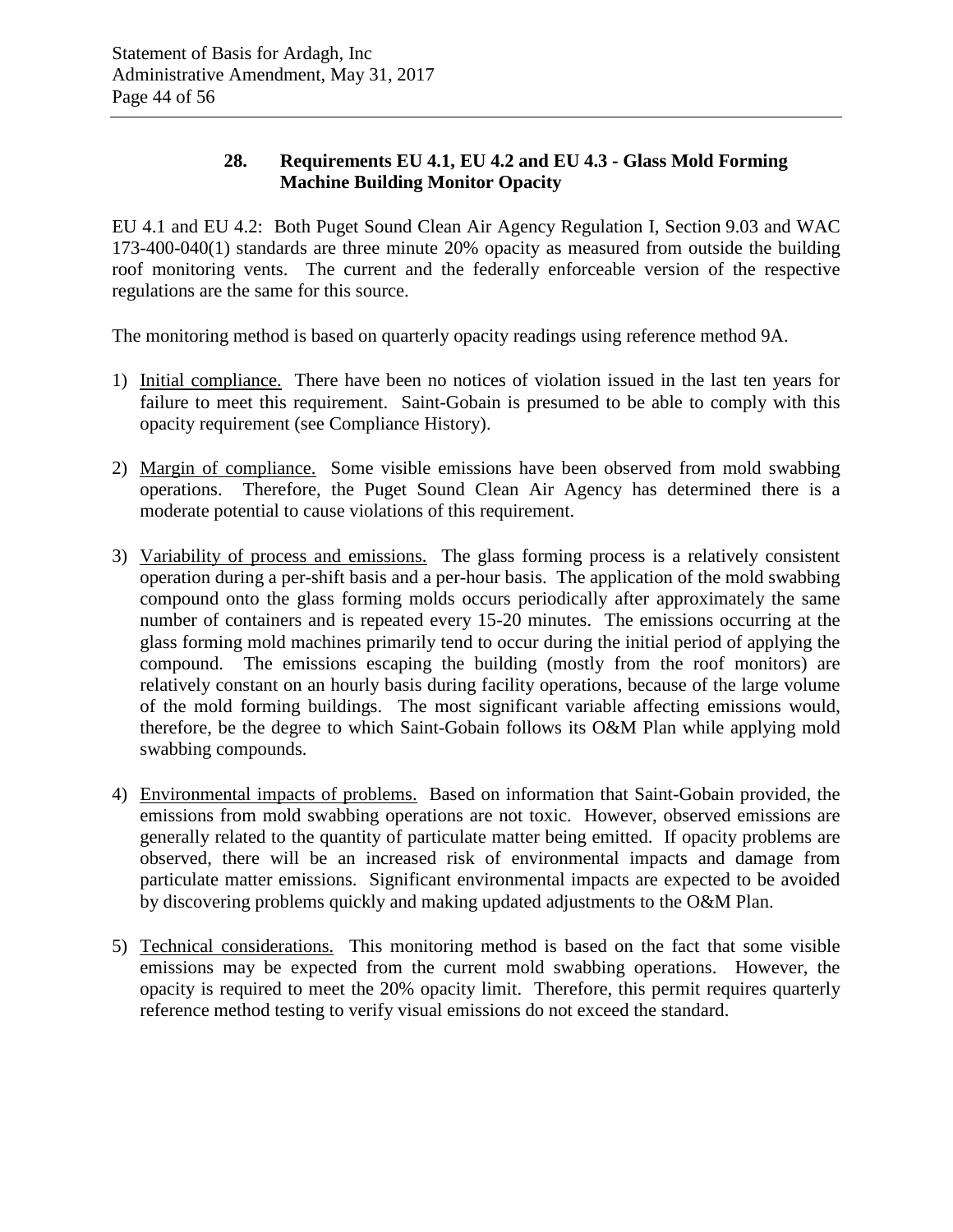### 28. Requirements EU 4.1, EU 4.2 and EU 4.3 - Glass Mold Forming Machine Building Monitor Opacity

EU 4.1 and EU 4.2: Both Puget Sound Clean Air Agency Regulation I, Section 9.03 and WAC 173-400-040(1) standards are three minute 20% opacity as measured from outside the building roof monitoring vents. The current and the federally enforceable version of the respective regulations are the same for this source.

The monitoring method is based on quarterly opacity readings using reference method 9A.

1) Initial compliance. There have been no notices of violation issued in the last ten years for failure to meet this requirement. Saint-Gobain is presumed to be able to comply with this opacity requirement (see Compliance History).

2) Margin of compliance. Some visible emissions have been observed from mold swabbing operations. Therefore, the Puget Sound Clean Air Agency has determined there is a moderate potential to cause violations of this requirement.

3) Variability of process and emissions. The glass forming process is a relatively consistent operation during a per-shift basis and a per-hour basis. The application of the mold swabbing compound onto the glass forming molds occurs periodically after approximately the same number of containers and is repeated every 15-20 minutes. The emissions occurring at the glass forming mold machines primarily tend to occur during the initial period of applying the compound. The emissions escaping the building (mostly from the roof monitors) are relatively constant on an hourly basis during facility operations, because of the large volume of the mold forming buildings. The most significant variable affecting emissions would, therefore, be the degree to which Saint-Gobain follows its O&M Plan while applying mold swabbing compounds.

4) Environmental impacts of problems. Based on information that Saint-Gobain provided, the emissions from mold swabbing operations are not toxic. However, observed emissions are generally related to the quantity of particulate matter being emitted. If opacity problems are observed, there will be an increased risk of environmental impacts and damage from particulate matter emissions. Significant environmental impacts are expected to be avoided by discovering problems quickly and making updated adjustments to the O&M Plan.

5) Technical considerations. This monitoring method is based on the fact that some visible emissions may be expected from the current mold swabbing operations. However, the opacity is required to meet the 20% opacity limit. Therefore, this permit requires quarterly reference method testing to verify visual emissions do not exceed the standard.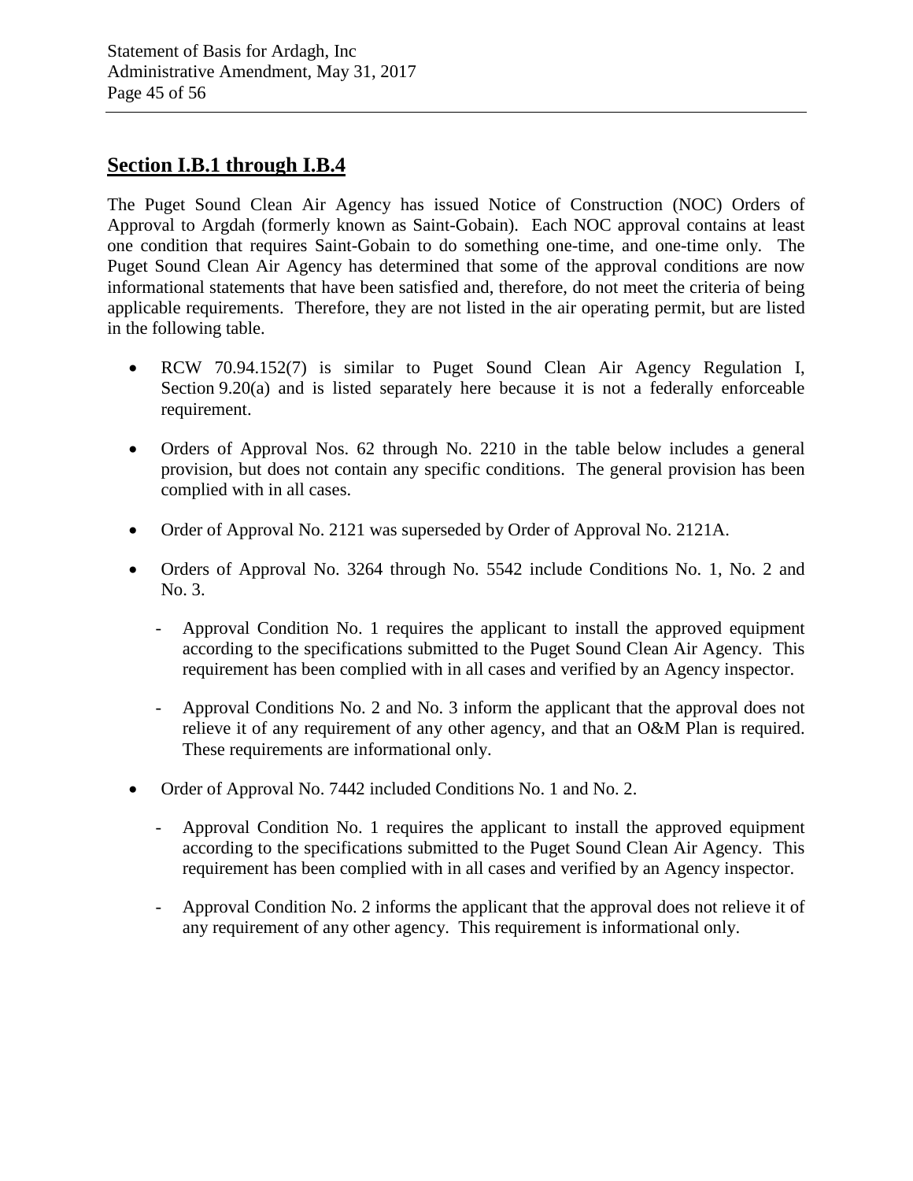## Section I.B.1 through I.B.4

The Puget Sound Clean Air Agency has issued Notice of Construction (NOC) Orders of Approval to Argdah (formerly known as Saint-Gobain). Each NOC approval contains at least one condition that requires Saint-Gobain to do something one-time, and one-time only. The Puget Sound Clean Air Agency has determined that some of the approval conditions are now informational statements that have been satisfied and, therefore, do not meet the criteria of being applicable requirements. Therefore, they are not listed in the air operating permit, but are listed in the following table.

- RCW 70.94.152(7) is similar to Puget Sound Clean Air Agency Regulation I, Section 9.20(a) and is listed separately here because it is not a federally enforceable requirement.

- Orders of Approval Nos. 62 through No. 2210 in the table below includes a general provision, but does not contain any specific conditions. The general provision has been complied with in all cases.

- Order of Approval No. 2121 was superseded by Order of Approval No. 2121A.

- Orders of Approval No. 3264 through No. 5542 include Conditions No. 1, No. 2 and No. 3.

  - Approval Condition No. 1 requires the applicant to install the approved equipment according to the specifications submitted to the Puget Sound Clean Air Agency. This requirement has been complied with in all cases and verified by an Agency inspector.

  - Approval Conditions No. 2 and No. 3 inform the applicant that the approval does not relieve it of any requirement of any other agency, and that an O&M Plan is required. These requirements are informational only.

- Order of Approval No. 7442 included Conditions No. 1 and No. 2.

  - Approval Condition No. 1 requires the applicant to install the approved equipment according to the specifications submitted to the Puget Sound Clean Air Agency. This requirement has been complied with in all cases and verified by an Agency inspector.

  - Approval Condition No. 2 informs the applicant that the approval does not relieve it of any requirement of any other agency. This requirement is informational only.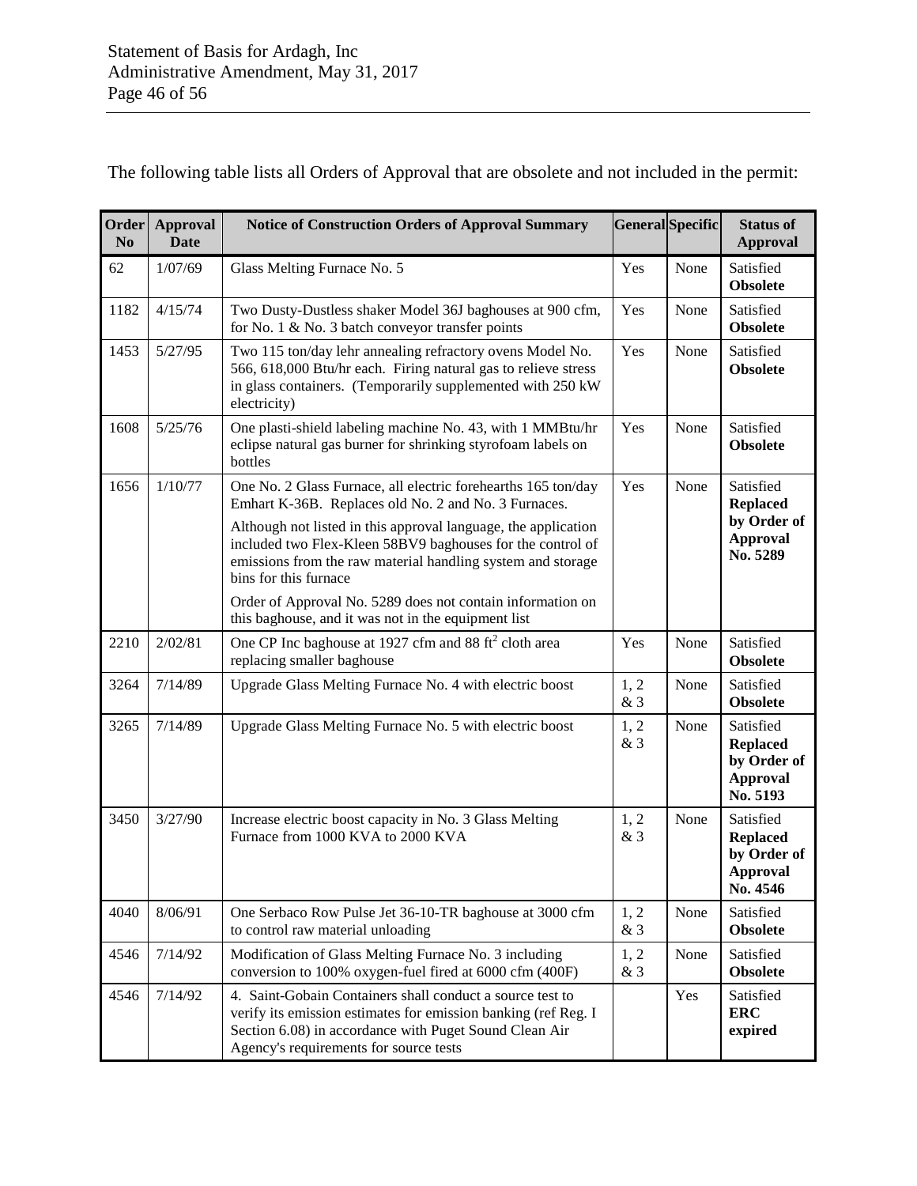The following table lists all Orders of Approval that are obsolete and not included in the permit:

| Order No | Approval Date | Notice of Construction Orders of Approval Summary | General | Specific | Status of Approval |
|---|---|---|---|---|---|
| 62 | 1/07/69 | Glass Melting Furnace No. 5 | Yes | None | Satisfied **Obsolete** |
| 1182 | 4/15/74 | Two Dusty-Dustless shaker Model 36J baghouses at 900 cfm, for No. 1 & No. 3 batch conveyor transfer points | Yes | None | Satisfied **Obsolete** |
| 1453 | 5/27/95 | Two 115 ton/day lehr annealing refractory ovens Model No. 566, 618,000 Btu/hr each. Firing natural gas to relieve stress in glass containers. (Temporarily supplemented with 250 kW electricity) | Yes | None | Satisfied **Obsolete** |
| 1608 | 5/25/76 | One plasti-shield labeling machine No. 43, with 1 MMBtu/hr eclipse natural gas burner for shrinking styrofoam labels on bottles | Yes | None | Satisfied **Obsolete** |
| 1656 | 1/10/77 | One No. 2 Glass Furnace, all electric forehearths 165 ton/day Emhart K-36B. Replaces old No. 2 and No. 3 Furnaces.<br>Although not listed in this approval language, the application included two Flex-Kleen 58BV9 baghouses for the control of emissions from the raw material handling system and storage bins for this furnace<br>Order of Approval No. 5289 does not contain information on this baghouse, and it was not in the equipment list | Yes | None | Satisfied **Replaced by Order of Approval No. 5289** |
| 2210 | 2/02/81 | One CP Inc baghouse at 1927 cfm and 88 $ft^2$ cloth area replacing smaller baghouse | Yes | None | Satisfied **Obsolete** |
| 3264 | 7/14/89 | Upgrade Glass Melting Furnace No. 4 with electric boost | 1, 2 & 3 | None | Satisfied **Obsolete** |
| 3265 | 7/14/89 | Upgrade Glass Melting Furnace No. 5 with electric boost | 1, 2 & 3 | None | Satisfied **Replaced by Order of Approval No. 5193** |
| 3450 | 3/27/90 | Increase electric boost capacity in No. 3 Glass Melting Furnace from 1000 KVA to 2000 KVA | 1, 2 & 3 | None | Satisfied **Replaced by Order of Approval No. 4546** |
| 4040 | 8/06/91 | One Serbaco Row Pulse Jet 36-10-TR baghouse at 3000 cfm to control raw material unloading | 1, 2 & 3 | None | Satisfied **Obsolete** |
| 4546 | 7/14/92 | Modification of Glass Melting Furnace No. 3 including conversion to 100% oxygen-fuel fired at 6000 cfm (400F) | 1, 2 & 3 | None | Satisfied **Obsolete** |
| 4546 | 7/14/92 | 4. Saint-Gobain Containers shall conduct a source test to verify its emission estimates for emission banking (ref Reg. I Section 6.08) in accordance with Puget Sound Clean Air Agency's requirements for source tests | | Yes | Satisfied **ERC expired** |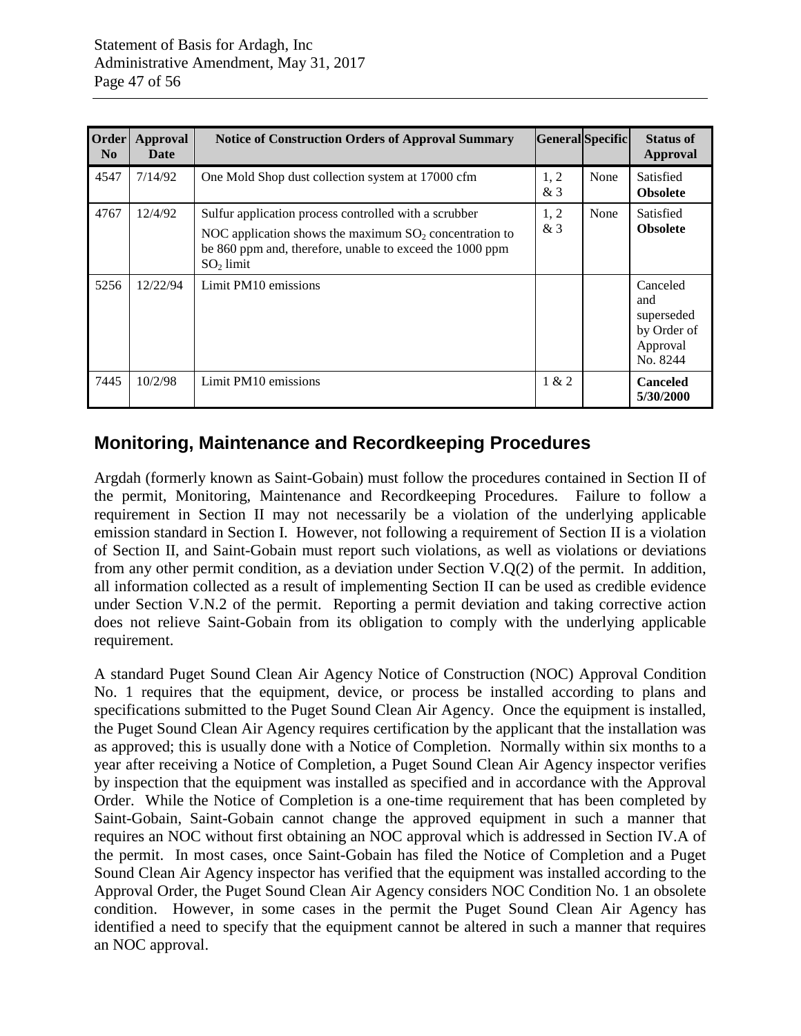| Order No | Approval Date | Notice of Construction Orders of Approval Summary | General | Specific | Status of Approval |
|---|---|---|---|---|---|
| 4547 | 7/14/92 | One Mold Shop dust collection system at 17000 cfm | 1, 2 & 3 | None | Satisfied **Obsolete** |
| 4767 | 12/4/92 | Sulfur application process controlled with a scrubber<br>NOC application shows the maximum $SO_2$ concentration to be 860 ppm and, therefore, unable to exceed the 1000 ppm $SO_2$ limit | 1, 2 & 3 | None | Satisfied **Obsolete** |
| 5256 | 12/22/94 | Limit PM10 emissions | | | Canceled and superseded by Order of Approval No. 8244 |
| 7445 | 10/2/98 | Limit PM10 emissions | 1 & 2 | | **Canceled 5/30/2000** |

## Monitoring, Maintenance and Recordkeeping Procedures

Argdah (formerly known as Saint-Gobain) must follow the procedures contained in Section II of the permit, Monitoring, Maintenance and Recordkeeping Procedures. Failure to follow a requirement in Section II may not necessarily be a violation of the underlying applicable emission standard in Section I. However, not following a requirement of Section II is a violation of Section II, and Saint-Gobain must report such violations, as well as violations or deviations from any other permit condition, as a deviation under Section V.Q(2) of the permit. In addition, all information collected as a result of implementing Section II can be used as credible evidence under Section V.N.2 of the permit. Reporting a permit deviation and taking corrective action does not relieve Saint-Gobain from its obligation to comply with the underlying applicable requirement.

A standard Puget Sound Clean Air Agency Notice of Construction (NOC) Approval Condition No. 1 requires that the equipment, device, or process be installed according to plans and specifications submitted to the Puget Sound Clean Air Agency. Once the equipment is installed, the Puget Sound Clean Air Agency requires certification by the applicant that the installation was as approved; this is usually done with a Notice of Completion. Normally within six months to a year after receiving a Notice of Completion, a Puget Sound Clean Air Agency inspector verifies by inspection that the equipment was installed as specified and in accordance with the Approval Order. While the Notice of Completion is a one-time requirement that has been completed by Saint-Gobain, Saint-Gobain cannot change the approved equipment in such a manner that requires an NOC without first obtaining an NOC approval which is addressed in Section IV.A of the permit. In most cases, once Saint-Gobain has filed the Notice of Completion and a Puget Sound Clean Air Agency inspector has verified that the equipment was installed according to the Approval Order, the Puget Sound Clean Air Agency considers NOC Condition No. 1 an obsolete condition. However, in some cases in the permit the Puget Sound Clean Air Agency has identified a need to specify that the equipment cannot be altered in such a manner that requires an NOC approval.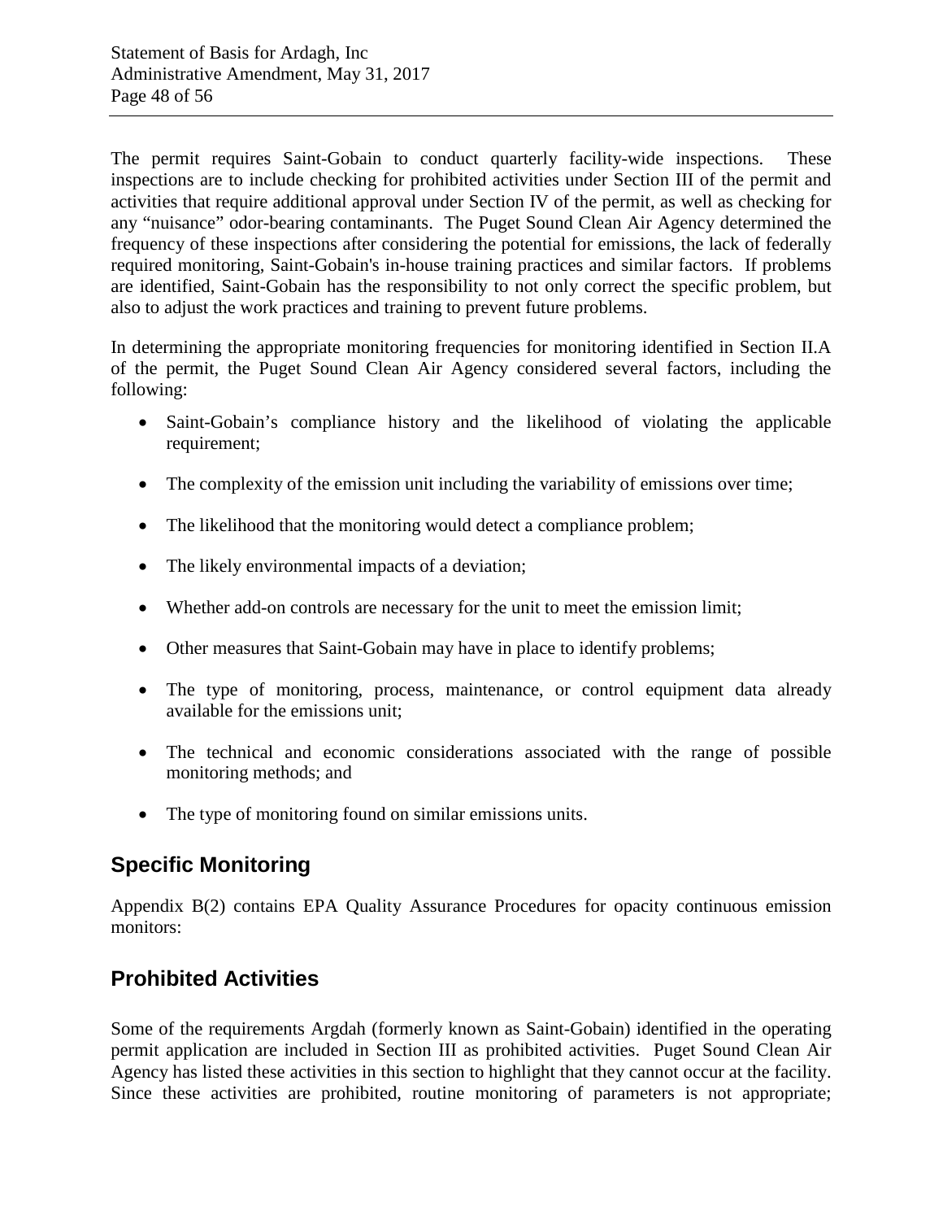The permit requires Saint-Gobain to conduct quarterly facility-wide inspections. These inspections are to include checking for prohibited activities under Section III of the permit and activities that require additional approval under Section IV of the permit, as well as checking for any "nuisance" odor-bearing contaminants. The Puget Sound Clean Air Agency determined the frequency of these inspections after considering the potential for emissions, the lack of federally required monitoring, Saint-Gobain's in-house training practices and similar factors. If problems are identified, Saint-Gobain has the responsibility to not only correct the specific problem, but also to adjust the work practices and training to prevent future problems.

In determining the appropriate monitoring frequencies for monitoring identified in Section II.A of the permit, the Puget Sound Clean Air Agency considered several factors, including the following:

- Saint-Gobain's compliance history and the likelihood of violating the applicable requirement;
- The complexity of the emission unit including the variability of emissions over time;
- The likelihood that the monitoring would detect a compliance problem;
- The likely environmental impacts of a deviation;
- Whether add-on controls are necessary for the unit to meet the emission limit;
- Other measures that Saint-Gobain may have in place to identify problems;
- The type of monitoring, process, maintenance, or control equipment data already available for the emissions unit;
- The technical and economic considerations associated with the range of possible monitoring methods; and
- The type of monitoring found on similar emissions units.

## Specific Monitoring

Appendix B(2) contains EPA Quality Assurance Procedures for opacity continuous emission monitors:

## Prohibited Activities

Some of the requirements Argdah (formerly known as Saint-Gobain) identified in the operating permit application are included in Section III as prohibited activities. Puget Sound Clean Air Agency has listed these activities in this section to highlight that they cannot occur at the facility. Since these activities are prohibited, routine monitoring of parameters is not appropriate;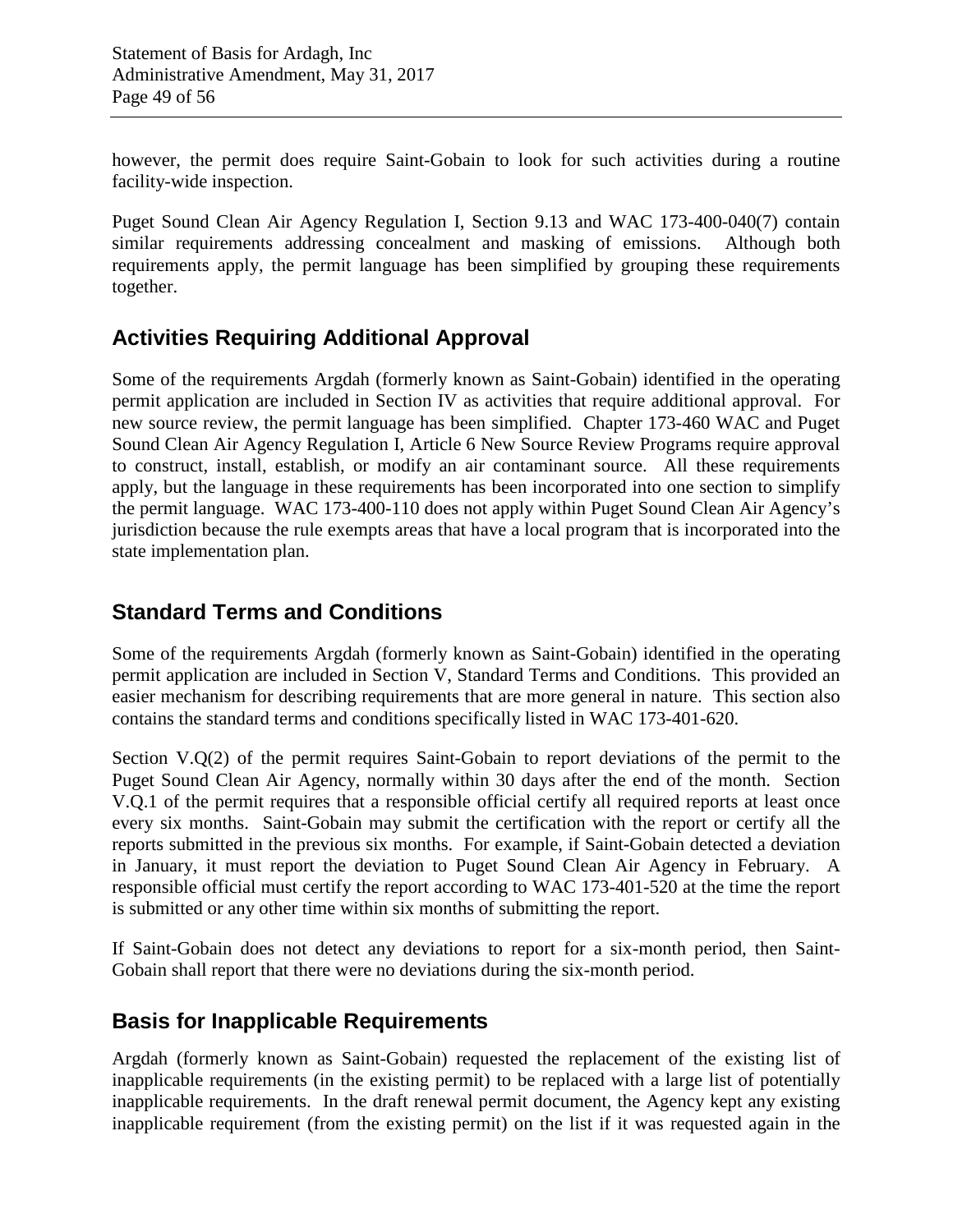however, the permit does require Saint-Gobain to look for such activities during a routine facility-wide inspection.

Puget Sound Clean Air Agency Regulation I, Section 9.13 and WAC 173-400-040(7) contain similar requirements addressing concealment and masking of emissions. Although both requirements apply, the permit language has been simplified by grouping these requirements together.

## Activities Requiring Additional Approval

Some of the requirements Argdah (formerly known as Saint-Gobain) identified in the operating permit application are included in Section IV as activities that require additional approval. For new source review, the permit language has been simplified. Chapter 173-460 WAC and Puget Sound Clean Air Agency Regulation I, Article 6 New Source Review Programs require approval to construct, install, establish, or modify an air contaminant source. All these requirements apply, but the language in these requirements has been incorporated into one section to simplify the permit language. WAC 173-400-110 does not apply within Puget Sound Clean Air Agency's jurisdiction because the rule exempts areas that have a local program that is incorporated into the state implementation plan.

## Standard Terms and Conditions

Some of the requirements Argdah (formerly known as Saint-Gobain) identified in the operating permit application are included in Section V, Standard Terms and Conditions. This provided an easier mechanism for describing requirements that are more general in nature. This section also contains the standard terms and conditions specifically listed in WAC 173-401-620.

Section V.Q(2) of the permit requires Saint-Gobain to report deviations of the permit to the Puget Sound Clean Air Agency, normally within 30 days after the end of the month. Section V.Q.1 of the permit requires that a responsible official certify all required reports at least once every six months. Saint-Gobain may submit the certification with the report or certify all the reports submitted in the previous six months. For example, if Saint-Gobain detected a deviation in January, it must report the deviation to Puget Sound Clean Air Agency in February. A responsible official must certify the report according to WAC 173-401-520 at the time the report is submitted or any other time within six months of submitting the report.

If Saint-Gobain does not detect any deviations to report for a six-month period, then Saint-Gobain shall report that there were no deviations during the six-month period.

## Basis for Inapplicable Requirements

Argdah (formerly known as Saint-Gobain) requested the replacement of the existing list of inapplicable requirements (in the existing permit) to be replaced with a large list of potentially inapplicable requirements. In the draft renewal permit document, the Agency kept any existing inapplicable requirement (from the existing permit) on the list if it was requested again in the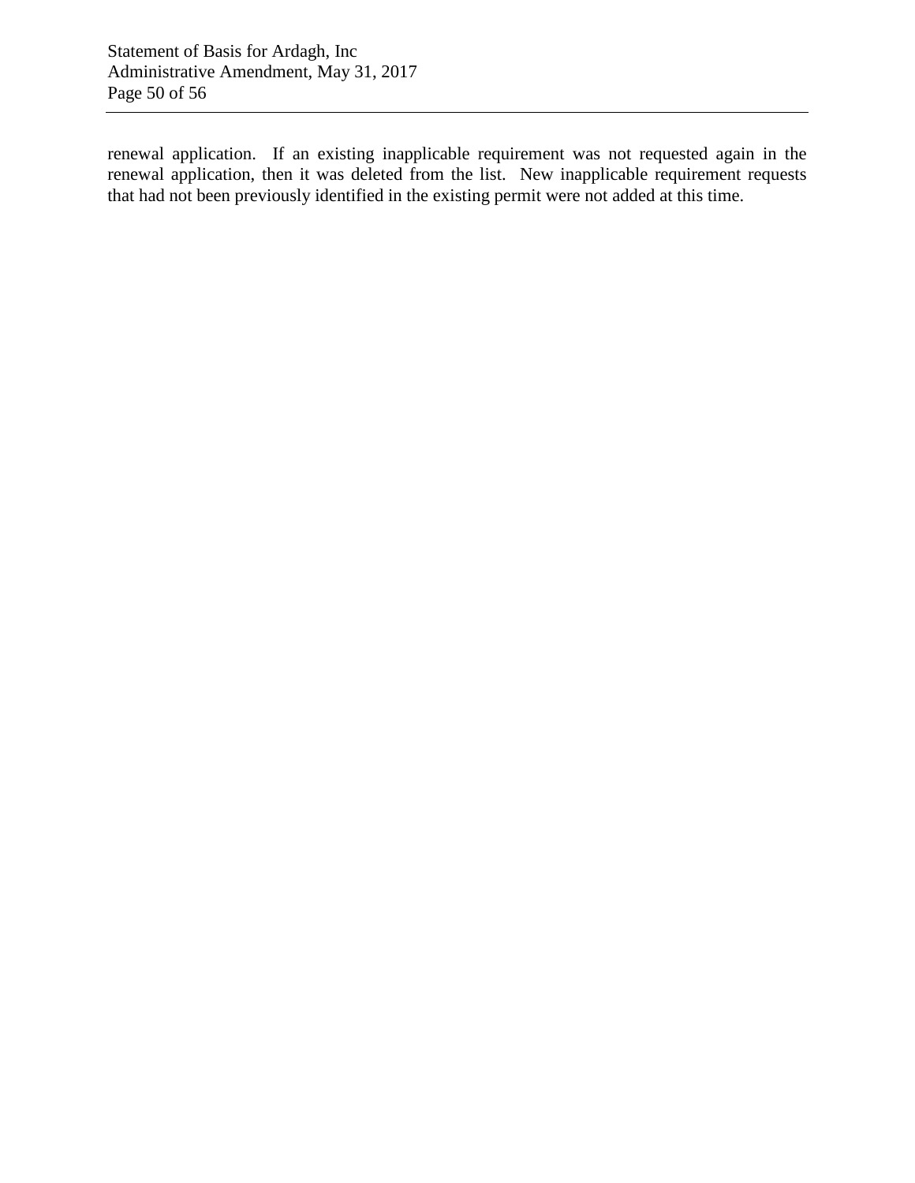renewal application. If an existing inapplicable requirement was not requested again in the renewal application, then it was deleted from the list. New inapplicable requirement requests that had not been previously identified in the existing permit were not added at this time.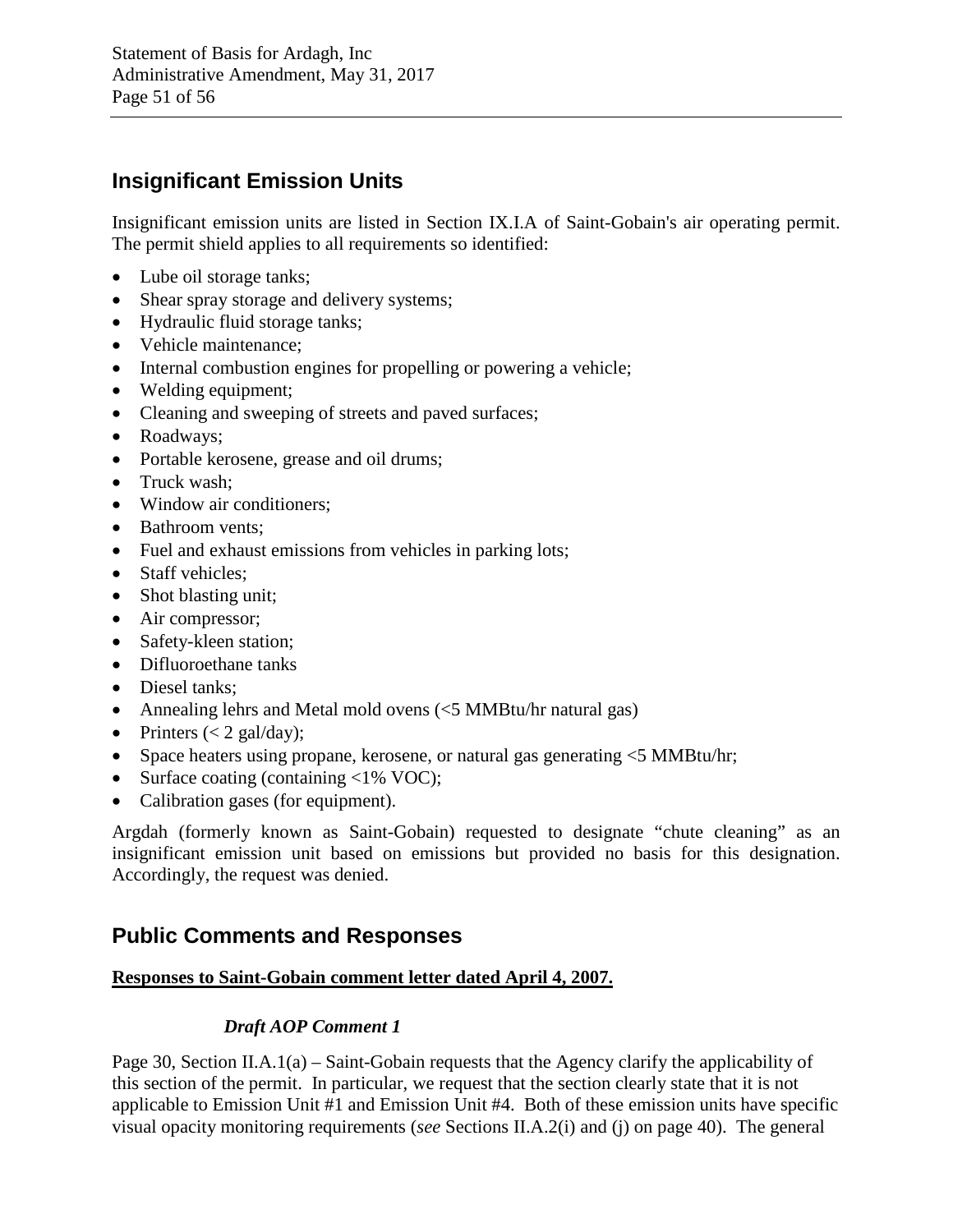## Insignificant Emission Units

Insignificant emission units are listed in Section IX.I.A of Saint-Gobain's air operating permit. The permit shield applies to all requirements so identified:

- Lube oil storage tanks;
- Shear spray storage and delivery systems;
- Hydraulic fluid storage tanks;
- Vehicle maintenance;
- Internal combustion engines for propelling or powering a vehicle;
- Welding equipment;
- Cleaning and sweeping of streets and paved surfaces;
- Roadways;
- Portable kerosene, grease and oil drums;
- Truck wash;
- Window air conditioners;
- Bathroom vents;
- Fuel and exhaust emissions from vehicles in parking lots;
- Staff vehicles;
- Shot blasting unit;
- Air compressor;
- Safety-kleen station;
- Difluoroethane tanks
- Diesel tanks;
- Annealing lehrs and Metal mold ovens (<5 MMBtu/hr natural gas)
- Printers (< 2 gal/day);
- Space heaters using propane, kerosene, or natural gas generating <5 MMBtu/hr;
- Surface coating (containing <1% VOC);
- Calibration gases (for equipment).

Argdah (formerly known as Saint-Gobain) requested to designate "chute cleaning" as an insignificant emission unit based on emissions but provided no basis for this designation. Accordingly, the request was denied.

## Public Comments and Responses

**Responses to Saint-Gobain comment letter dated April 4, 2007.**

***Draft AOP Comment 1***

Page 30, Section II.A.1(a) – Saint-Gobain requests that the Agency clarify the applicability of this section of the permit. In particular, we request that the section clearly state that it is not applicable to Emission Unit #1 and Emission Unit #4. Both of these emission units have specific visual opacity monitoring requirements (*see* Sections II.A.2(i) and (j) on page 40). The general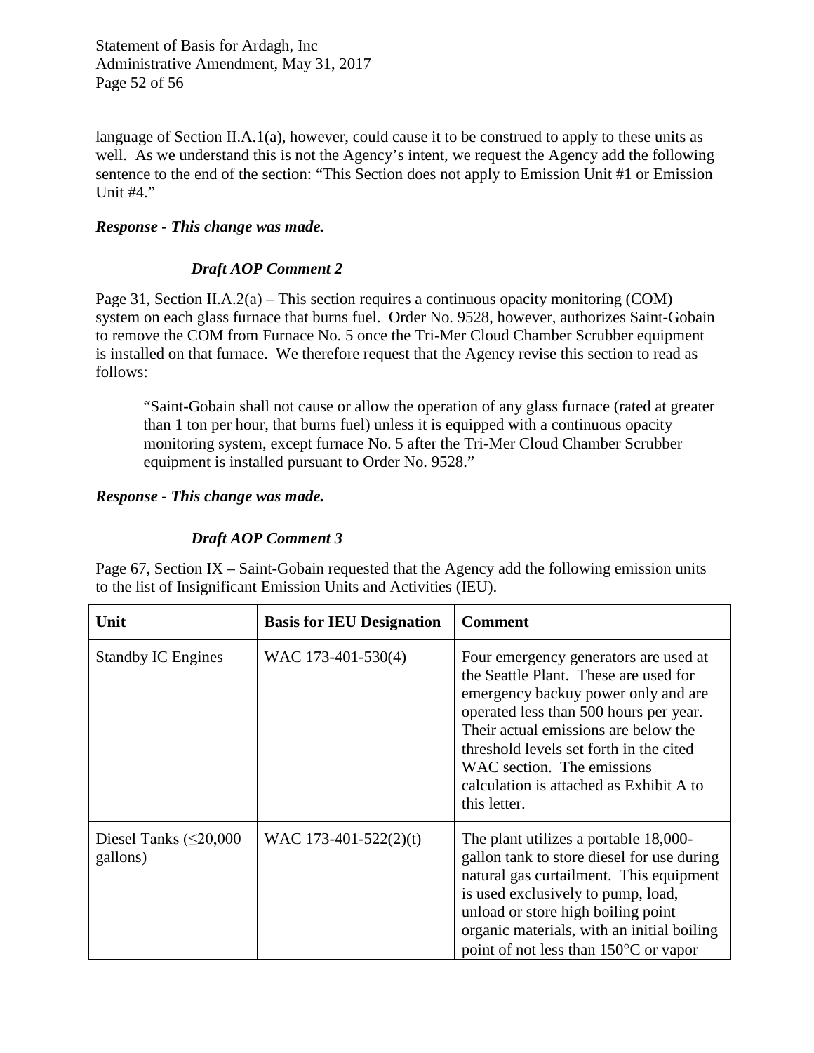language of Section II.A.1(a), however, could cause it to be construed to apply to these units as well. As we understand this is not the Agency's intent, we request the Agency add the following sentence to the end of the section: "This Section does not apply to Emission Unit #1 or Emission Unit #4."

***Response - This change was made.***

#### *Draft AOP Comment 2*

Page 31, Section II.A.2(a) – This section requires a continuous opacity monitoring (COM) system on each glass furnace that burns fuel. Order No. 9528, however, authorizes Saint-Gobain to remove the COM from Furnace No. 5 once the Tri-Mer Cloud Chamber Scrubber equipment is installed on that furnace. We therefore request that the Agency revise this section to read as follows:

> "Saint-Gobain shall not cause or allow the operation of any glass furnace (rated at greater than 1 ton per hour, that burns fuel) unless it is equipped with a continuous opacity monitoring system, except furnace No. 5 after the Tri-Mer Cloud Chamber Scrubber equipment is installed pursuant to Order No. 9528."

***Response - This change was made.***

#### *Draft AOP Comment 3*

Page 67, Section IX – Saint-Gobain requested that the Agency add the following emission units to the list of Insignificant Emission Units and Activities (IEU).

| Unit | Basis for IEU Designation | Comment |
|---|---|---|
| Standby IC Engines | WAC 173-401-530(4) | Four emergency generators are used at the Seattle Plant. These are used for emergency backuy power only and are operated less than 500 hours per year. Their actual emissions are below the threshold levels set forth in the cited WAC section. The emissions calculation is attached as Exhibit A to this letter. |
| Diesel Tanks (≤20,000 gallons) | WAC 173-401-522(2)(t) | The plant utilizes a portable 18,000-gallon tank to store diesel for use during natural gas curtailment. This equipment is used exclusively to pump, load, unload or store high boiling point organic materials, with an initial boiling point of not less than 150°C or vapor |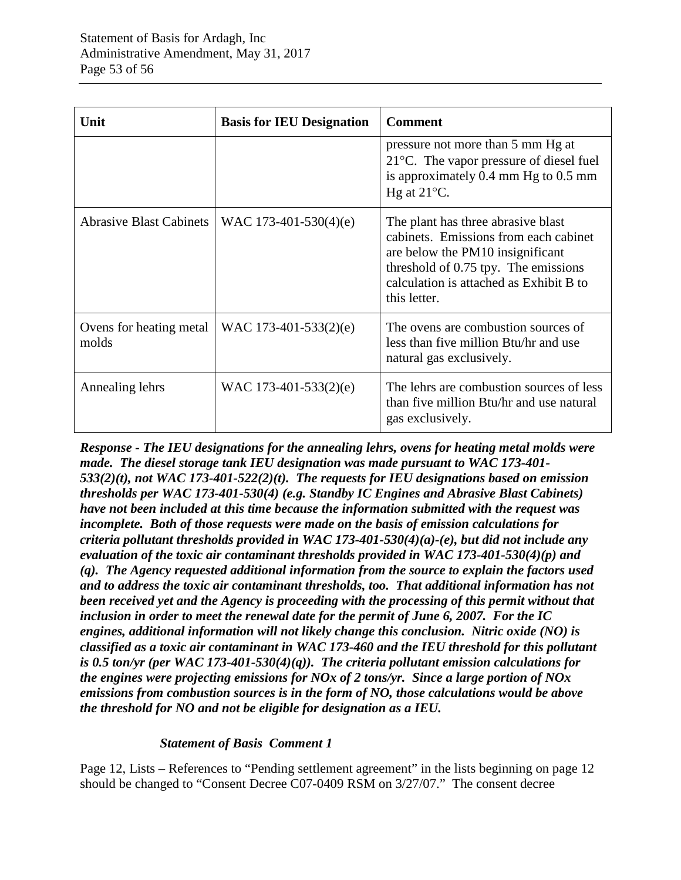| Unit | Basis for IEU Designation | Comment |
|---|---|---|
| | | pressure not more than 5 mm Hg at 21°C. The vapor pressure of diesel fuel is approximately 0.4 mm Hg to 0.5 mm Hg at 21°C. |
| Abrasive Blast Cabinets | WAC 173-401-530(4)(e) | The plant has three abrasive blast cabinets. Emissions from each cabinet are below the PM10 insignificant threshold of 0.75 tpy. The emissions calculation is attached as Exhibit B to this letter. |
| Ovens for heating metal molds | WAC 173-401-533(2)(e) | The ovens are combustion sources of less than five million Btu/hr and use natural gas exclusively. |
| Annealing lehrs | WAC 173-401-533(2)(e) | The lehrs are combustion sources of less than five million Btu/hr and use natural gas exclusively. |

***Response - The IEU designations for the annealing lehrs, ovens for heating metal molds were made. The diesel storage tank IEU designation was made pursuant to WAC 173-401-533(2)(t), not WAC 173-401-522(2)(t). The requests for IEU designations based on emission thresholds per WAC 173-401-530(4) (e.g. Standby IC Engines and Abrasive Blast Cabinets) have not been included at this time because the information submitted with the request was incomplete. Both of those requests were made on the basis of emission calculations for criteria pollutant thresholds provided in WAC 173-401-530(4)(a)-(e), but did not include any evaluation of the toxic air contaminant thresholds provided in WAC 173-401-530(4)(p) and (q). The Agency requested additional information from the source to explain the factors used and to address the toxic air contaminant thresholds, too. That additional information has not been received yet and the Agency is proceeding with the processing of this permit without that inclusion in order to meet the renewal date for the permit of June 6, 2007. For the IC engines, additional information will not likely change this conclusion. Nitric oxide (NO) is classified as a toxic air contaminant in WAC 173-460 and the IEU threshold for this pollutant is 0.5 ton/yr (per WAC 173-401-530(4)(q)). The criteria pollutant emission calculations for the engines were projecting emissions for NOx of 2 tons/yr. Since a large portion of NOx emissions from combustion sources is in the form of NO, those calculations would be above the threshold for NO and not be eligible for designation as a IEU.***

***Statement of Basis Comment 1***

Page 12, Lists – References to "Pending settlement agreement" in the lists beginning on page 12 should be changed to "Consent Decree C07-0409 RSM on 3/27/07." The consent decree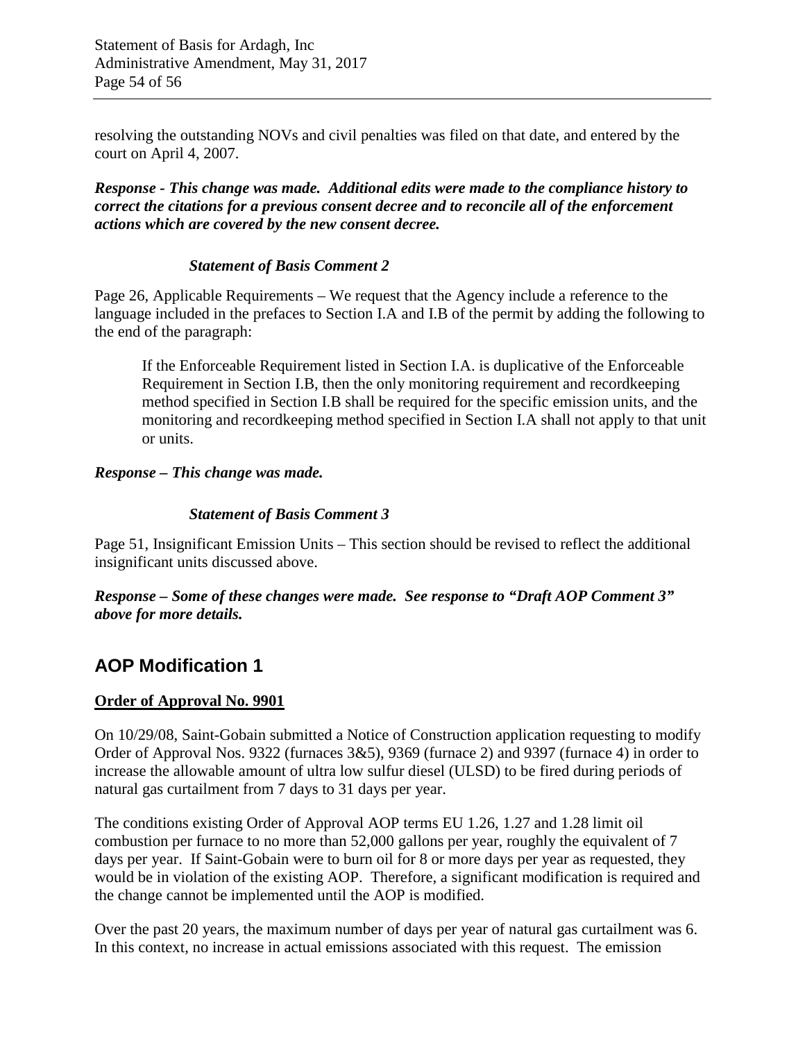resolving the outstanding NOVs and civil penalties was filed on that date, and entered by the court on April 4, 2007.

***Response - This change was made. Additional edits were made to the compliance history to correct the citations for a previous consent decree and to reconcile all of the enforcement actions which are covered by the new consent decree.***

***Statement of Basis Comment 2***

Page 26, Applicable Requirements – We request that the Agency include a reference to the language included in the prefaces to Section I.A and I.B of the permit by adding the following to the end of the paragraph:

> If the Enforceable Requirement listed in Section I.A. is duplicative of the Enforceable Requirement in Section I.B, then the only monitoring requirement and recordkeeping method specified in Section I.B shall be required for the specific emission units, and the monitoring and recordkeeping method specified in Section I.A shall not apply to that unit or units.

***Response – This change was made.***

***Statement of Basis Comment 3***

Page 51, Insignificant Emission Units – This section should be revised to reflect the additional insignificant units discussed above.

***Response – Some of these changes were made. See response to "Draft AOP Comment 3" above for more details.***

## AOP Modification 1

**Order of Approval No. 9901**

On 10/29/08, Saint-Gobain submitted a Notice of Construction application requesting to modify Order of Approval Nos. 9322 (furnaces 3&5), 9369 (furnace 2) and 9397 (furnace 4) in order to increase the allowable amount of ultra low sulfur diesel (ULSD) to be fired during periods of natural gas curtailment from 7 days to 31 days per year.

The conditions existing Order of Approval AOP terms EU 1.26, 1.27 and 1.28 limit oil combustion per furnace to no more than 52,000 gallons per year, roughly the equivalent of 7 days per year. If Saint-Gobain were to burn oil for 8 or more days per year as requested, they would be in violation of the existing AOP. Therefore, a significant modification is required and the change cannot be implemented until the AOP is modified.

Over the past 20 years, the maximum number of days per year of natural gas curtailment was 6. In this context, no increase in actual emissions associated with this request. The emission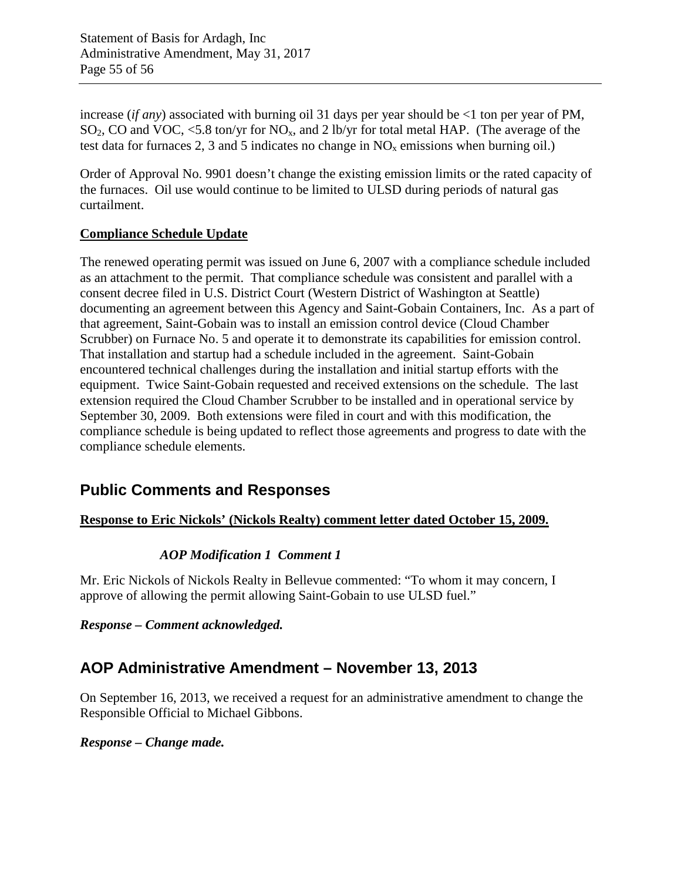increase (*if any*) associated with burning oil 31 days per year should be <1 ton per year of PM, $SO_2$, CO and VOC, <5.8 ton/yr for $NO_x$, and 2 lb/yr for total metal HAP. (The average of the test data for furnaces 2, 3 and 5 indicates no change in $NO_x$ emissions when burning oil.)

Order of Approval No. 9901 doesn't change the existing emission limits or the rated capacity of the furnaces. Oil use would continue to be limited to ULSD during periods of natural gas curtailment.

**Compliance Schedule Update**

The renewed operating permit was issued on June 6, 2007 with a compliance schedule included as an attachment to the permit. That compliance schedule was consistent and parallel with a consent decree filed in U.S. District Court (Western District of Washington at Seattle) documenting an agreement between this Agency and Saint-Gobain Containers, Inc. As a part of that agreement, Saint-Gobain was to install an emission control device (Cloud Chamber Scrubber) on Furnace No. 5 and operate it to demonstrate its capabilities for emission control. That installation and startup had a schedule included in the agreement. Saint-Gobain encountered technical challenges during the installation and initial startup efforts with the equipment. Twice Saint-Gobain requested and received extensions on the schedule. The last extension required the Cloud Chamber Scrubber to be installed and in operational service by September 30, 2009. Both extensions were filed in court and with this modification, the compliance schedule is being updated to reflect those agreements and progress to date with the compliance schedule elements.

## Public Comments and Responses

**Response to Eric Nickols' (Nickols Realty) comment letter dated October 15, 2009.**

***AOP Modification 1 Comment 1***

Mr. Eric Nickols of Nickols Realty in Bellevue commented: "To whom it may concern, I approve of allowing the permit allowing Saint-Gobain to use ULSD fuel."

***Response – Comment acknowledged.***

## AOP Administrative Amendment – November 13, 2013

On September 16, 2013, we received a request for an administrative amendment to change the Responsible Official to Michael Gibbons.

***Response – Change made.***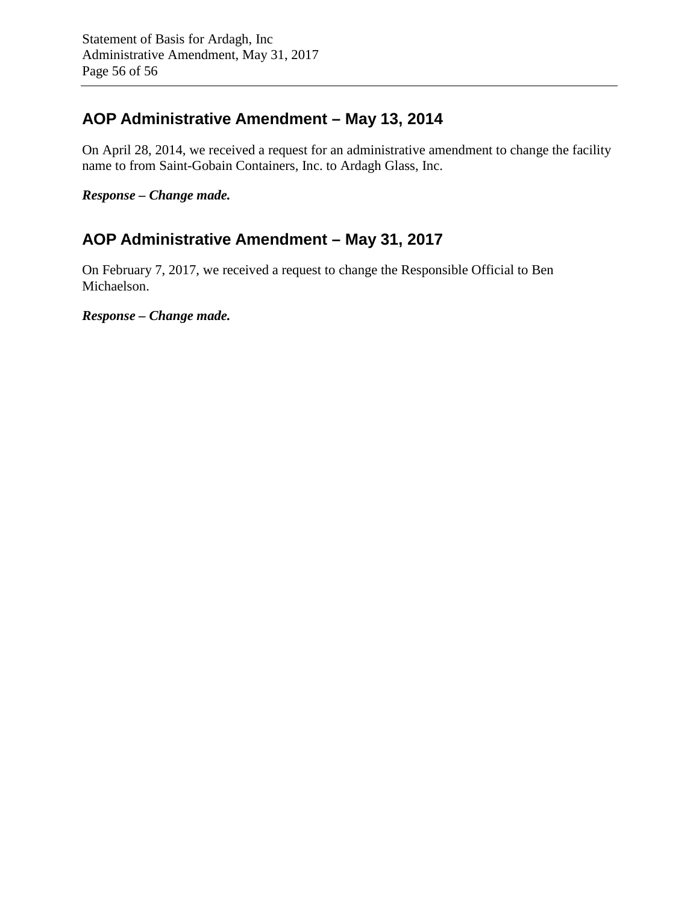## AOP Administrative Amendment – May 13, 2014

On April 28, 2014, we received a request for an administrative amendment to change the facility name to from Saint-Gobain Containers, Inc. to Ardagh Glass, Inc.

***Response – Change made.***

## AOP Administrative Amendment – May 31, 2017

On February 7, 2017, we received a request to change the Responsible Official to Ben Michaelson.

***Response – Change made.***